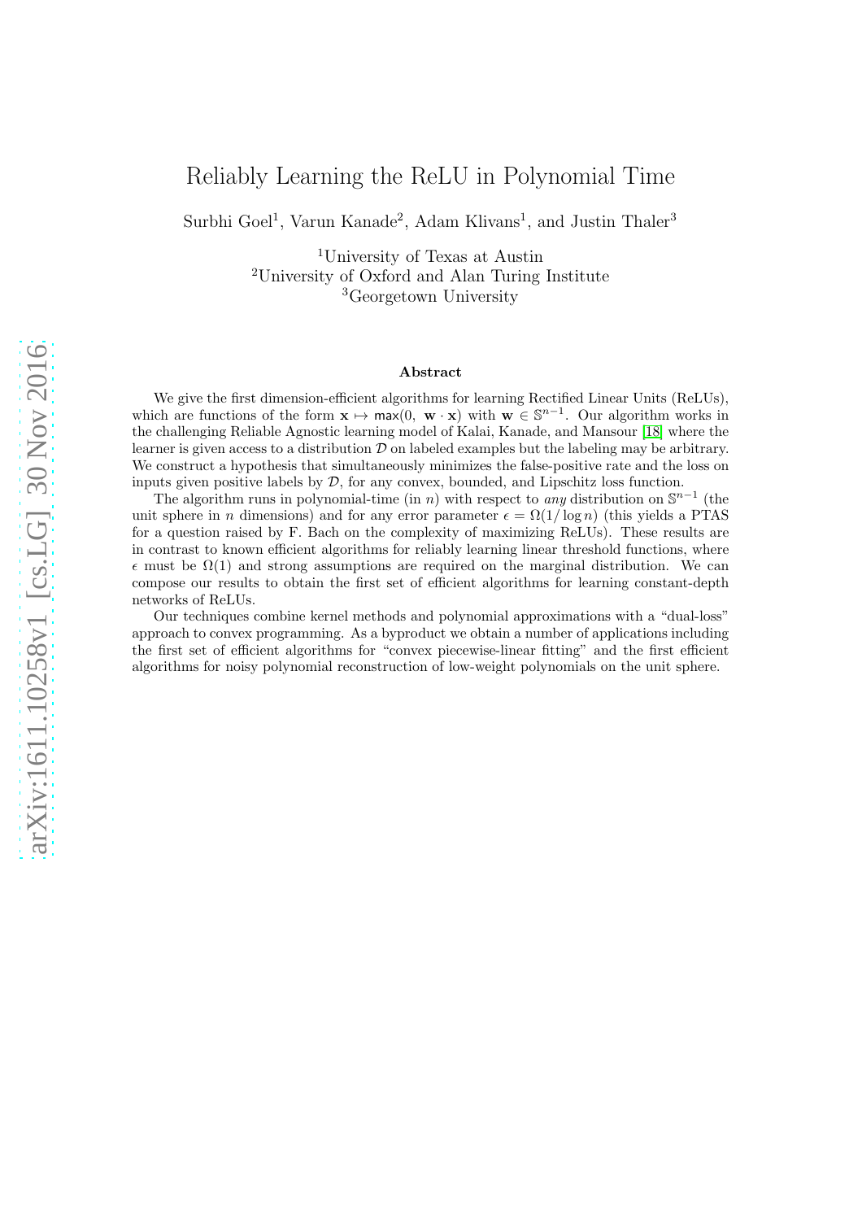# Reliably Learning the ReLU in Polynomial Time

Surbhi Goel[1], Varun Kanade[2], Adam Klivans[1], and Justin Thaler[3]

[1]University of Texas at Austin
[2]University of Oxford and Alan Turing Institute
[3]Georgetown University

## Abstract

We give the first dimension-efficient algorithms for learning Rectified Linear Units (ReLUs), which are functions of the form $\mathbf{x} \mapsto \max(0, \mathbf{w} \cdot \mathbf{x})$ with $\mathbf{w} \in \mathbb{S}^{n-1}$. Our algorithm works in the challenging Reliable Agnostic learning model of Kalai, Kanade, and Mansour [18] where the learner is given access to a distribution $\mathcal{D}$ on labeled examples but the labeling may be arbitrary. We construct a hypothesis that simultaneously minimizes the false-positive rate and the loss on inputs given positive labels by $\mathcal{D}$, for any convex, bounded, and Lipschitz loss function.

The algorithm runs in polynomial-time (in $n$) with respect to *any* distribution on $\mathbb{S}^{n-1}$ (the unit sphere in $n$ dimensions) and for any error parameter $\epsilon = \Omega(1/\log n)$ (this yields a PTAS for a question raised by F. Bach on the complexity of maximizing ReLUs). These results are in contrast to known efficient algorithms for reliably learning linear threshold functions, where $\epsilon$ must be $\Omega(1)$ and strong assumptions are required on the marginal distribution. We can compose our results to obtain the first set of efficient algorithms for learning constant-depth networks of ReLUs.

Our techniques combine kernel methods and polynomial approximations with a "dual-loss" approach to convex programming. As a byproduct we obtain a number of applications including the first set of efficient algorithms for "convex piecewise-linear fitting" and the first efficient algorithms for noisy polynomial reconstruction of low-weight polynomials on the unit sphere.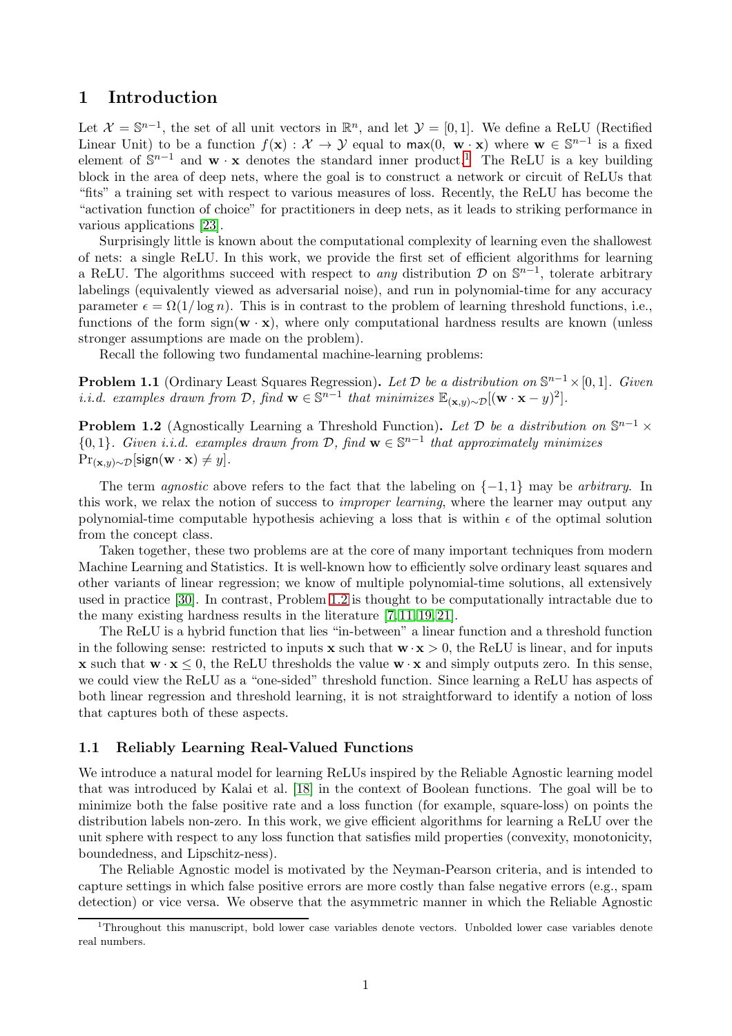# 1 Introduction

Let $\mathcal{X} = \mathbb{S}^{n-1}$, the set of all unit vectors in $\mathbb{R}^n$, and let $\mathcal{Y} = [0, 1]$. We define a ReLU (Rectified Linear Unit) to be a function $f(\mathbf{x}) : \mathcal{X} \to \mathcal{Y}$ equal to $\max(0, \ \mathbf{w} \cdot \mathbf{x})$ where $\mathbf{w} \in \mathbb{S}^{n-1}$ is a fixed element of $\mathbb{S}^{n-1}$ and $\mathbf{w} \cdot \mathbf{x}$ denotes the standard inner product.[1] The ReLU is a key building block in the area of deep nets, where the goal is to construct a network or circuit of ReLUs that "fits" a training set with respect to various measures of loss. Recently, the ReLU has become the "activation function of choice" for practitioners in deep nets, as it leads to striking performance in various applications [23].

Surprisingly little is known about the computational complexity of learning even the shallowest of nets: a single ReLU. In this work, we provide the first set of efficient algorithms for learning a ReLU. The algorithms succeed with respect to *any* distribution $\mathcal{D}$ on $\mathbb{S}^{n-1}$, tolerate arbitrary labelings (equivalently viewed as adversarial noise), and run in polynomial-time for any accuracy parameter $\epsilon = \Omega(1/\log n)$. This is in contrast to the problem of learning threshold functions, i.e., functions of the form $\mathrm{sign}(\mathbf{w} \cdot \mathbf{x})$, where only computational hardness results are known (unless stronger assumptions are made on the problem).

Recall the following two fundamental machine-learning problems:

**Problem 1.1** (Ordinary Least Squares Regression)**.** *Let $\mathcal{D}$ be a distribution on $\mathbb{S}^{n-1} \times [0, 1]$. Given i.i.d. examples drawn from $\mathcal{D}$, find $\mathbf{w} \in \mathbb{S}^{n-1}$ that minimizes $\mathbb{E}_{(\mathbf{x},y)\sim\mathcal{D}}[(\mathbf{w} \cdot \mathbf{x} - y)^2]$.*

**Problem 1.2** (Agnostically Learning a Threshold Function)**.** *Let $\mathcal{D}$ be a distribution on $\mathbb{S}^{n-1} \times \{0, 1\}$. Given i.i.d. examples drawn from $\mathcal{D}$, find $\mathbf{w} \in \mathbb{S}^{n-1}$ that approximately minimizes $\Pr_{(\mathbf{x},y)\sim\mathcal{D}}[\mathrm{sign}(\mathbf{w} \cdot \mathbf{x}) \neq y]$.*

The term *agnostic* above refers to the fact that the labeling on $\{-1, 1\}$ may be *arbitrary*. In this work, we relax the notion of success to *improper learning*, where the learner may output any polynomial-time computable hypothesis achieving a loss that is within $\epsilon$ of the optimal solution from the concept class.

Taken together, these two problems are at the core of many important techniques from modern Machine Learning and Statistics. It is well-known how to efficiently solve ordinary least squares and other variants of linear regression; we know of multiple polynomial-time solutions, all extensively used in practice [30]. In contrast, Problem 1.2 is thought to be computationally intractable due to the many existing hardness results in the literature [7, 11, 19, 21].

The ReLU is a hybrid function that lies "in-between" a linear function and a threshold function in the following sense: restricted to inputs $\mathbf{x}$ such that $\mathbf{w} \cdot \mathbf{x} > 0$, the ReLU is linear, and for inputs $\mathbf{x}$ such that $\mathbf{w} \cdot \mathbf{x} \leq 0$, the ReLU thresholds the value $\mathbf{w} \cdot \mathbf{x}$ and simply outputs zero. In this sense, we could view the ReLU as a "one-sided" threshold function. Since learning a ReLU has aspects of both linear regression and threshold learning, it is not straightforward to identify a notion of loss that captures both of these aspects.

## 1.1 Reliably Learning Real-Valued Functions

We introduce a natural model for learning ReLUs inspired by the Reliable Agnostic learning model that was introduced by Kalai et al. [18] in the context of Boolean functions. The goal will be to minimize both the false positive rate and a loss function (for example, square-loss) on points the distribution labels non-zero. In this work, we give efficient algorithms for learning a ReLU over the unit sphere with respect to any loss function that satisfies mild properties (convexity, monotonicity, boundedness, and Lipschitz-ness).

The Reliable Agnostic model is motivated by the Neyman-Pearson criteria, and is intended to capture settings in which false positive errors are more costly than false negative errors (e.g., spam detection) or vice versa. We observe that the asymmetric manner in which the Reliable Agnostic

[1] Throughout this manuscript, bold lower case variables denote vectors. Unbolded lower case variables denote real numbers.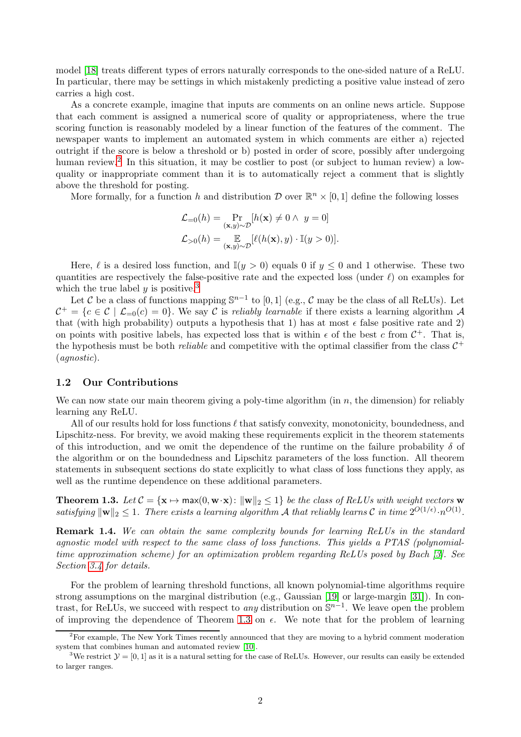model [18] treats different types of errors naturally corresponds to the one-sided nature of a ReLU. In particular, there may be settings in which mistakenly predicting a positive value instead of zero carries a high cost.

As a concrete example, imagine that inputs are comments on an online news article. Suppose that each comment is assigned a numerical score of quality or appropriateness, where the true scoring function is reasonably modeled by a linear function of the features of the comment. The newspaper wants to implement an automated system in which comments are either a) rejected outright if the score is below a threshold or b) posted in order of score, possibly after undergoing human review.[2] In this situation, it may be costlier to post (or subject to human review) a low-quality or inappropriate comment than it is to automatically reject a comment that is slightly above the threshold for posting.

More formally, for a function $h$ and distribution $\mathcal{D}$ over $\mathbb{R}^n \times [0,1]$ define the following losses

$$\mathcal{L}_{=0}(h) = \Pr_{(\mathbf{x},y)\sim\mathcal{D}}[h(\mathbf{x}) \neq 0 \wedge \ y = 0]$$
$$\mathcal{L}_{>0}(h) = \mathop{\mathbb{E}}_{(\mathbf{x},y)\sim\mathcal{D}}[\ell(h(\mathbf{x}), y) \cdot \mathbb{I}(y > 0)].$$

Here, $\ell$ is a desired loss function, and $\mathbb{I}(y > 0)$ equals 0 if $y \leq 0$ and 1 otherwise. These two quantities are respectively the false-positive rate and the expected loss (under $\ell$) on examples for which the true label $y$ is positive.[3]

Let $\mathcal{C}$ be a class of functions mapping $\mathbb{S}^{n-1}$ to $[0,1]$ (e.g., $\mathcal{C}$ may be the class of all ReLUs). Let $\mathcal{C}^+ = \{c \in \mathcal{C} \mid \mathcal{L}_{=0}(c) = 0\}$. We say $\mathcal{C}$ is *reliably learnable* if there exists a learning algorithm $\mathcal{A}$ that (with high probability) outputs a hypothesis that 1) has at most $\epsilon$ false positive rate and 2) on points with positive labels, has expected loss that is within $\epsilon$ of the best $c$ from $\mathcal{C}^+$. That is, the hypothesis must be both *reliable* and competitive with the optimal classifier from the class $\mathcal{C}^+$ (*agnostic*).

### 1.2 Our Contributions

We can now state our main theorem giving a poly-time algorithm (in $n$, the dimension) for reliably learning any ReLU.

All of our results hold for loss functions $\ell$ that satisfy convexity, monotonicity, boundedness, and Lipschitz-ness. For brevity, we avoid making these requirements explicit in the theorem statements of this introduction, and we omit the dependence of the runtime on the failure probability $\delta$ of the algorithm or on the boundedness and Lipschitz parameters of the loss function. All theorem statements in subsequent sections do state explicitly to what class of loss functions they apply, as well as the runtime dependence on these additional parameters.

**Theorem 1.3.** *Let $\mathcal{C} = \{\mathbf{x} \mapsto \max(0, \mathbf{w}\cdot\mathbf{x}) \colon \|\mathbf{w}\|_2 \leq 1\}$ be the class of ReLUs with weight vectors $\mathbf{w}$ satisfying $\|\mathbf{w}\|_2 \leq 1$. There exists a learning algorithm $\mathcal{A}$ that reliably learns $\mathcal{C}$ in time $2^{O(1/\epsilon)} \cdot n^{O(1)}$.*

**Remark 1.4.** *We can obtain the same complexity bounds for learning ReLUs in the standard agnostic model with respect to the same class of loss functions. This yields a PTAS (polynomial-time approximation scheme) for an optimization problem regarding ReLUs posed by Bach [3]. See Section 3.4 for details.*

For the problem of learning threshold functions, all known polynomial-time algorithms require strong assumptions on the marginal distribution (e.g., Gaussian [19] or large-margin [31]). In contrast, for ReLUs, we succeed with respect to *any* distribution on $\mathbb{S}^{n-1}$. We leave open the problem of improving the dependence of Theorem 1.3 on $\epsilon$. We note that for the problem of learning

[2] For example, The New York Times recently announced that they are moving to a hybrid comment moderation system that combines human and automated review [10].

[3] We restrict $\mathcal{Y} = [0,1]$ as it is a natural setting for the case of ReLUs. However, our results can easily be extended to larger ranges.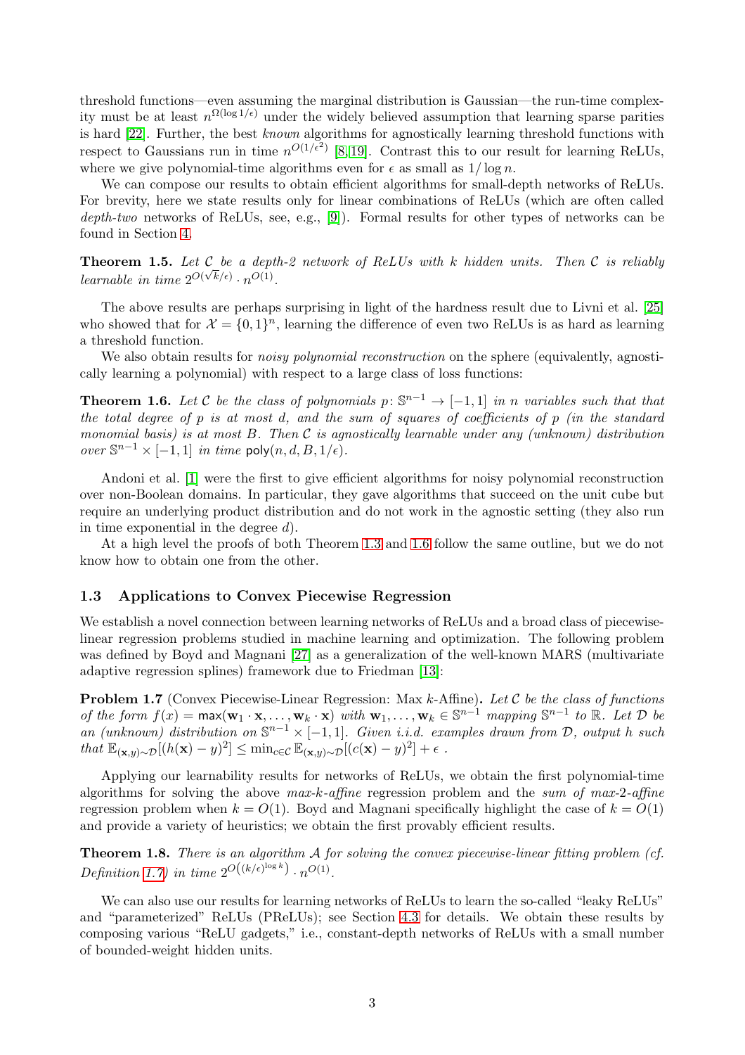threshold functions—even assuming the marginal distribution is Gaussian—the run-time complexity must be at least $n^{\Omega(\log 1/\epsilon)}$ under the widely believed assumption that learning sparse parities is hard [22]. Further, the best *known* algorithms for agnostically learning threshold functions with respect to Gaussians run in time $n^{O(1/\epsilon^2)}$ [8, 19]. Contrast this to our result for learning ReLUs, where we give polynomial-time algorithms even for $\epsilon$ as small as $1/\log n$.

We can compose our results to obtain efficient algorithms for small-depth networks of ReLUs. For brevity, here we state results only for linear combinations of ReLUs (which are often called *depth-two* networks of ReLUs, see, e.g., [9]). Formal results for other types of networks can be found in Section 4.

**Theorem 1.5.** *Let $\mathcal{C}$ be a depth-2 network of ReLUs with $k$ hidden units. Then $\mathcal{C}$ is reliably learnable in time $2^{O(\sqrt{k}/\epsilon)} \cdot n^{O(1)}$.*

The above results are perhaps surprising in light of the hardness result due to Livni et al. [25] who showed that for $\mathcal{X} = \{0,1\}^n$, learning the difference of even two ReLUs is as hard as learning a threshold function.

We also obtain results for *noisy polynomial reconstruction* on the sphere (equivalently, agnostically learning a polynomial) with respect to a large class of loss functions:

**Theorem 1.6.** *Let $\mathcal{C}$ be the class of polynomials $p\colon \mathbb{S}^{n-1} \to [-1,1]$ in $n$ variables such that that the total degree of $p$ is at most $d$, and the sum of squares of coefficients of $p$ (in the standard monomial basis) is at most $B$. Then $\mathcal{C}$ is agnostically learnable under any (unknown) distribution over $\mathbb{S}^{n-1} \times [-1,1]$ in time $\mathsf{poly}(n, d, B, 1/\epsilon)$.*

Andoni et al. [1] were the first to give efficient algorithms for noisy polynomial reconstruction over non-Boolean domains. In particular, they gave algorithms that succeed on the unit cube but require an underlying product distribution and do not work in the agnostic setting (they also run in time exponential in the degree $d$).

At a high level the proofs of both Theorem 1.3 and 1.6 follow the same outline, but we do not know how to obtain one from the other.

### 1.3 Applications to Convex Piecewise Regression

We establish a novel connection between learning networks of ReLUs and a broad class of piecewise-linear regression problems studied in machine learning and optimization. The following problem was defined by Boyd and Magnani [27] as a generalization of the well-known MARS (multivariate adaptive regression splines) framework due to Friedman [13]:

**Problem 1.7** (Convex Piecewise-Linear Regression: Max $k$-Affine)**.** *Let $\mathcal{C}$ be the class of functions of the form $f(x) = \mathsf{max}(\mathbf{w}_1 \cdot \mathbf{x}, \ldots, \mathbf{w}_k \cdot \mathbf{x})$ with $\mathbf{w}_1, \ldots, \mathbf{w}_k \in \mathbb{S}^{n-1}$ mapping $\mathbb{S}^{n-1}$ to $\mathbb{R}$. Let $\mathcal{D}$ be an (unknown) distribution on $\mathbb{S}^{n-1} \times [-1,1]$. Given i.i.d. examples drawn from $\mathcal{D}$, output $h$ such that $\mathbb{E}_{(\mathbf{x},y)\sim\mathcal{D}}[(h(\mathbf{x}) - y)^2] \leq \min_{c \in \mathcal{C}} \mathbb{E}_{(\mathbf{x},y)\sim\mathcal{D}}[(c(\mathbf{x}) - y)^2] + \epsilon$ .*

Applying our learnability results for networks of ReLUs, we obtain the first polynomial-time algorithms for solving the above *max-k-affine* regression problem and the *sum of max-2-affine* regression problem when $k = O(1)$. Boyd and Magnani specifically highlight the case of $k = O(1)$ and provide a variety of heuristics; we obtain the first provably efficient results.

**Theorem 1.8.** *There is an algorithm $\mathcal{A}$ for solving the convex piecewise-linear fitting problem (cf. Definition 1.7) in time $2^{O\left((k/\epsilon)^{\log k}\right)} \cdot n^{O(1)}$.*

We can also use our results for learning networks of ReLUs to learn the so-called "leaky ReLUs" and "parameterized" ReLUs (PReLUs); see Section 4.3 for details. We obtain these results by composing various "ReLU gadgets," i.e., constant-depth networks of ReLUs with a small number of bounded-weight hidden units.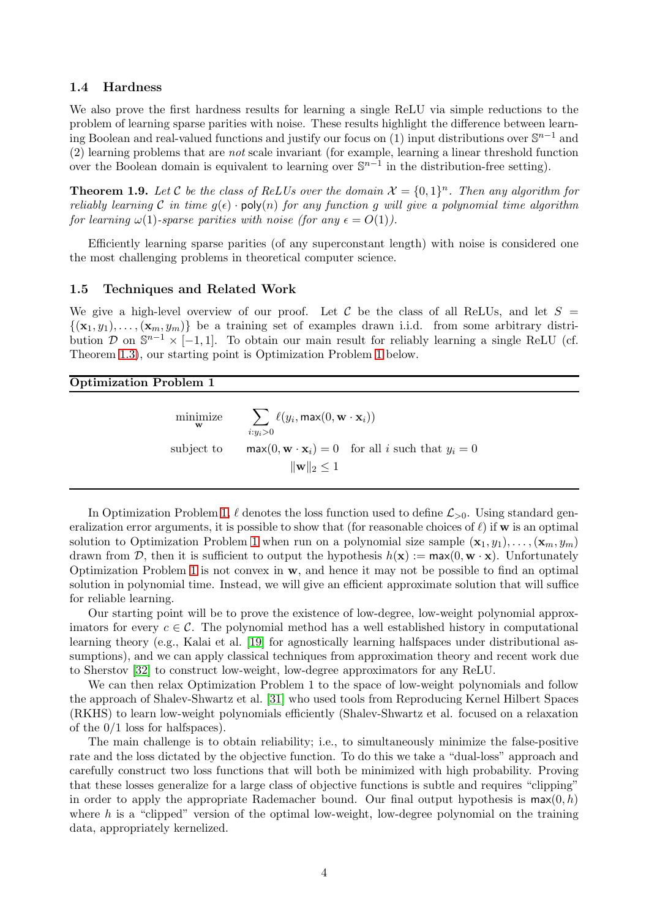### 1.4 Hardness

We also prove the first hardness results for learning a single ReLU via simple reductions to the problem of learning sparse parities with noise. These results highlight the difference between learning Boolean and real-valued functions and justify our focus on (1) input distributions over $\mathbb{S}^{n-1}$ and (2) learning problems that are *not* scale invariant (for example, learning a linear threshold function over the Boolean domain is equivalent to learning over $\mathbb{S}^{n-1}$ in the distribution-free setting).

**Theorem 1.9.** *Let $\mathcal{C}$ be the class of ReLUs over the domain $\mathcal{X} = \{0,1\}^n$. Then any algorithm for reliably learning $\mathcal{C}$ in time $g(\epsilon) \cdot \mathsf{poly}(n)$ for any function $g$ will give a polynomial time algorithm for learning $\omega(1)$-sparse parities with noise (for any $\epsilon = O(1)$).*

Efficiently learning sparse parities (of any superconstant length) with noise is considered one the most challenging problems in theoretical computer science.

### 1.5 Techniques and Related Work

We give a high-level overview of our proof. Let $\mathcal{C}$ be the class of all ReLUs, and let $S = \{(\mathbf{x}_1, y_1), \ldots, (\mathbf{x}_m, y_m)\}$ be a training set of examples drawn i.i.d. from some arbitrary distribution $\mathcal{D}$ on $\mathbb{S}^{n-1} \times [-1,1]$. To obtain our main result for reliably learning a single ReLU (cf. Theorem 1.3), our starting point is Optimization Problem 1 below.

**Optimization Problem 1**

$$
\begin{aligned}
\underset{\mathbf{w}}{\text{minimize}} \quad & \sum_{i: y_i > 0} \ell(y_i, \mathsf{max}(0, \mathbf{w} \cdot \mathbf{x}_i)) \\
\text{subject to} \quad & \mathsf{max}(0, \mathbf{w} \cdot \mathbf{x}_i) = 0 \quad \text{for all } i \text{ such that } y_i = 0 \\
& \|\mathbf{w}\|_2 \leq 1
\end{aligned}
$$

In Optimization Problem 1, $\ell$ denotes the loss function used to define $\mathcal{L}_{>0}$. Using standard generalization error arguments, it is possible to show that (for reasonable choices of $\ell$) if $\mathbf{w}$ is an optimal solution to Optimization Problem 1 when run on a polynomial size sample $(\mathbf{x}_1, y_1), \ldots, (\mathbf{x}_m, y_m)$ drawn from $\mathcal{D}$, then it is sufficient to output the hypothesis $h(\mathbf{x}) := \mathsf{max}(0, \mathbf{w} \cdot \mathbf{x})$. Unfortunately Optimization Problem 1 is not convex in $\mathbf{w}$, and hence it may not be possible to find an optimal solution in polynomial time. Instead, we will give an efficient approximate solution that will suffice for reliable learning.

Our starting point will be to prove the existence of low-degree, low-weight polynomial approximators for every $c \in \mathcal{C}$. The polynomial method has a well established history in computational learning theory (e.g., Kalai et al. [19] for agnostically learning halfspaces under distributional assumptions), and we can apply classical techniques from approximation theory and recent work due to Sherstov [32] to construct low-weight, low-degree approximators for any ReLU.

We can then relax Optimization Problem 1 to the space of low-weight polynomials and follow the approach of Shalev-Shwartz et al. [31] who used tools from Reproducing Kernel Hilbert Spaces (RKHS) to learn low-weight polynomials efficiently (Shalev-Shwartz et al. focused on a relaxation of the 0/1 loss for halfspaces).

The main challenge is to obtain reliability; i.e., to simultaneously minimize the false-positive rate and the loss dictated by the objective function. To do this we take a "dual-loss" approach and carefully construct two loss functions that will both be minimized with high probability. Proving that these losses generalize for a large class of objective functions is subtle and requires "clipping" in order to apply the appropriate Rademacher bound. Our final output hypothesis is $\mathsf{max}(0, h)$ where $h$ is a "clipped" version of the optimal low-weight, low-degree polynomial on the training data, appropriately kernelized.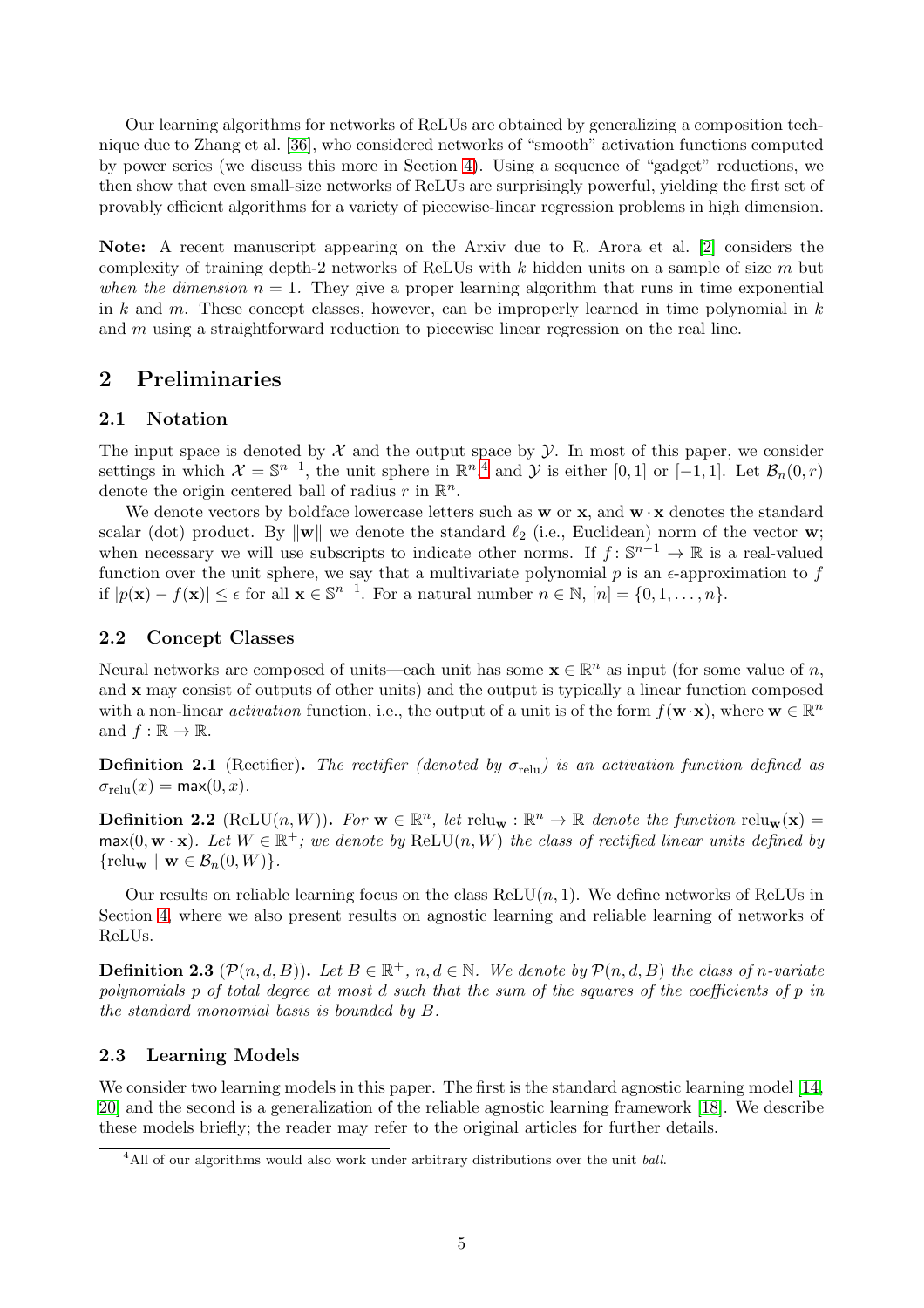Our learning algorithms for networks of ReLUs are obtained by generalizing a composition technique due to Zhang et al. [36], who considered networks of "smooth" activation functions computed by power series (we discuss this more in Section 4). Using a sequence of "gadget" reductions, we then show that even small-size networks of ReLUs are surprisingly powerful, yielding the first set of provably efficient algorithms for a variety of piecewise-linear regression problems in high dimension.

**Note:** A recent manuscript appearing on the Arxiv due to R. Arora et al. [2] considers the complexity of training depth-2 networks of ReLUs with $k$ hidden units on a sample of size $m$ but *when the dimension* $n = 1$. They give a proper learning algorithm that runs in time exponential in $k$ and $m$. These concept classes, however, can be improperly learned in time polynomial in $k$ and $m$ using a straightforward reduction to piecewise linear regression on the real line.

## 2 Preliminaries

### 2.1 Notation

The input space is denoted by $\mathcal{X}$ and the output space by $\mathcal{Y}$. In most of this paper, we consider settings in which $\mathcal{X} = \mathbb{S}^{n-1}$, the unit sphere in $\mathbb{R}^n$,[4] and $\mathcal{Y}$ is either $[0,1]$ or $[-1,1]$. Let $\mathcal{B}_n(0,r)$ denote the origin centered ball of radius $r$ in $\mathbb{R}^n$.

We denote vectors by boldface lowercase letters such as $\mathbf{w}$ or $\mathbf{x}$, and $\mathbf{w} \cdot \mathbf{x}$ denotes the standard scalar (dot) product. By $\|\mathbf{w}\|$ we denote the standard $\ell_2$ (i.e., Euclidean) norm of the vector $\mathbf{w}$; when necessary we will use subscripts to indicate other norms. If $f \colon \mathbb{S}^{n-1} \to \mathbb{R}$ is a real-valued function over the unit sphere, we say that a multivariate polynomial $p$ is an $\epsilon$-approximation to $f$ if $|p(\mathbf{x}) - f(\mathbf{x})| \leq \epsilon$ for all $\mathbf{x} \in \mathbb{S}^{n-1}$. For a natural number $n \in \mathbb{N}$, $[n] = \{0, 1, \ldots, n\}$.

### 2.2 Concept Classes

Neural networks are composed of units—each unit has some $\mathbf{x} \in \mathbb{R}^n$ as input (for some value of $n$, and $\mathbf{x}$ may consist of outputs of other units) and the output is typically a linear function composed with a non-linear *activation* function, i.e., the output of a unit is of the form $f(\mathbf{w} \cdot \mathbf{x})$, where $\mathbf{w} \in \mathbb{R}^n$ and $f : \mathbb{R} \to \mathbb{R}$.

**Definition 2.1** (Rectifier)**.** *The rectifier (denoted by $\sigma_{\mathrm{relu}}$) is an activation function defined as $\sigma_{\mathrm{relu}}(x) = \max(0, x)$.*

**Definition 2.2** ($\mathrm{ReLU}(n, W)$)**.** *For $\mathbf{w} \in \mathbb{R}^n$, let $\mathrm{relu}_{\mathbf{w}} : \mathbb{R}^n \to \mathbb{R}$ denote the function $\mathrm{relu}_{\mathbf{w}}(\mathbf{x}) = \max(0, \mathbf{w} \cdot \mathbf{x})$. Let $W \in \mathbb{R}^+$; we denote by $\mathrm{ReLU}(n, W)$ the class of rectified linear units defined by $\{\mathrm{relu}_{\mathbf{w}} \mid \mathbf{w} \in \mathcal{B}_n(0, W)\}$.*

Our results on reliable learning focus on the class $\mathrm{ReLU}(n, 1)$. We define networks of ReLUs in Section 4, where we also present results on agnostic learning and reliable learning of networks of ReLUs.

**Definition 2.3** ($\mathcal{P}(n, d, B)$)**.** *Let $B \in \mathbb{R}^+$, $n, d \in \mathbb{N}$. We denote by $\mathcal{P}(n, d, B)$ the class of $n$-variate polynomials $p$ of total degree at most $d$ such that the sum of the squares of the coefficients of $p$ in the standard monomial basis is bounded by $B$.*

### 2.3 Learning Models

We consider two learning models in this paper. The first is the standard agnostic learning model [14, 20] and the second is a generalization of the reliable agnostic learning framework [18]. We describe these models briefly; the reader may refer to the original articles for further details.

[4] All of our algorithms would also work under arbitrary distributions over the unit *ball*.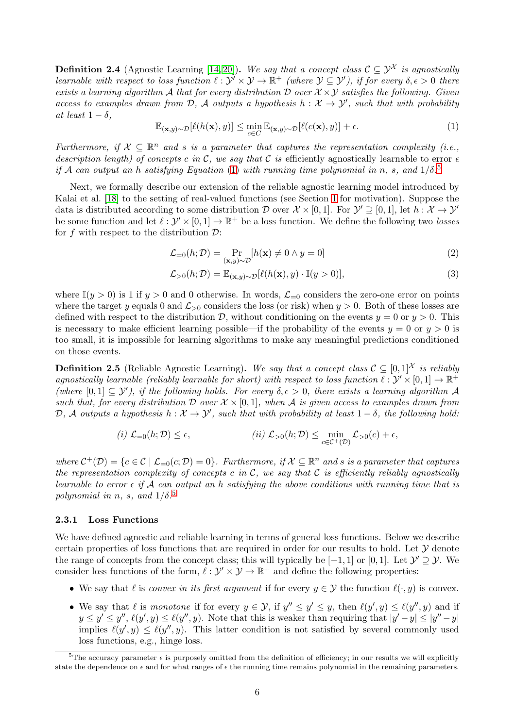**Definition 2.4** (Agnostic Learning [14, 20])**.** *We say that a concept class $\mathcal{C} \subseteq \mathcal{Y}^{\mathcal{X}}$ is agnostically learnable with respect to loss function $\ell : \mathcal{Y}' \times \mathcal{Y} \to \mathbb{R}^+$ (where $\mathcal{Y} \subseteq \mathcal{Y}'$), if for every $\delta, \epsilon > 0$ there exists a learning algorithm $\mathcal{A}$ that for every distribution $\mathcal{D}$ over $\mathcal{X} \times \mathcal{Y}$ satisfies the following. Given access to examples drawn from $\mathcal{D}$, $\mathcal{A}$ outputs a hypothesis $h : \mathcal{X} \to \mathcal{Y}'$, such that with probability at least $1 - \delta$,*

$$\mathbb{E}_{(\mathbf{x},y)\sim\mathcal{D}}[\ell(h(\mathbf{x}), y)] \leq \min_{c \in C} \mathbb{E}_{(\mathbf{x},y)\sim\mathcal{D}}[\ell(c(\mathbf{x}), y)] + \epsilon. \tag{1}$$

*Furthermore, if $\mathcal{X} \subseteq \mathbb{R}^n$ and $s$ is a parameter that captures the representation complexity (i.e., description length) of concepts $c$ in $\mathcal{C}$, we say that $\mathcal{C}$ is* efficiently agnostically learnable to error $\epsilon$ *if $\mathcal{A}$ can output an $h$ satisfying Equation (1) with running time polynomial in $n$, $s$, and $1/\delta$.*[5]

Next, we formally describe our extension of the reliable agnostic learning model introduced by Kalai et al. [18] to the setting of real-valued functions (see Section 1 for motivation). Suppose the data is distributed according to some distribution $\mathcal{D}$ over $\mathcal{X} \times [0, 1]$. For $\mathcal{Y}' \supseteq [0, 1]$, let $h : \mathcal{X} \to \mathcal{Y}'$ be some function and let $\ell : \mathcal{Y}' \times [0, 1] \to \mathbb{R}^+$ be a loss function. We define the following two *losses* for $f$ with respect to the distribution $\mathcal{D}$:

$$\mathcal{L}_{=0}(h; \mathcal{D}) = \Pr_{(\mathbf{x},y)\sim\mathcal{D}}[h(\mathbf{x}) \neq 0 \wedge y = 0] \tag{2}$$

$$\mathcal{L}_{>0}(h; \mathcal{D}) = \mathbb{E}_{(\mathbf{x},y)\sim\mathcal{D}}[\ell(h(\mathbf{x}), y) \cdot \mathbb{I}(y > 0)], \tag{3}$$

where $\mathbb{I}(y > 0)$ is 1 if $y > 0$ and 0 otherwise. In words, $\mathcal{L}_{=0}$ considers the zero-one error on points where the target $y$ equals 0 and $\mathcal{L}_{>0}$ considers the loss (or risk) when $y > 0$. Both of these losses are defined with respect to the distribution $\mathcal{D}$, without conditioning on the events $y = 0$ or $y > 0$. This is necessary to make efficient learning possible—if the probability of the events $y = 0$ or $y > 0$ is too small, it is impossible for learning algorithms to make any meaningful predictions conditioned on those events.

**Definition 2.5** (Reliable Agnostic Learning)**.** *We say that a concept class $\mathcal{C} \subseteq [0, 1]^{\mathcal{X}}$ is reliably agnostically learnable (reliably learnable for short) with respect to loss function $\ell : \mathcal{Y}' \times [0, 1] \to \mathbb{R}^+$ (where $[0, 1] \subseteq \mathcal{Y}'$), if the following holds. For every $\delta, \epsilon > 0$, there exists a learning algorithm $\mathcal{A}$ such that, for every distribution $\mathcal{D}$ over $\mathcal{X} \times [0, 1]$, when $\mathcal{A}$ is given access to examples drawn from $\mathcal{D}$, $\mathcal{A}$ outputs a hypothesis $h : \mathcal{X} \to \mathcal{Y}'$, such that with probability at least $1 - \delta$, the following hold:*

*(i)* $\mathcal{L}_{=0}(h; \mathcal{D}) \leq \epsilon$, *(ii)* $\mathcal{L}_{>0}(h; \mathcal{D}) \leq \min_{c \in \mathcal{C}^+(\mathcal{D})} \mathcal{L}_{>0}(c) + \epsilon$,

*where $\mathcal{C}^+(\mathcal{D}) = \{c \in \mathcal{C} \mid \mathcal{L}_{=0}(c; \mathcal{D}) = 0\}$. Furthermore, if $\mathcal{X} \subseteq \mathbb{R}^n$ and $s$ is a parameter that captures the representation complexity of concepts $c$ in $\mathcal{C}$, we say that $\mathcal{C}$ is efficiently reliably agnostically learnable to error $\epsilon$ if $\mathcal{A}$ can output an $h$ satisfying the above conditions with running time that is polynomial in $n$, $s$, and $1/\delta$.*[5]

### 2.3.1 Loss Functions

We have defined agnostic and reliable learning in terms of general loss functions. Below we describe certain properties of loss functions that are required in order for our results to hold. Let $\mathcal{Y}$ denote the range of concepts from the concept class; this will typically be $[-1, 1]$ or $[0, 1]$. Let $\mathcal{Y}' \supseteq \mathcal{Y}$. We consider loss functions of the form, $\ell : \mathcal{Y}' \times \mathcal{Y} \to \mathbb{R}^+$ and define the following properties:

- We say that $\ell$ is *convex in its first argument* if for every $y \in \mathcal{Y}$ the function $\ell(\cdot, y)$ is convex.
- We say that $\ell$ is *monotone* if for every $y \in \mathcal{Y}$, if $y'' \leq y' \leq y$, then $\ell(y', y) \leq \ell(y'', y)$ and if $y \leq y' \leq y''$, $\ell(y', y) \leq \ell(y'', y)$. Note that this is weaker than requiring that $|y' - y| \leq |y'' - y|$ implies $\ell(y', y) \leq \ell(y'', y)$. This latter condition is not satisfied by several commonly used loss functions, e.g., hinge loss.

[5] The accuracy parameter $\epsilon$ is purposely omitted from the definition of efficiency; in our results we will explicitly state the dependence on $\epsilon$ and for what ranges of $\epsilon$ the running time remains polynomial in the remaining parameters.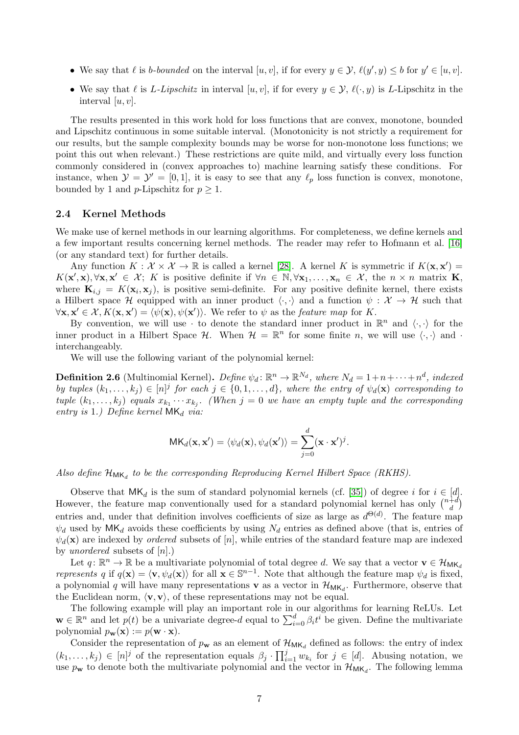- We say that $\ell$ is *b-bounded* on the interval $[u, v]$, if for every $y \in \mathcal{Y}$, $\ell(y', y) \leq b$ for $y' \in [u, v]$.
- We say that $\ell$ is *L-Lipschitz* in interval $[u, v]$, if for every $y \in \mathcal{Y}$, $\ell(\cdot, y)$ is $L$-Lipschitz in the interval $[u, v]$.

The results presented in this work hold for loss functions that are convex, monotone, bounded and Lipschitz continuous in some suitable interval. (Monotonicity is not strictly a requirement for our results, but the sample complexity bounds may be worse for non-monotone loss functions; we point this out when relevant.) These restrictions are quite mild, and virtually every loss function commonly considered in (convex approaches to) machine learning satisfy these conditions. For instance, when $\mathcal{Y} = \mathcal{Y}' = [0, 1]$, it is easy to see that any $\ell_p$ loss function is convex, monotone, bounded by 1 and $p$-Lipschitz for $p \geq 1$.

### 2.4 Kernel Methods

We make use of kernel methods in our learning algorithms. For completeness, we define kernels and a few important results concerning kernel methods. The reader may refer to Hofmann et al. [16] (or any standard text) for further details.

Any function $K : \mathcal{X} \times \mathcal{X} \to \mathbb{R}$ is called a kernel [28]. A kernel $K$ is symmetric if $K(\mathbf{x}, \mathbf{x}') = K(\mathbf{x}', \mathbf{x}), \forall \mathbf{x}, \mathbf{x}' \in \mathcal{X}$; $K$ is positive definite if $\forall n \in \mathbb{N}, \forall \mathbf{x}_1, \ldots, \mathbf{x}_n \in \mathcal{X}$, the $n \times n$ matrix $\mathbf{K}$, where $\mathbf{K}_{i,j} = K(\mathbf{x}_i, \mathbf{x}_j)$, is positive semi-definite. For any positive definite kernel, there exists a Hilbert space $\mathcal{H}$ equipped with an inner product $\langle \cdot, \cdot \rangle$ and a function $\psi : \mathcal{X} \to \mathcal{H}$ such that $\forall \mathbf{x}, \mathbf{x}' \in \mathcal{X}, K(\mathbf{x}, \mathbf{x}') = \langle \psi(\mathbf{x}), \psi(\mathbf{x}') \rangle$. We refer to $\psi$ as the *feature map* for $K$.

By convention, we will use $\cdot$ to denote the standard inner product in $\mathbb{R}^n$ and $\langle \cdot, \cdot \rangle$ for the inner product in a Hilbert Space $\mathcal{H}$. When $\mathcal{H} = \mathbb{R}^n$ for some finite $n$, we will use $\langle \cdot, \cdot \rangle$ and $\cdot$ interchangeably.

We will use the following variant of the polynomial kernel:

**Definition 2.6** (Multinomial Kernel)**.** *Define $\psi_d \colon \mathbb{R}^n \to \mathbb{R}^{N_d}$, where $N_d = 1 + n + \cdots + n^d$, indexed by tuples $(k_1, \ldots, k_j) \in [n]^j$ for each $j \in \{0, 1, \ldots, d\}$, where the entry of $\psi_d(\mathbf{x})$ corresponding to tuple $(k_1, \ldots, k_j)$ equals $x_{k_1} \cdots x_{k_j}$. (When $j = 0$ we have an empty tuple and the corresponding entry is 1.) Define kernel $\mathsf{MK}_d$ via:*

$$\mathsf{MK}_d(\mathbf{x}, \mathbf{x}') = \langle \psi_d(\mathbf{x}), \psi_d(\mathbf{x}') \rangle = \sum_{j=0}^{d} (\mathbf{x} \cdot \mathbf{x}')^j.$$

*Also define $\mathcal{H}_{\mathsf{MK}_d}$ to be the corresponding Reproducing Kernel Hilbert Space (RKHS).*

Observe that $\mathsf{MK}_d$ is the sum of standard polynomial kernels (cf. [35]) of degree $i$ for $i \in [d]$. However, the feature map conventionally used for a standard polynomial kernel has only $\binom{n+d}{d}$ entries and, under that definition involves coefficients of size as large as $d^{\Theta(d)}$. The feature map $\psi_d$ used by $\mathsf{MK}_d$ avoids these coefficients by using $N_d$ entries as defined above (that is, entries of $\psi_d(\mathbf{x})$ are indexed by *ordered* subsets of $[n]$, while entries of the standard feature map are indexed by *unordered* subsets of $[n]$.)

Let $q \colon \mathbb{R}^n \to \mathbb{R}$ be a multivariate polynomial of total degree $d$. We say that a vector $\mathbf{v} \in \mathcal{H}_{\mathsf{MK}_d}$ *represents* $q$ if $q(\mathbf{x}) = \langle \mathbf{v}, \psi_d(\mathbf{x}) \rangle$ for all $\mathbf{x} \in \mathbb{S}^{n-1}$. Note that although the feature map $\psi_d$ is fixed, a polynomial $q$ will have many representations $\mathbf{v}$ as a vector in $\mathcal{H}_{\mathsf{MK}_d}$. Furthermore, observe that the Euclidean norm, $\langle \mathbf{v}, \mathbf{v} \rangle$, of these representations may not be equal.

The following example will play an important role in our algorithms for learning ReLUs. Let $\mathbf{w} \in \mathbb{R}^n$ and let $p(t)$ be a univariate degree-$d$ equal to $\sum_{i=0}^{d} \beta_i t^i$ be given. Define the multivariate polynomial $p_{\mathbf{w}}(\mathbf{x}) := p(\mathbf{w} \cdot \mathbf{x})$.

Consider the representation of $p_{\mathbf{w}}$ as an element of $\mathcal{H}_{\mathsf{MK}_d}$ defined as follows: the entry of index $(k_1, \ldots, k_j) \in [n]^j$ of the representation equals $\beta_j \cdot \prod_{i=1}^{j} w_{k_i}$ for $j \in [d]$. Abusing notation, we use $p_{\mathbf{w}}$ to denote both the multivariate polynomial and the vector in $\mathcal{H}_{\mathsf{MK}_d}$. The following lemma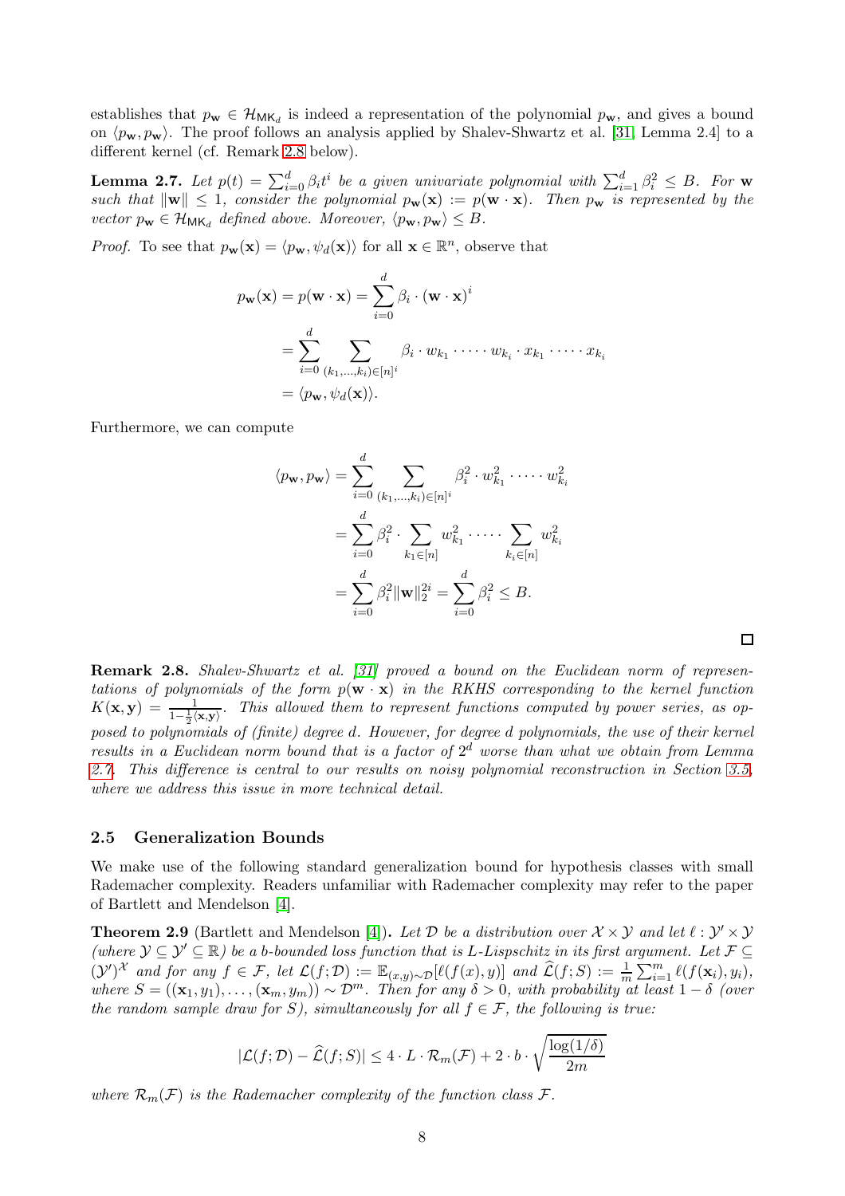establishes that $p_{\mathbf{w}} \in \mathcal{H}_{\mathsf{MK}_d}$ is indeed a representation of the polynomial $p_{\mathbf{w}}$, and gives a bound on $\langle p_{\mathbf{w}}, p_{\mathbf{w}} \rangle$. The proof follows an analysis applied by Shalev-Shwartz et al. [31, Lemma 2.4] to a different kernel (cf. Remark 2.8 below).

**Lemma 2.7.** *Let $p(t) = \sum_{i=0}^{d} \beta_i t^i$ be a given univariate polynomial with $\sum_{i=1}^{d} \beta_i^2 \leq B$. For $\mathbf{w}$ such that $\|\mathbf{w}\| \leq 1$, consider the polynomial $p_{\mathbf{w}}(\mathbf{x}) := p(\mathbf{w} \cdot \mathbf{x})$. Then $p_{\mathbf{w}}$ is represented by the vector $p_{\mathbf{w}} \in \mathcal{H}_{\mathsf{MK}_d}$ defined above. Moreover, $\langle p_{\mathbf{w}}, p_{\mathbf{w}} \rangle \leq B$.*

*Proof.* To see that $p_{\mathbf{w}}(\mathbf{x}) = \langle p_{\mathbf{w}}, \psi_d(\mathbf{x}) \rangle$ for all $\mathbf{x} \in \mathbb{R}^n$, observe that

$$
\begin{aligned}
p_{\mathbf{w}}(\mathbf{x}) = p(\mathbf{w} \cdot \mathbf{x}) &= \sum_{i=0}^{d} \beta_i \cdot (\mathbf{w} \cdot \mathbf{x})^i \\
&= \sum_{i=0}^{d} \sum_{(k_1, \ldots, k_i) \in [n]^i} \beta_i \cdot w_{k_1} \cdot \cdots \cdot w_{k_i} \cdot x_{k_1} \cdot \cdots \cdot x_{k_i} \\
&= \langle p_{\mathbf{w}}, \psi_d(\mathbf{x}) \rangle.
\end{aligned}
$$

Furthermore, we can compute

$$
\begin{aligned}
\langle p_{\mathbf{w}}, p_{\mathbf{w}} \rangle &= \sum_{i=0}^{d} \sum_{(k_1, \ldots, k_i) \in [n]^i} \beta_i^2 \cdot w_{k_1}^2 \cdot \cdots \cdot w_{k_i}^2 \\
&= \sum_{i=0}^{d} \beta_i^2 \cdot \sum_{k_1 \in [n]} w_{k_1}^2 \cdot \cdots \cdot \sum_{k_i \in [n]} w_{k_i}^2 \\
&= \sum_{i=0}^{d} \beta_i^2 \|\mathbf{w}\|_2^{2i} = \sum_{i=0}^{d} \beta_i^2 \leq B.
\end{aligned}
$$

$\square$

**Remark 2.8.** *Shalev-Shwartz et al. [31] proved a bound on the Euclidean norm of representations of polynomials of the form $p(\mathbf{w} \cdot \mathbf{x})$ in the RKHS corresponding to the kernel function $K(\mathbf{x}, \mathbf{y}) = \frac{1}{1 - \frac{1}{2}\langle \mathbf{x}, \mathbf{y} \rangle}$. This allowed them to represent functions computed by power series, as opposed to polynomials of (finite) degree $d$. However, for degree $d$ polynomials, the use of their kernel results in a Euclidean norm bound that is a factor of $2^d$ worse than what we obtain from Lemma 2.7. This difference is central to our results on noisy polynomial reconstruction in Section 3.5, where we address this issue in more technical detail.*

### 2.5 Generalization Bounds

We make use of the following standard generalization bound for hypothesis classes with small Rademacher complexity. Readers unfamiliar with Rademacher complexity may refer to the paper of Bartlett and Mendelson [4].

**Theorem 2.9** (Bartlett and Mendelson [4]). *Let $\mathcal{D}$ be a distribution over $\mathcal{X} \times \mathcal{Y}$ and let $\ell : \mathcal{Y}' \times \mathcal{Y}$ (where $\mathcal{Y} \subseteq \mathcal{Y}' \subseteq \mathbb{R}$) be a $b$-bounded loss function that is $L$-Lispschitz in its first argument. Let $\mathcal{F} \subseteq (\mathcal{Y}')^{\mathcal{X}}$ and for any $f \in \mathcal{F}$, let $\mathcal{L}(f; \mathcal{D}) := \mathbb{E}_{(x,y) \sim \mathcal{D}}[\ell(f(x), y)]$ and $\widehat{\mathcal{L}}(f; S) := \frac{1}{m} \sum_{i=1}^{m} \ell(f(\mathbf{x}_i), y_i)$, where $S = ((\mathbf{x}_1, y_1), \ldots, (\mathbf{x}_m, y_m)) \sim \mathcal{D}^m$. Then for any $\delta > 0$, with probability at least $1 - \delta$ (over the random sample draw for $S$), simultaneously for all $f \in \mathcal{F}$, the following is true:*

$$
|\mathcal{L}(f; \mathcal{D}) - \widehat{\mathcal{L}}(f; S)| \leq 4 \cdot L \cdot \mathcal{R}_m(\mathcal{F}) + 2 \cdot b \cdot \sqrt{\frac{\log(1/\delta)}{2m}}
$$

*where $\mathcal{R}_m(\mathcal{F})$ is the Rademacher complexity of the function class $\mathcal{F}$.*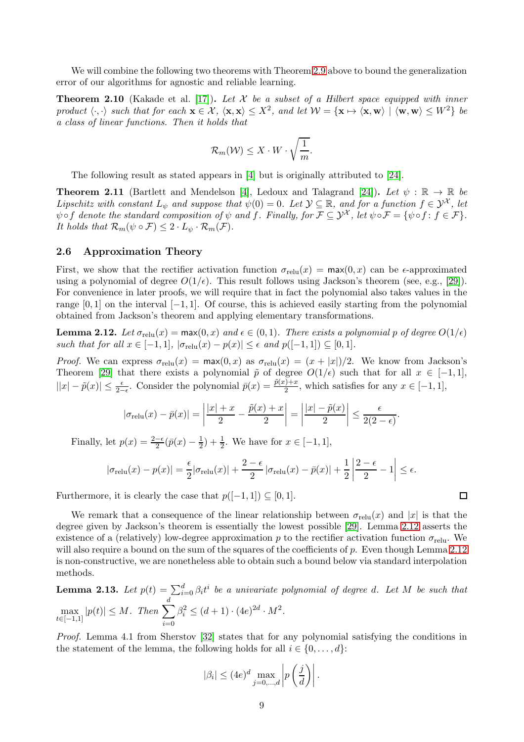We will combine the following two theorems with Theorem 2.9 above to bound the generalization error of our algorithms for agnostic and reliable learning.

**Theorem 2.10** (Kakade et al. [17])**.** *Let $\mathcal{X}$ be a subset of a Hilbert space equipped with inner product $\langle \cdot, \cdot \rangle$ such that for each $\mathbf{x} \in \mathcal{X}$, $\langle \mathbf{x}, \mathbf{x} \rangle \leq X^2$, and let $\mathcal{W} = \{\mathbf{x} \mapsto \langle \mathbf{x}, \mathbf{w} \rangle \mid \langle \mathbf{w}, \mathbf{w} \rangle \leq W^2\}$ be a class of linear functions. Then it holds that*

$$\mathcal{R}_m(\mathcal{W}) \leq X \cdot W \cdot \sqrt{\frac{1}{m}}.$$

The following result as stated appears in [4] but is originally attributed to [24].

**Theorem 2.11** (Bartlett and Mendelson [4], Ledoux and Talagrand [24])**.** *Let $\psi : \mathbb{R} \to \mathbb{R}$ be Lipschitz with constant $L_\psi$ and suppose that $\psi(0) = 0$. Let $\mathcal{Y} \subseteq \mathbb{R}$, and for a function $f \in \mathcal{Y}^{\mathcal{X}}$, let $\psi \circ f$ denote the standard composition of $\psi$ and $f$. Finally, for $\mathcal{F} \subseteq \mathcal{Y}^{\mathcal{X}}$, let $\psi \circ \mathcal{F} = \{\psi \circ f : f \in \mathcal{F}\}$. It holds that $\mathcal{R}_m(\psi \circ \mathcal{F}) \leq 2 \cdot L_\psi \cdot \mathcal{R}_m(\mathcal{F})$.*

### 2.6 Approximation Theory

First, we show that the rectifier activation function $\sigma_{\mathrm{relu}}(x) = \max(0, x)$ can be $\epsilon$-approximated using a polynomial of degree $O(1/\epsilon)$. This result follows using Jackson's theorem (see, e.g., [29]). For convenience in later proofs, we will require that in fact the polynomial also takes values in the range $[0, 1]$ on the interval $[-1, 1]$. Of course, this is achieved easily starting from the polynomial obtained from Jackson's theorem and applying elementary transformations.

**Lemma 2.12.** *Let $\sigma_{\mathrm{relu}}(x) = \max(0, x)$ and $\epsilon \in (0, 1)$. There exists a polynomial $p$ of degree $O(1/\epsilon)$ such that for all $x \in [-1, 1]$, $|\sigma_{\mathrm{relu}}(x) - p(x)| \leq \epsilon$ and $p([-1, 1]) \subseteq [0, 1]$.*

*Proof.* We can express $\sigma_{\mathrm{relu}}(x) = \max(0, x)$ as $\sigma_{\mathrm{relu}}(x) = (x + |x|)/2$. We know from Jackson's Theorem [29] that there exists a polynomial $\tilde{p}$ of degree $O(1/\epsilon)$ such that for all $x \in [-1, 1]$, $||x| - \tilde{p}(x)| \leq \frac{\epsilon}{2-\epsilon}$. Consider the polynomial $\bar{p}(x) = \frac{\tilde{p}(x)+x}{2}$, which satisfies for any $x \in [-1, 1]$,

$$|\sigma_{\mathrm{relu}}(x) - \bar{p}(x)| = \left| \frac{|x| + x}{2} - \frac{\tilde{p}(x) + x}{2} \right| = \left| \frac{|x| - \tilde{p}(x)}{2} \right| \leq \frac{\epsilon}{2(2-\epsilon)}.$$

Finally, let $p(x) = \frac{2-\epsilon}{2}(\bar{p}(x) - \frac{1}{2}) + \frac{1}{2}$. We have for $x \in [-1, 1]$,

$$|\sigma_{\mathrm{relu}}(x) - p(x)| = \frac{\epsilon}{2} |\sigma_{\mathrm{relu}}(x)| + \frac{2-\epsilon}{2} |\sigma_{\mathrm{relu}}(x) - \bar{p}(x)| + \frac{1}{2} \left| \frac{2-\epsilon}{2} - 1 \right| \leq \epsilon.$$

Furthermore, it is clearly the case that $p([-1, 1]) \subseteq [0, 1]$. ∎

We remark that a consequence of the linear relationship between $\sigma_{\mathrm{relu}}(x)$ and $|x|$ is that the degree given by Jackson's theorem is essentially the lowest possible [29]. Lemma 2.12 asserts the existence of a (relatively) low-degree approximation $p$ to the rectifier activation function $\sigma_{\mathrm{relu}}$. We will also require a bound on the sum of the squares of the coefficients of $p$. Even though Lemma 2.12 is non-constructive, we are nonetheless able to obtain such a bound below via standard interpolation methods.

**Lemma 2.13.** *Let $p(t) = \sum_{i=0}^{d} \beta_i t^i$ be a univariate polynomial of degree $d$. Let $M$ be such that $\max_{t \in [-1,1]} |p(t)| \leq M$. Then $\sum_{i=0}^{d} \beta_i^2 \leq (d+1) \cdot (4e)^{2d} \cdot M^2$.*

*Proof.* Lemma 4.1 from Sherstov [32] states that for any polynomial satisfying the conditions in the statement of the lemma, the following holds for all $i \in \{0, \ldots, d\}$:

$$|\beta_i| \leq (4e)^d \max_{j=0,\ldots,d} \left| p\left(\frac{j}{d}\right) \right|.$$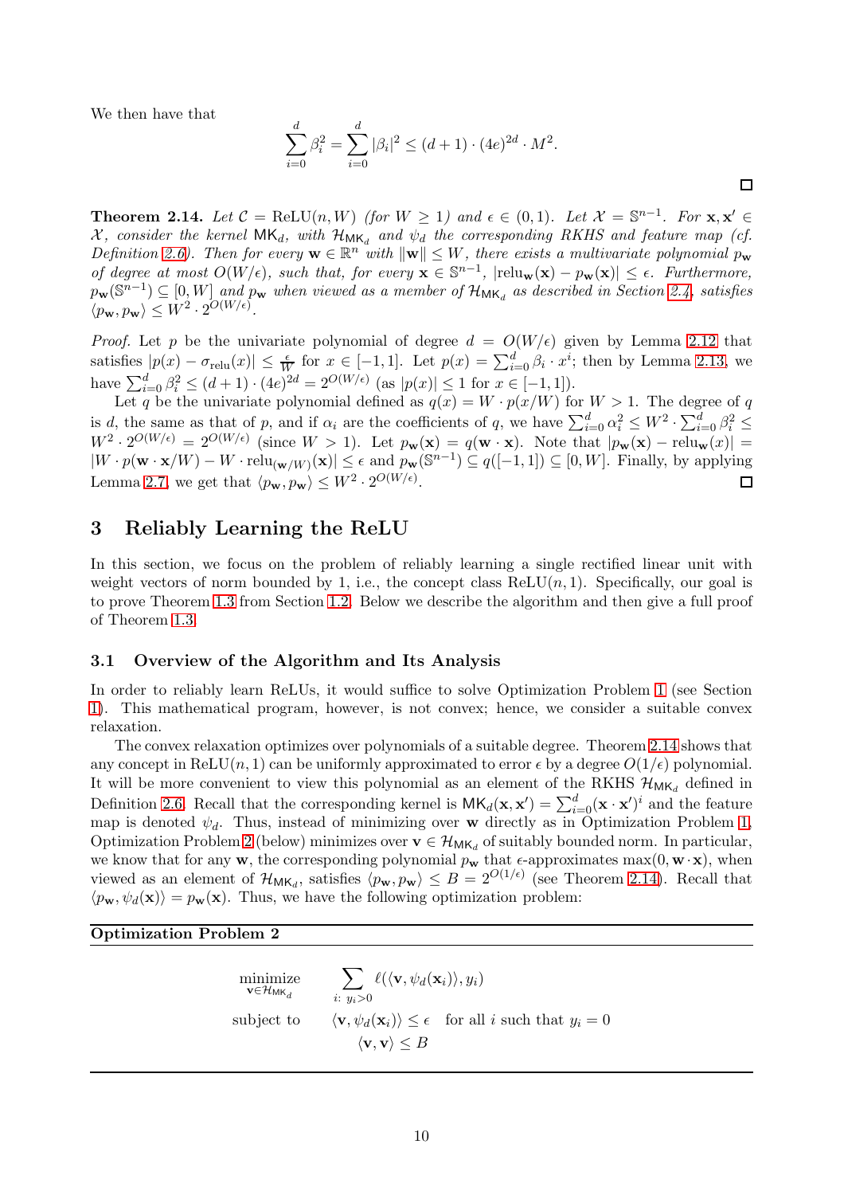We then have that

$$\sum_{i=0}^{d} \beta_i^2 = \sum_{i=0}^{d} |\beta_i|^2 \leq (d+1) \cdot (4e)^{2d} \cdot M^2.$$

$\square$

**Theorem 2.14.** *Let $\mathcal{C} = \mathrm{ReLU}(n, W)$ (for $W \geq 1$) and $\epsilon \in (0,1)$. Let $\mathcal{X} = \mathbb{S}^{n-1}$. For $\mathbf{x}, \mathbf{x}' \in \mathcal{X}$, consider the kernel $\mathsf{MK}_d$, with $\mathcal{H}_{\mathsf{MK}_d}$ and $\psi_d$ the corresponding RKHS and feature map (cf. Definition 2.6). Then for every $\mathbf{w} \in \mathbb{R}^n$ with $\|\mathbf{w}\| \leq W$, there exists a multivariate polynomial $p_{\mathbf{w}}$ of degree at most $O(W/\epsilon)$, such that, for every $\mathbf{x} \in \mathbb{S}^{n-1}$, $|\mathrm{relu}_{\mathbf{w}}(\mathbf{x}) - p_{\mathbf{w}}(\mathbf{x})| \leq \epsilon$. Furthermore, $p_{\mathbf{w}}(\mathbb{S}^{n-1}) \subseteq [0, W]$ and $p_{\mathbf{w}}$ when viewed as a member of $\mathcal{H}_{\mathsf{MK}_d}$ as described in Section 2.4, satisfies $\langle p_{\mathbf{w}}, p_{\mathbf{w}} \rangle \leq W^2 \cdot 2^{O(W/\epsilon)}$.*

*Proof.* Let $p$ be the univariate polynomial of degree $d = O(W/\epsilon)$ given by Lemma 2.12 that satisfies $|p(x) - \sigma_{\mathrm{relu}}(x)| \leq \frac{\epsilon}{W}$ for $x \in [-1, 1]$. Let $p(x) = \sum_{i=0}^{d} \beta_i \cdot x^i$; then by Lemma 2.13, we have $\sum_{i=0}^{d} \beta_i^2 \leq (d+1) \cdot (4e)^{2d} = 2^{O(W/\epsilon)}$ (as $|p(x)| \leq 1$ for $x \in [-1, 1]$).

Let $q$ be the univariate polynomial defined as $q(x) = W \cdot p(x/W)$ for $W > 1$. The degree of $q$ is $d$, the same as that of $p$, and if $\alpha_i$ are the coefficients of $q$, we have $\sum_{i=0}^{d} \alpha_i^2 \leq W^2 \cdot \sum_{i=0}^{d} \beta_i^2 \leq W^2 \cdot 2^{O(W/\epsilon)} = 2^{O(W/\epsilon)}$ (since $W > 1$). Let $p_{\mathbf{w}}(\mathbf{x}) = q(\mathbf{w} \cdot \mathbf{x})$. Note that $|p_{\mathbf{w}}(\mathbf{x}) - \mathrm{relu}_{\mathbf{w}}(x)| = |W \cdot p(\mathbf{w} \cdot \mathbf{x}/W) - W \cdot \mathrm{relu}_{(\mathbf{w}/W)}(\mathbf{x})| \leq \epsilon$ and $p_{\mathbf{w}}(\mathbb{S}^{n-1}) \subseteq q([-1, 1]) \subseteq [0, W]$. Finally, by applying Lemma 2.7, we get that $\langle p_{\mathbf{w}}, p_{\mathbf{w}} \rangle \leq W^2 \cdot 2^{O(W/\epsilon)}$. $\square$

# 3 Reliably Learning the ReLU

In this section, we focus on the problem of reliably learning a single rectified linear unit with weight vectors of norm bounded by 1, i.e., the concept class $\mathrm{ReLU}(n, 1)$. Specifically, our goal is to prove Theorem 1.3 from Section 1.2. Below we describe the algorithm and then give a full proof of Theorem 1.3.

## 3.1 Overview of the Algorithm and Its Analysis

In order to reliably learn ReLUs, it would suffice to solve Optimization Problem 1 (see Section 1). This mathematical program, however, is not convex; hence, we consider a suitable convex relaxation.

The convex relaxation optimizes over polynomials of a suitable degree. Theorem 2.14 shows that any concept in $\mathrm{ReLU}(n, 1)$ can be uniformly approximated to error $\epsilon$ by a degree $O(1/\epsilon)$ polynomial. It will be more convenient to view this polynomial as an element of the RKHS $\mathcal{H}_{\mathsf{MK}_d}$ defined in Definition 2.6. Recall that the corresponding kernel is $\mathsf{MK}_d(\mathbf{x}, \mathbf{x}') = \sum_{i=0}^{d} (\mathbf{x} \cdot \mathbf{x}')^i$ and the feature map is denoted $\psi_d$. Thus, instead of minimizing over $\mathbf{w}$ directly as in Optimization Problem 1, Optimization Problem 2 (below) minimizes over $\mathbf{v} \in \mathcal{H}_{\mathsf{MK}_d}$ of suitably bounded norm. In particular, we know that for any $\mathbf{w}$, the corresponding polynomial $p_{\mathbf{w}}$ that $\epsilon$-approximates $\max(0, \mathbf{w} \cdot \mathbf{x})$, when viewed as an element of $\mathcal{H}_{\mathsf{MK}_d}$, satisfies $\langle p_{\mathbf{w}}, p_{\mathbf{w}} \rangle \leq B = 2^{O(1/\epsilon)}$ (see Theorem 2.14). Recall that $\langle p_{\mathbf{w}}, \psi_d(\mathbf{x}) \rangle = p_{\mathbf{w}}(\mathbf{x})$. Thus, we have the following optimization problem:

**Optimization Problem 2**

$$\begin{aligned}
\underset{\mathbf{v} \in \mathcal{H}_{\mathsf{MK}_d}}{\text{minimize}} \quad & \sum_{i:\ y_i > 0} \ell(\langle \mathbf{v}, \psi_d(\mathbf{x}_i) \rangle, y_i) \\
\text{subject to} \quad & \langle \mathbf{v}, \psi_d(\mathbf{x}_i) \rangle \leq \epsilon \quad \text{for all } i \text{ such that } y_i = 0 \\
& \langle \mathbf{v}, \mathbf{v} \rangle \leq B
\end{aligned}$$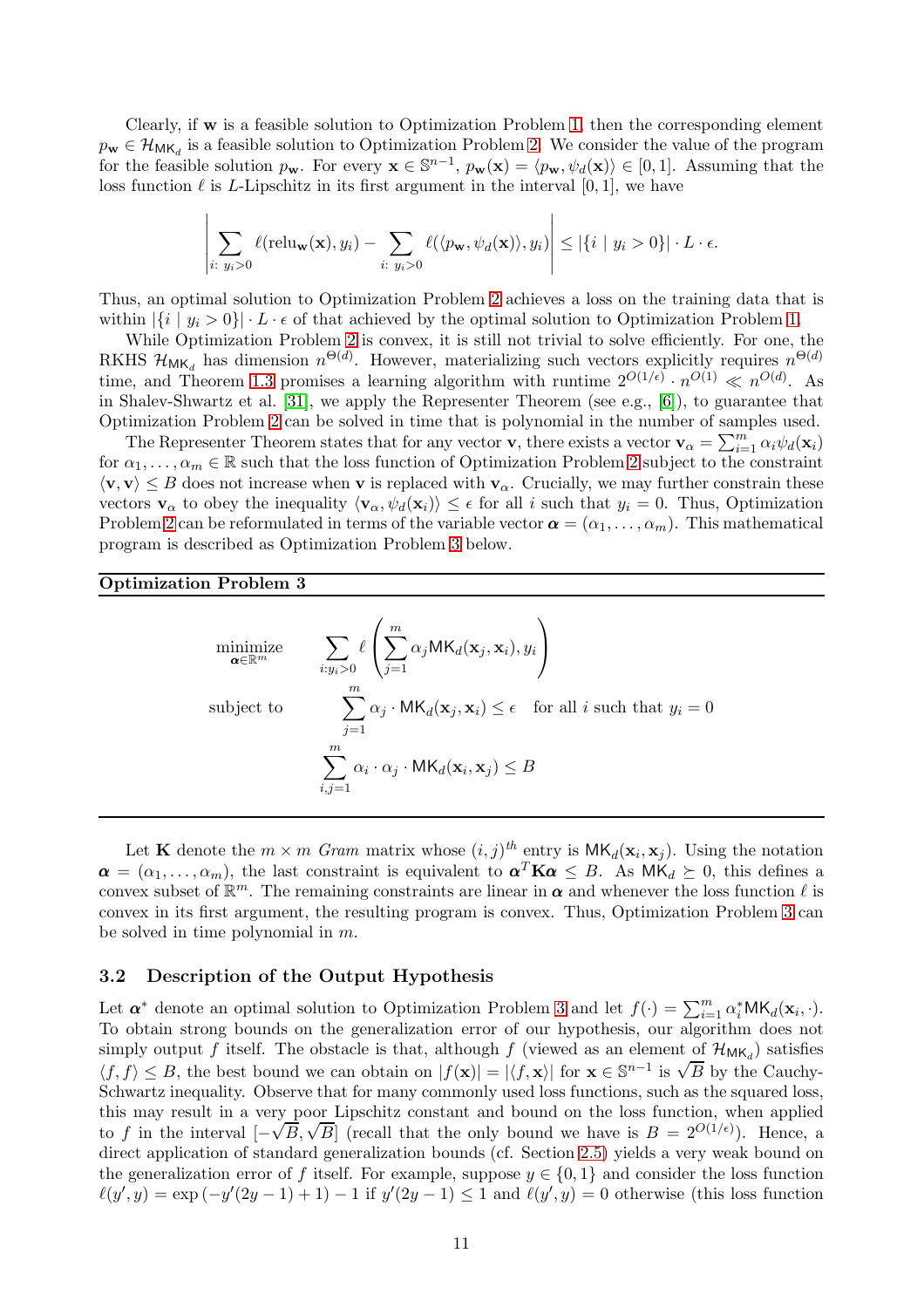Clearly, if $\mathbf{w}$ is a feasible solution to Optimization Problem 1, then the corresponding element $p_{\mathbf{w}} \in \mathcal{H}_{\mathsf{MK}_d}$ is a feasible solution to Optimization Problem 2. We consider the value of the program for the feasible solution $p_{\mathbf{w}}$. For every $\mathbf{x} \in \mathbb{S}^{n-1}$, $p_{\mathbf{w}}(\mathbf{x}) = \langle p_{\mathbf{w}}, \psi_d(\mathbf{x}) \rangle \in [0, 1]$. Assuming that the loss function $\ell$ is $L$-Lipschitz in its first argument in the interval $[0, 1]$, we have

$$\left| \sum_{i:\ y_i > 0} \ell(\mathrm{relu}_{\mathbf{w}}(\mathbf{x}), y_i) - \sum_{i:\ y_i > 0} \ell(\langle p_{\mathbf{w}}, \psi_d(\mathbf{x}) \rangle, y_i) \right| \leq |\{i \mid y_i > 0\}| \cdot L \cdot \epsilon.$$

Thus, an optimal solution to Optimization Problem 2 achieves a loss on the training data that is within $|\{i \mid y_i > 0\}| \cdot L \cdot \epsilon$ of that achieved by the optimal solution to Optimization Problem 1.

While Optimization Problem 2 is convex, it is still not trivial to solve efficiently. For one, the RKHS $\mathcal{H}_{\mathsf{MK}_d}$ has dimension $n^{\Theta(d)}$. However, materializing such vectors explicitly requires $n^{\Theta(d)}$ time, and Theorem 1.3 promises a learning algorithm with runtime $2^{O(1/\epsilon)} \cdot n^{O(1)} \ll n^{O(d)}$. As in Shalev-Shwartz et al. [31], we apply the Representer Theorem (see e.g., [6]), to guarantee that Optimization Problem 2 can be solved in time that is polynomial in the number of samples used.

The Representer Theorem states that for any vector $\mathbf{v}$, there exists a vector $\mathbf{v}_\alpha = \sum_{i=1}^m \alpha_i \psi_d(\mathbf{x}_i)$ for $\alpha_1, \ldots, \alpha_m \in \mathbb{R}$ such that the loss function of Optimization Problem 2 subject to the constraint $\langle \mathbf{v}, \mathbf{v} \rangle \leq B$ does not increase when $\mathbf{v}$ is replaced with $\mathbf{v}_\alpha$. Crucially, we may further constrain these vectors $\mathbf{v}_\alpha$ to obey the inequality $\langle \mathbf{v}_\alpha, \psi_d(\mathbf{x}_i) \rangle \leq \epsilon$ for all $i$ such that $y_i = 0$. Thus, Optimization Problem 2 can be reformulated in terms of the variable vector $\boldsymbol{\alpha} = (\alpha_1, \ldots, \alpha_m)$. This mathematical program is described as Optimization Problem 3 below.

---

**Optimization Problem 3**

$$\begin{aligned}
\underset{\boldsymbol{\alpha} \in \mathbb{R}^m}{\text{minimize}} \quad & \sum_{i: y_i > 0} \ell\left( \sum_{j=1}^m \alpha_j \mathsf{MK}_d(\mathbf{x}_j, \mathbf{x}_i), y_i \right) \\
\text{subject to} \quad & \sum_{j=1}^m \alpha_j \cdot \mathsf{MK}_d(\mathbf{x}_j, \mathbf{x}_i) \leq \epsilon \quad \text{for all } i \text{ such that } y_i = 0 \\
& \sum_{i,j=1}^m \alpha_i \cdot \alpha_j \cdot \mathsf{MK}_d(\mathbf{x}_i, \mathbf{x}_j) \leq B
\end{aligned}$$

---

Let $\mathbf{K}$ denote the $m \times m$ *Gram* matrix whose $(i,j)^{th}$ entry is $\mathsf{MK}_d(\mathbf{x}_i, \mathbf{x}_j)$. Using the notation $\boldsymbol{\alpha} = (\alpha_1, \ldots, \alpha_m)$, the last constraint is equivalent to $\boldsymbol{\alpha}^T \mathbf{K} \boldsymbol{\alpha} \leq B$. As $\mathsf{MK}_d \succeq 0$, this defines a convex subset of $\mathbb{R}^m$. The remaining constraints are linear in $\boldsymbol{\alpha}$ and whenever the loss function $\ell$ is convex in its first argument, the resulting program is convex. Thus, Optimization Problem 3 can be solved in time polynomial in $m$.

### 3.2 Description of the Output Hypothesis

Let $\boldsymbol{\alpha}^*$ denote an optimal solution to Optimization Problem 3 and let $f(\cdot) = \sum_{i=1}^m \alpha_i^* \mathsf{MK}_d(\mathbf{x}_i, \cdot)$. To obtain strong bounds on the generalization error of our hypothesis, our algorithm does not simply output $f$ itself. The obstacle is that, although $f$ (viewed as an element of $\mathcal{H}_{\mathsf{MK}_d}$) satisfies $\langle f, f \rangle \leq B$, the best bound we can obtain on $|f(\mathbf{x})| = |\langle f, \mathbf{x} \rangle|$ for $\mathbf{x} \in \mathbb{S}^{n-1}$ is $\sqrt{B}$ by the Cauchy-Schwartz inequality. Observe that for many commonly used loss functions, such as the squared loss, this may result in a very poor Lipschitz constant and bound on the loss function, when applied to $f$ in the interval $[-\sqrt{B}, \sqrt{B}]$ (recall that the only bound we have is $B = 2^{O(1/\epsilon)}$). Hence, a direct application of standard generalization bounds (cf. Section 2.5) yields a very weak bound on the generalization error of $f$ itself. For example, suppose $y \in \{0, 1\}$ and consider the loss function $\ell(y', y) = \exp\left(-y'(2y - 1) + 1\right) - 1$ if $y'(2y - 1) \leq 1$ and $\ell(y', y) = 0$ otherwise (this loss function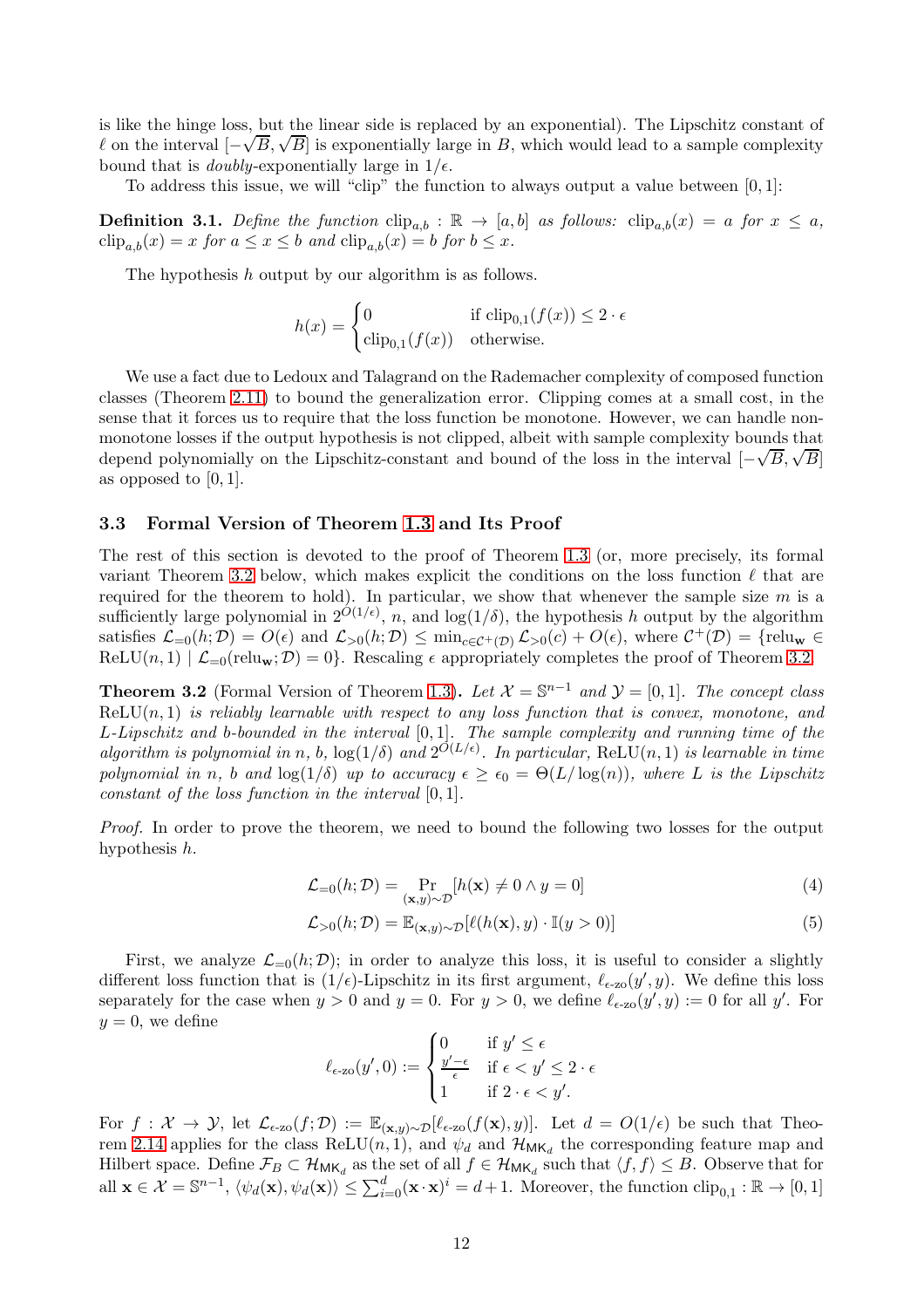is like the hinge loss, but the linear side is replaced by an exponential). The Lipschitz constant of $\ell$ on the interval $[-\sqrt{B}, \sqrt{B}]$ is exponentially large in $B$, which would lead to a sample complexity bound that is *doubly*-exponentially large in $1/\epsilon$.

To address this issue, we will "clip" the function to always output a value between $[0, 1]$:

**Definition 3.1.** *Define the function* $\mathrm{clip}_{a,b} : \mathbb{R} \to [a, b]$ *as follows:* $\mathrm{clip}_{a,b}(x) = a$ *for* $x \le a$, $\mathrm{clip}_{a,b}(x) = x$ *for* $a \le x \le b$ *and* $\mathrm{clip}_{a,b}(x) = b$ *for* $b \le x$.

The hypothesis $h$ output by our algorithm is as follows.

$$h(x) = \begin{cases} 0 & \text{if } \mathrm{clip}_{0,1}(f(x)) \le 2 \cdot \epsilon \\ \mathrm{clip}_{0,1}(f(x)) & \text{otherwise.} \end{cases}$$

We use a fact due to Ledoux and Talagrand on the Rademacher complexity of composed function classes (Theorem 2.11) to bound the generalization error. Clipping comes at a small cost, in the sense that it forces us to require that the loss function be monotone. However, we can handle non-monotone losses if the output hypothesis is not clipped, albeit with sample complexity bounds that depend polynomially on the Lipschitz-constant and bound of the loss in the interval $[-\sqrt{B}, \sqrt{B}]$ as opposed to $[0, 1]$.

### 3.3 Formal Version of Theorem 1.3 and Its Proof

The rest of this section is devoted to the proof of Theorem 1.3 (or, more precisely, its formal variant Theorem 3.2 below, which makes explicit the conditions on the loss function $\ell$ that are required for the theorem to hold). In particular, we show that whenever the sample size $m$ is a sufficiently large polynomial in $2^{O(1/\epsilon)}$, $n$, and $\log(1/\delta)$, the hypothesis $h$ output by the algorithm satisfies $\mathcal{L}_{=0}(h; \mathcal{D}) = O(\epsilon)$ and $\mathcal{L}_{>0}(h; \mathcal{D}) \le \min_{c \in \mathcal{C}^+(\mathcal{D})} \mathcal{L}_{>0}(c) + O(\epsilon)$, where $\mathcal{C}^+(\mathcal{D}) = \{\mathrm{relu}_{\mathbf{w}} \in \mathrm{ReLU}(n, 1) \mid \mathcal{L}_{=0}(\mathrm{relu}_{\mathbf{w}}; \mathcal{D}) = 0\}$. Rescaling $\epsilon$ appropriately completes the proof of Theorem 3.2.

**Theorem 3.2** (Formal Version of Theorem 1.3)**.** *Let* $\mathcal{X} = \mathbb{S}^{n-1}$ *and* $\mathcal{Y} = [0, 1]$*. The concept class* $\mathrm{ReLU}(n, 1)$ *is reliably learnable with respect to any loss function that is convex, monotone, and* $L$*-Lipschitz and* $b$*-bounded in the interval* $[0, 1]$*. The sample complexity and running time of the algorithm is polynomial in* $n$*,* $b$*,* $\log(1/\delta)$ *and* $2^{O(L/\epsilon)}$*. In particular,* $\mathrm{ReLU}(n, 1)$ *is learnable in time polynomial in* $n$*,* $b$ *and* $\log(1/\delta)$ *up to accuracy* $\epsilon \ge \epsilon_0 = \Theta(L/\log(n))$*, where* $L$ *is the Lipschitz constant of the loss function in the interval* $[0, 1]$*.*

*Proof.* In order to prove the theorem, we need to bound the following two losses for the output hypothesis $h$.

$$\mathcal{L}_{=0}(h; \mathcal{D}) = \Pr_{(\mathbf{x},y)\sim\mathcal{D}}[h(\mathbf{x}) \ne 0 \land y = 0] \tag{4}$$

$$\mathcal{L}_{>0}(h; \mathcal{D}) = \mathbb{E}_{(\mathbf{x},y)\sim\mathcal{D}}[\ell(h(\mathbf{x}), y) \cdot \mathbb{I}(y > 0)] \tag{5}$$

First, we analyze $\mathcal{L}_{=0}(h; \mathcal{D})$; in order to analyze this loss, it is useful to consider a slightly different loss function that is $(1/\epsilon)$-Lipschitz in its first argument, $\ell_{\epsilon\text{-zo}}(y', y)$. We define this loss separately for the case when $y > 0$ and $y = 0$. For $y > 0$, we define $\ell_{\epsilon\text{-zo}}(y', y) := 0$ for all $y'$. For $y = 0$, we define

$$\ell_{\epsilon\text{-zo}}(y', 0) := \begin{cases} 0 & \text{if } y' \le \epsilon \\ \frac{y' - \epsilon}{\epsilon} & \text{if } \epsilon < y' \le 2 \cdot \epsilon \\ 1 & \text{if } 2 \cdot \epsilon < y'. \end{cases}$$

For $f : \mathcal{X} \to \mathcal{Y}$, let $\mathcal{L}_{\epsilon\text{-zo}}(f; \mathcal{D}) := \mathbb{E}_{(\mathbf{x},y)\sim\mathcal{D}}[\ell_{\epsilon\text{-zo}}(f(\mathbf{x}), y)]$. Let $d = O(1/\epsilon)$ be such that Theorem 2.14 applies for the class $\mathrm{ReLU}(n, 1)$, and $\psi_d$ and $\mathcal{H}_{\mathsf{MK}_d}$ the corresponding feature map and Hilbert space. Define $\mathcal{F}_B \subset \mathcal{H}_{\mathsf{MK}_d}$ as the set of all $f \in \mathcal{H}_{\mathsf{MK}_d}$ such that $\langle f, f \rangle \le B$. Observe that for all $\mathbf{x} \in \mathcal{X} = \mathbb{S}^{n-1}$, $\langle \psi_d(\mathbf{x}), \psi_d(\mathbf{x}) \rangle \le \sum_{i=0}^{d} (\mathbf{x} \cdot \mathbf{x})^i = d + 1$. Moreover, the function $\mathrm{clip}_{0,1} : \mathbb{R} \to [0, 1]$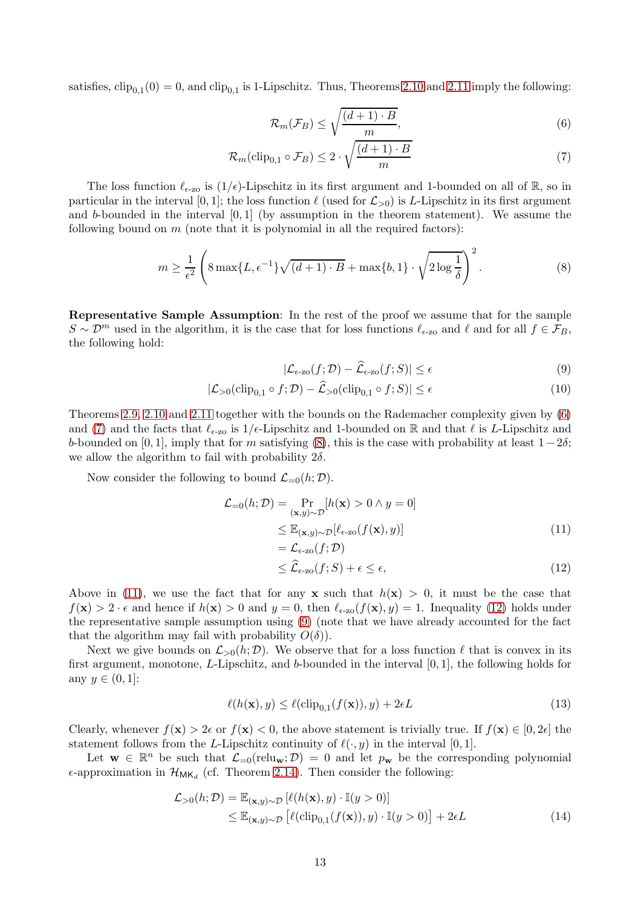satisfies, $\text{clip}_{0,1}(0) = 0$, and $\text{clip}_{0,1}$ is 1-Lipschitz. Thus, Theorems 2.10 and 2.11 imply the following:

$$\mathcal{R}_m(\mathcal{F}_B) \leq \sqrt{\frac{(d+1) \cdot B}{m}}, \tag{6}$$

$$\mathcal{R}_m(\text{clip}_{0,1} \circ \mathcal{F}_B) \leq 2 \cdot \sqrt{\frac{(d+1) \cdot B}{m}} \tag{7}$$

The loss function $\ell_{\epsilon\text{-zo}}$ is $(1/\epsilon)$-Lipschitz in its first argument and 1-bounded on all of $\mathbb{R}$, so in particular in the interval $[0, 1]$; the loss function $\ell$ (used for $\mathcal{L}_{>0}$) is $L$-Lipschitz in its first argument and $b$-bounded in the interval $[0, 1]$ (by assumption in the theorem statement). We assume the following bound on $m$ (note that it is polynomial in all the required factors):

$$m \geq \frac{1}{\epsilon^2}\left(8 \max\{L, \epsilon^{-1}\}\sqrt{(d+1) \cdot B} + \max\{b, 1\} \cdot \sqrt{2 \log \frac{1}{\delta}}\right)^2. \tag{8}$$

**Representative Sample Assumption**: In the rest of the proof we assume that for the sample $S \sim \mathcal{D}^m$ used in the algorithm, it is the case that for loss functions $\ell_{\epsilon\text{-zo}}$ and $\ell$ and for all $f \in \mathcal{F}_B$, the following hold:

$$|\mathcal{L}_{\epsilon\text{-zo}}(f; \mathcal{D}) - \widehat{\mathcal{L}}_{\epsilon\text{-zo}}(f; S)| \leq \epsilon \tag{9}$$

$$|\mathcal{L}_{>0}(\text{clip}_{0,1} \circ f; \mathcal{D}) - \widehat{\mathcal{L}}_{>0}(\text{clip}_{0,1} \circ f; S)| \leq \epsilon \tag{10}$$

Theorems 2.9, 2.10 and 2.11 together with the bounds on the Rademacher complexity given by (6) and (7) and the facts that $\ell_{\epsilon\text{-zo}}$ is $1/\epsilon$-Lipschitz and 1-bounded on $\mathbb{R}$ and that $\ell$ is $L$-Lipschitz and $b$-bounded on $[0, 1]$, imply that for $m$ satisfying (8), this is the case with probability at least $1 - 2\delta$; we allow the algorithm to fail with probability $2\delta$.

Now consider the following to bound $\mathcal{L}_{=0}(h; \mathcal{D})$.

$$\begin{aligned}
\mathcal{L}_{=0}(h; \mathcal{D}) &= \Pr_{(\mathbf{x},y)\sim\mathcal{D}}[h(\mathbf{x}) > 0 \wedge y = 0] \\
&\leq \mathbb{E}_{(\mathbf{x},y)\sim\mathcal{D}}[\ell_{\epsilon\text{-zo}}(f(\mathbf{x}), y)] && (11) \\
&= \mathcal{L}_{\epsilon\text{-zo}}(f; \mathcal{D}) \\
&\leq \widehat{\mathcal{L}}_{\epsilon\text{-zo}}(f; S) + \epsilon \leq \epsilon, && (12)
\end{aligned}$$

Above in (11), we use the fact that for any $\mathbf{x}$ such that $h(\mathbf{x}) > 0$, it must be the case that $f(\mathbf{x}) > 2 \cdot \epsilon$ and hence if $h(\mathbf{x}) > 0$ and $y = 0$, then $\ell_{\epsilon\text{-zo}}(f(\mathbf{x}), y) = 1$. Inequality (12) holds under the representative sample assumption using (9) (note that we have already accounted for the fact that the algorithm may fail with probability $O(\delta)$).

Next we give bounds on $\mathcal{L}_{>0}(h; \mathcal{D})$. We observe that for a loss function $\ell$ that is convex in its first argument, monotone, $L$-Lipschitz, and $b$-bounded in the interval $[0, 1]$, the following holds for any $y \in (0, 1]$:

$$\ell(h(\mathbf{x}), y) \leq \ell(\text{clip}_{0,1}(f(\mathbf{x})), y) + 2\epsilon L \tag{13}$$

Clearly, whenever $f(\mathbf{x}) > 2\epsilon$ or $f(\mathbf{x}) < 0$, the above statement is trivially true. If $f(\mathbf{x}) \in [0, 2\epsilon]$ the statement follows from the $L$-Lipschitz continuity of $\ell(\cdot, y)$ in the interval $[0, 1]$.

Let $\mathbf{w} \in \mathbb{R}^n$ be such that $\mathcal{L}_{=0}(\text{relu}_{\mathbf{w}}; \mathcal{D}) = 0$ and let $p_{\mathbf{w}}$ be the corresponding polynomial $\epsilon$-approximation in $\mathcal{H}_{\mathsf{MK}_d}$ (cf. Theorem 2.14). Then consider the following:

$$\begin{aligned}
\mathcal{L}_{>0}(h; \mathcal{D}) &= \mathbb{E}_{(\mathbf{x},y)\sim\mathcal{D}}\left[\ell(h(\mathbf{x}), y) \cdot \mathbb{I}(y > 0)\right] \\
&\leq \mathbb{E}_{(\mathbf{x},y)\sim\mathcal{D}}\left[\ell(\text{clip}_{0,1}(f(\mathbf{x})), y) \cdot \mathbb{I}(y > 0)\right] + 2\epsilon L && (14)
\end{aligned}$$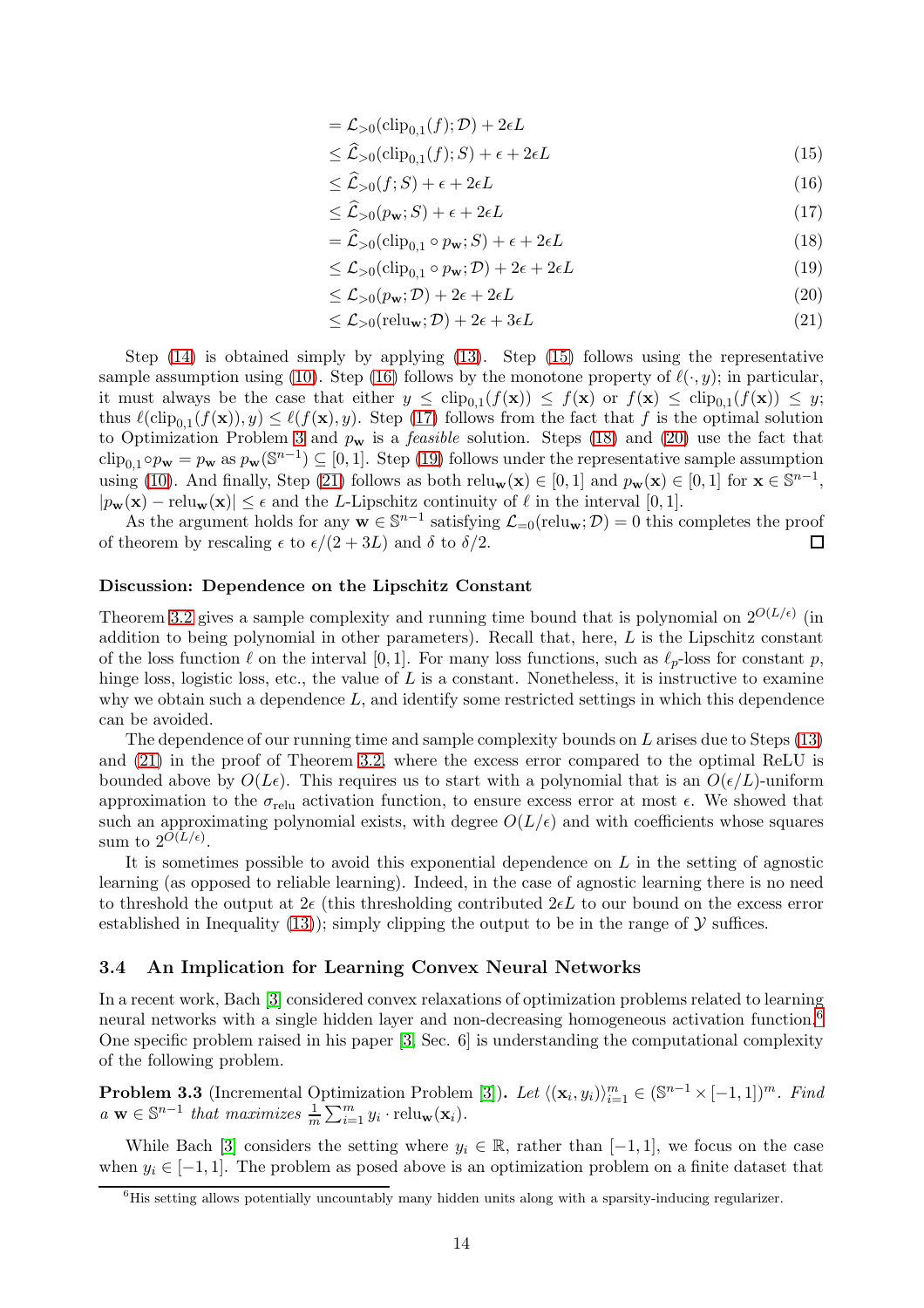$$
\begin{aligned}
&= \mathcal{L}_{>0}(\mathrm{clip}_{0,1}(f); \mathcal{D}) + 2\epsilon L \\
&\leq \widehat{\mathcal{L}}_{>0}(\mathrm{clip}_{0,1}(f); S) + \epsilon + 2\epsilon L && (15)\\
&\leq \widehat{\mathcal{L}}_{>0}(f; S) + \epsilon + 2\epsilon L && (16)\\
&\leq \widehat{\mathcal{L}}_{>0}(p_{\mathbf{w}}; S) + \epsilon + 2\epsilon L && (17)\\
&= \widehat{\mathcal{L}}_{>0}(\mathrm{clip}_{0,1} \circ p_{\mathbf{w}}; S) + \epsilon + 2\epsilon L && (18)\\
&\leq \mathcal{L}_{>0}(\mathrm{clip}_{0,1} \circ p_{\mathbf{w}}; \mathcal{D}) + 2\epsilon + 2\epsilon L && (19)\\
&\leq \mathcal{L}_{>0}(p_{\mathbf{w}}; \mathcal{D}) + 2\epsilon + 2\epsilon L && (20)\\
&\leq \mathcal{L}_{>0}(\mathrm{relu}_{\mathbf{w}}; \mathcal{D}) + 2\epsilon + 3\epsilon L && (21)
\end{aligned}
$$

Step (14) is obtained simply by applying (13). Step (15) follows using the representative sample assumption using (10). Step (16) follows by the monotone property of $\ell(\cdot, y)$; in particular, it must always be the case that either $y \leq \mathrm{clip}_{0,1}(f(\mathbf{x})) \leq f(\mathbf{x})$ or $f(\mathbf{x}) \leq \mathrm{clip}_{0,1}(f(\mathbf{x})) \leq y$; thus $\ell(\mathrm{clip}_{0,1}(f(\mathbf{x})), y) \leq \ell(f(\mathbf{x}), y)$. Step (17) follows from the fact that $f$ is the optimal solution to Optimization Problem 3 and $p_{\mathbf{w}}$ is a *feasible* solution. Steps (18) and (20) use the fact that $\mathrm{clip}_{0,1} \circ p_{\mathbf{w}} = p_{\mathbf{w}}$ as $p_{\mathbf{w}}(\mathbb{S}^{n-1}) \subseteq [0, 1]$. Step (19) follows under the representative sample assumption using (10). And finally, Step (21) follows as both $\mathrm{relu}_{\mathbf{w}}(\mathbf{x}) \in [0, 1]$ and $p_{\mathbf{w}}(\mathbf{x}) \in [0, 1]$ for $\mathbf{x} \in \mathbb{S}^{n-1}$, $|p_{\mathbf{w}}(\mathbf{x}) - \mathrm{relu}_{\mathbf{w}}(\mathbf{x})| \leq \epsilon$ and the $L$-Lipschitz continuity of $\ell$ in the interval $[0, 1]$.

As the argument holds for any $\mathbf{w} \in \mathbb{S}^{n-1}$ satisfying $\mathcal{L}_{=0}(\mathrm{relu}_{\mathbf{w}}; \mathcal{D}) = 0$ this completes the proof of theorem by rescaling $\epsilon$ to $\epsilon/(2 + 3L)$ and $\delta$ to $\delta/2$. □

#### Discussion: Dependence on the Lipschitz Constant

Theorem 3.2 gives a sample complexity and running time bound that is polynomial on $2^{O(L/\epsilon)}$ (in addition to being polynomial in other parameters). Recall that, here, $L$ is the Lipschitz constant of the loss function $\ell$ on the interval $[0, 1]$. For many loss functions, such as $\ell_p$-loss for constant $p$, hinge loss, logistic loss, etc., the value of $L$ is a constant. Nonetheless, it is instructive to examine why we obtain such a dependence $L$, and identify some restricted settings in which this dependence can be avoided.

The dependence of our running time and sample complexity bounds on $L$ arises due to Steps (13) and (21) in the proof of Theorem 3.2, where the excess error compared to the optimal ReLU is bounded above by $O(L\epsilon)$. This requires us to start with a polynomial that is an $O(\epsilon/L)$-uniform approximation to the $\sigma_{\mathrm{relu}}$ activation function, to ensure excess error at most $\epsilon$. We showed that such an approximating polynomial exists, with degree $O(L/\epsilon)$ and with coefficients whose squares sum to $2^{O(L/\epsilon)}$.

It is sometimes possible to avoid this exponential dependence on $L$ in the setting of agnostic learning (as opposed to reliable learning). Indeed, in the case of agnostic learning there is no need to threshold the output at $2\epsilon$ (this thresholding contributed $2\epsilon L$ to our bound on the excess error established in Inequality (13)); simply clipping the output to be in the range of $\mathcal{Y}$ suffices.

### 3.4 An Implication for Learning Convex Neural Networks

In a recent work, Bach [3] considered convex relaxations of optimization problems related to learning neural networks with a single hidden layer and non-decreasing homogeneous activation function.[6] One specific problem raised in his paper [3, Sec. 6] is understanding the computational complexity of the following problem.

**Problem 3.3** (Incremental Optimization Problem [3])**.** *Let* $\langle(\mathbf{x}_i, y_i)\rangle_{i=1}^m \in (\mathbb{S}^{n-1} \times [-1, 1])^m$. *Find a* $\mathbf{w} \in \mathbb{S}^{n-1}$ *that maximizes* $\frac{1}{m}\sum_{i=1}^m y_i \cdot \mathrm{relu}_{\mathbf{w}}(\mathbf{x}_i)$.

While Bach [3] considers the setting where $y_i \in \mathbb{R}$, rather than $[-1, 1]$, we focus on the case when $y_i \in [-1, 1]$. The problem as posed above is an optimization problem on a finite dataset that

[6] His setting allows potentially uncountably many hidden units along with a sparsity-inducing regularizer.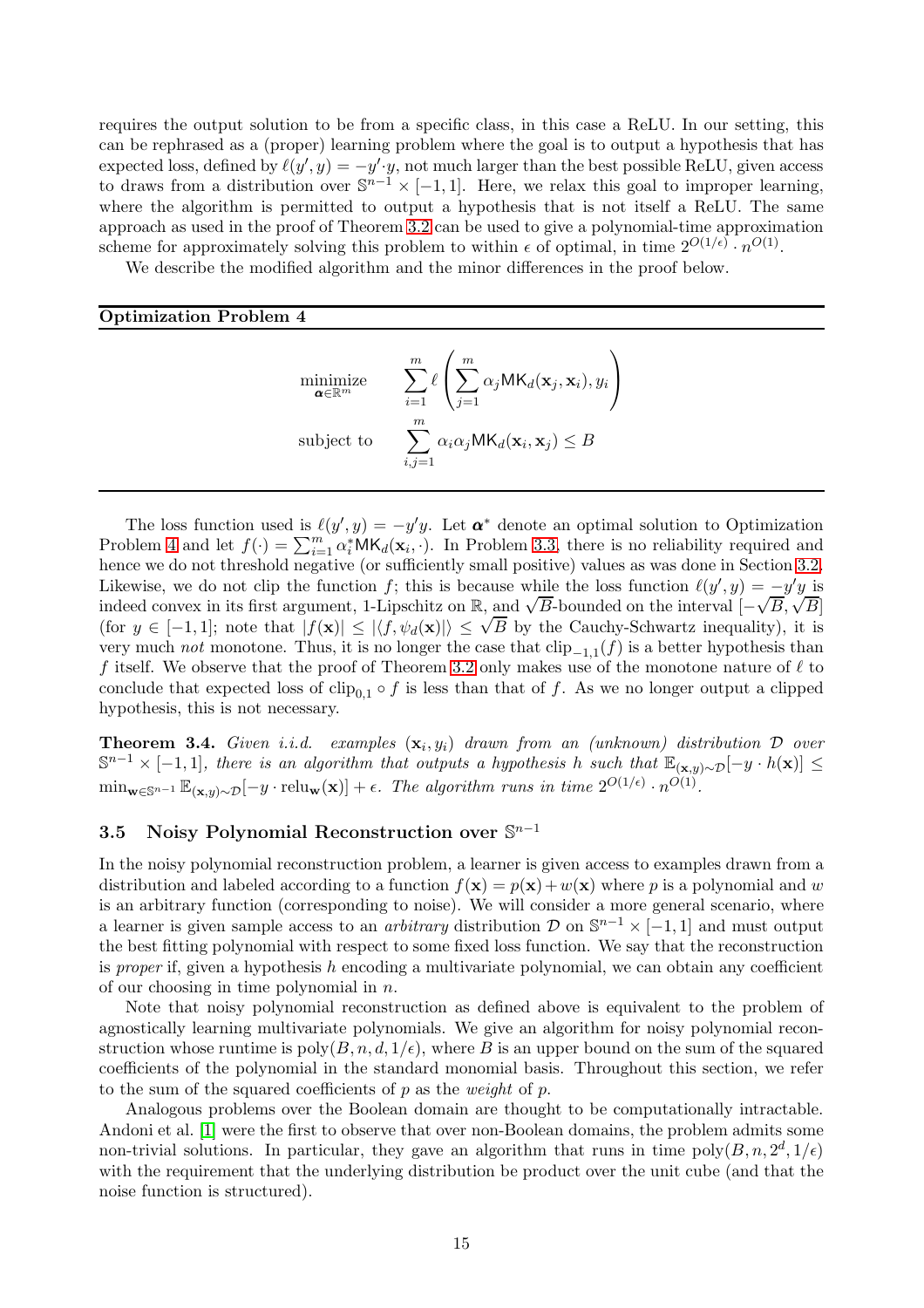requires the output solution to be from a specific class, in this case a ReLU. In our setting, this can be rephrased as a (proper) learning problem where the goal is to output a hypothesis that has expected loss, defined by $\ell(y', y) = -y' \cdot y$, not much larger than the best possible ReLU, given access to draws from a distribution over $\mathbb{S}^{n-1} \times [-1, 1]$. Here, we relax this goal to improper learning, where the algorithm is permitted to output a hypothesis that is not itself a ReLU. The same approach as used in the proof of Theorem 3.2 can be used to give a polynomial-time approximation scheme for approximately solving this problem to within $\epsilon$ of optimal, in time $2^{O(1/\epsilon)} \cdot n^{O(1)}$.

We describe the modified algorithm and the minor differences in the proof below.

**Optimization Problem 4**

$$\begin{aligned}
\underset{\boldsymbol{\alpha} \in \mathbb{R}^m}{\text{minimize}} \quad & \sum_{i=1}^{m} \ell\left(\sum_{j=1}^{m} \alpha_j \mathsf{MK}_d(\mathbf{x}_j, \mathbf{x}_i), y_i\right) \\
\text{subject to} \quad & \sum_{i,j=1}^{m} \alpha_i \alpha_j \mathsf{MK}_d(\mathbf{x}_i, \mathbf{x}_j) \leq B
\end{aligned}$$

The loss function used is $\ell(y', y) = -y'y$. Let $\boldsymbol{\alpha}^*$ denote an optimal solution to Optimization Problem 4 and let $f(\cdot) = \sum_{i=1}^{m} \alpha_i^* \mathsf{MK}_d(\mathbf{x}_i, \cdot)$. In Problem 3.3, there is no reliability required and hence we do not threshold negative (or sufficiently small positive) values as was done in Section 3.2. Likewise, we do not clip the function $f$; this is because while the loss function $\ell(y', y) = -y'y$ is indeed convex in its first argument, 1-Lipschitz on $\mathbb{R}$, and $\sqrt{B}$-bounded on the interval $[-\sqrt{B}, \sqrt{B}]$ (for $y \in [-1, 1]$; note that $|f(\mathbf{x})| \leq |\langle f, \psi_d(\mathbf{x}) \rangle| \leq \sqrt{B}$ by the Cauchy-Schwartz inequality), it is very much *not* monotone. Thus, it is no longer the case that $\mathrm{clip}_{-1,1}(f)$ is a better hypothesis than $f$ itself. We observe that the proof of Theorem 3.2 only makes use of the monotone nature of $\ell$ to conclude that expected loss of $\mathrm{clip}_{0,1} \circ f$ is less than that of $f$. As we no longer output a clipped hypothesis, this is not necessary.

**Theorem 3.4.** *Given i.i.d. examples $(\mathbf{x}_i, y_i)$ drawn from an (unknown) distribution $\mathcal{D}$ over $\mathbb{S}^{n-1} \times [-1, 1]$, there is an algorithm that outputs a hypothesis $h$ such that $\mathbb{E}_{(\mathbf{x},y)\sim\mathcal{D}}[-y \cdot h(\mathbf{x})] \leq \min_{\mathbf{w} \in \mathbb{S}^{n-1}} \mathbb{E}_{(\mathbf{x},y)\sim\mathcal{D}}[-y \cdot \mathrm{relu}_{\mathbf{w}}(\mathbf{x})] + \epsilon$. The algorithm runs in time $2^{O(1/\epsilon)} \cdot n^{O(1)}$.*

### 3.5 Noisy Polynomial Reconstruction over $\mathbb{S}^{n-1}$

In the noisy polynomial reconstruction problem, a learner is given access to examples drawn from a distribution and labeled according to a function $f(\mathbf{x}) = p(\mathbf{x}) + w(\mathbf{x})$ where $p$ is a polynomial and $w$ is an arbitrary function (corresponding to noise). We will consider a more general scenario, where a learner is given sample access to an *arbitrary* distribution $\mathcal{D}$ on $\mathbb{S}^{n-1} \times [-1, 1]$ and must output the best fitting polynomial with respect to some fixed loss function. We say that the reconstruction is *proper* if, given a hypothesis $h$ encoding a multivariate polynomial, we can obtain any coefficient of our choosing in time polynomial in $n$.

Note that noisy polynomial reconstruction as defined above is equivalent to the problem of agnostically learning multivariate polynomials. We give an algorithm for noisy polynomial reconstruction whose runtime is $\mathrm{poly}(B, n, d, 1/\epsilon)$, where $B$ is an upper bound on the sum of the squared coefficients of the polynomial in the standard monomial basis. Throughout this section, we refer to the sum of the squared coefficients of $p$ as the *weight* of $p$.

Analogous problems over the Boolean domain are thought to be computationally intractable. Andoni et al. [1] were the first to observe that over non-Boolean domains, the problem admits some non-trivial solutions. In particular, they gave an algorithm that runs in time $\mathrm{poly}(B, n, 2^d, 1/\epsilon)$ with the requirement that the underlying distribution be product over the unit cube (and that the noise function is structured).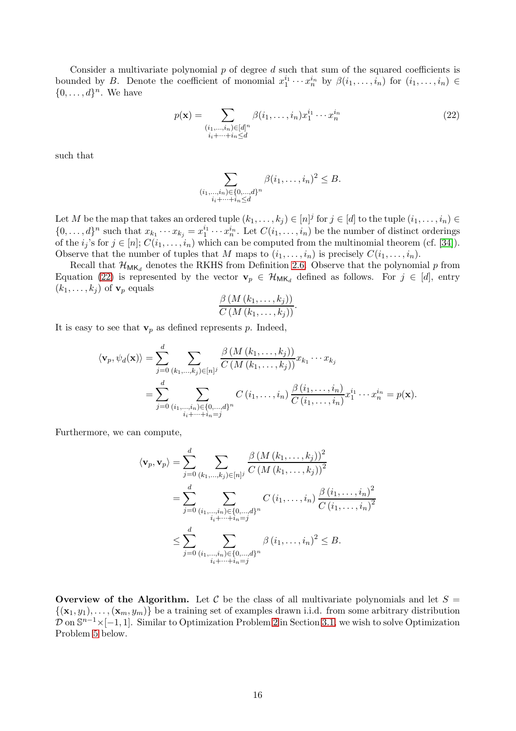Consider a multivariate polynomial $p$ of degree $d$ such that sum of the squared coefficients is bounded by $B$. Denote the coefficient of monomial $x_1^{i_1} \cdots x_n^{i_n}$ by $\beta(i_1, \ldots, i_n)$ for $(i_1, \ldots, i_n) \in \{0, \ldots, d\}^n$. We have

$$p(\mathbf{x}) = \sum_{\substack{(i_1,\ldots,i_n)\in[d]^n \\ i_i+\cdots+i_n \leq d}} \beta(i_1, \ldots, i_n) x_1^{i_1} \cdots x_n^{i_n} \tag{22}$$

such that

$$\sum_{\substack{(i_1,\ldots,i_n)\in\{0,\ldots,d\}^n \\ i_i+\cdots+i_n \leq d}} \beta(i_1, \ldots, i_n)^2 \leq B.$$

Let $M$ be the map that takes an ordered tuple $(k_1, \ldots, k_j) \in [n]^j$ for $j \in [d]$ to the tuple $(i_1, \ldots, i_n) \in \{0, \ldots, d\}^n$ such that $x_{k_1} \cdots x_{k_j} = x_1^{i_1} \cdots x_n^{i_n}$. Let $C(i_1, \ldots, i_n)$ be the number of distinct orderings of the $i_j$'s for $j \in [n]$; $C(i_1, \ldots, i_n)$ which can be computed from the multinomial theorem (cf. [34]). Observe that the number of tuples that $M$ maps to $(i_1, \ldots, i_n)$ is precisely $C(i_1, \ldots, i_n)$.

Recall that $\mathcal{H}_{\mathsf{MK}_d}$ denotes the RKHS from Definition 2.6. Observe that the polynomial $p$ from Equation (22) is represented by the vector $\mathbf{v}_p \in \mathcal{H}_{\mathsf{MK}_d}$ defined as follows. For $j \in [d]$, entry $(k_1, \ldots, k_j)$ of $\mathbf{v}_p$ equals

$$\frac{\beta\left(M\left(k_1, \ldots, k_j\right)\right)}{C\left(M\left(k_1, \ldots, k_j\right)\right)}.$$

It is easy to see that $\mathbf{v}_p$ as defined represents $p$. Indeed,

$$\begin{aligned}
\langle \mathbf{v}_p, \psi_d(\mathbf{x}) \rangle &= \sum_{j=0}^{d} \sum_{(k_1,\ldots,k_j)\in[n]^j} \frac{\beta\left(M\left(k_1, \ldots, k_j\right)\right)}{C\left(M\left(k_1, \ldots, k_j\right)\right)} x_{k_1} \cdots x_{k_j} \\
&= \sum_{j=0}^{d} \sum_{\substack{(i_1,\ldots,i_n)\in\{0,\ldots,d\}^n \\ i_i+\cdots+i_n = j}} C\left(i_1, \ldots, i_n\right) \frac{\beta\left(i_1, \ldots, i_n\right)}{C\left(i_1, \ldots, i_n\right)} x_1^{i_1} \cdots x_n^{i_n} = p(\mathbf{x}).
\end{aligned}$$

Furthermore, we can compute,

$$\begin{aligned}
\langle \mathbf{v}_p, \mathbf{v}_p \rangle &= \sum_{j=0}^{d} \sum_{(k_1,\ldots,k_j)\in[n]^j} \frac{\beta\left(M\left(k_1, \ldots, k_j\right)\right)^2}{C\left(M\left(k_1, \ldots, k_j\right)\right)^2} \\
&= \sum_{j=0}^{d} \sum_{\substack{(i_1,\ldots,i_n)\in\{0,\ldots,d\}^n \\ i_i+\cdots+i_n = j}} C\left(i_1, \ldots, i_n\right) \frac{\beta\left(i_1, \ldots, i_n\right)^2}{C\left(i_1, \ldots, i_n\right)^2} \\
&\leq \sum_{j=0}^{d} \sum_{\substack{(i_1,\ldots,i_n)\in\{0,\ldots,d\}^n \\ i_i+\cdots+i_n = j}} \beta\left(i_1, \ldots, i_n\right)^2 \leq B.
\end{aligned}$$

**Overview of the Algorithm.** Let $\mathcal{C}$ be the class of all multivariate polynomials and let $S = \{(\mathbf{x}_1, y_1), \ldots, (\mathbf{x}_m, y_m)\}$ be a training set of examples drawn i.i.d. from some arbitrary distribution $\mathcal{D}$ on $\mathbb{S}^{n-1} \times [-1, 1]$. Similar to Optimization Problem 2 in Section 3.1, we wish to solve Optimization Problem 5 below.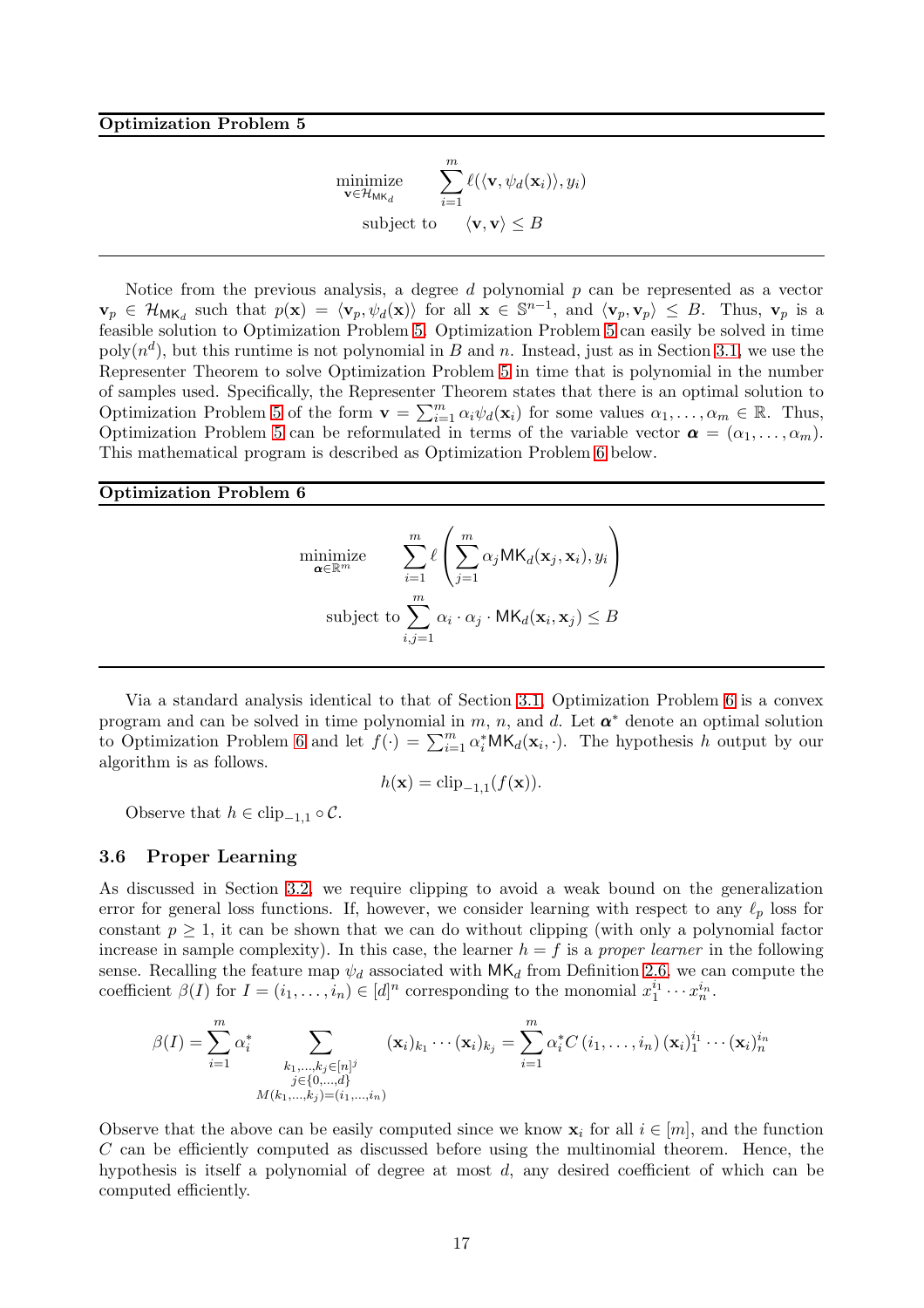**Optimization Problem 5**

$$\begin{aligned} \underset{\mathbf{v} \in \mathcal{H}_{\mathsf{MK}_d}}{\text{minimize}} \quad & \sum_{i=1}^{m} \ell(\langle \mathbf{v}, \psi_d(\mathbf{x}_i) \rangle, y_i) \\ \text{subject to} \quad & \langle \mathbf{v}, \mathbf{v} \rangle \leq B \end{aligned}$$

---

Notice from the previous analysis, a degree $d$ polynomial $p$ can be represented as a vector $\mathbf{v}_p \in \mathcal{H}_{\mathsf{MK}_d}$ such that $p(\mathbf{x}) = \langle \mathbf{v}_p, \psi_d(\mathbf{x}) \rangle$ for all $\mathbf{x} \in \mathbb{S}^{n-1}$, and $\langle \mathbf{v}_p, \mathbf{v}_p \rangle \leq B$. Thus, $\mathbf{v}_p$ is a feasible solution to Optimization Problem 5. Optimization Problem 5 can easily be solved in time $\text{poly}(n^d)$, but this runtime is not polynomial in $B$ and $n$. Instead, just as in Section 3.1, we use the Representer Theorem to solve Optimization Problem 5 in time that is polynomial in the number of samples used. Specifically, the Representer Theorem states that there is an optimal solution to Optimization Problem 5 of the form $\mathbf{v} = \sum_{i=1}^{m} \alpha_i \psi_d(\mathbf{x}_i)$ for some values $\alpha_1, \ldots, \alpha_m \in \mathbb{R}$. Thus, Optimization Problem 5 can be reformulated in terms of the variable vector $\boldsymbol{\alpha} = (\alpha_1, \ldots, \alpha_m)$. This mathematical program is described as Optimization Problem 6 below.

**Optimization Problem 6**

$$\begin{aligned} \underset{\boldsymbol{\alpha} \in \mathbb{R}^m}{\text{minimize}} \quad & \sum_{i=1}^{m} \ell\left( \sum_{j=1}^{m} \alpha_j \mathsf{MK}_d(\mathbf{x}_j, \mathbf{x}_i), y_i \right) \\ \text{subject to} \quad & \sum_{i,j=1}^{m} \alpha_i \cdot \alpha_j \cdot \mathsf{MK}_d(\mathbf{x}_i, \mathbf{x}_j) \leq B \end{aligned}$$

---

Via a standard analysis identical to that of Section 3.1, Optimization Problem 6 is a convex program and can be solved in time polynomial in $m$, $n$, and $d$. Let $\boldsymbol{\alpha}^*$ denote an optimal solution to Optimization Problem 6 and let $f(\cdot) = \sum_{i=1}^{m} \alpha_i^* \mathsf{MK}_d(\mathbf{x}_i, \cdot)$. The hypothesis $h$ output by our algorithm is as follows.

$$h(\mathbf{x}) = \text{clip}_{-1,1}(f(\mathbf{x})).$$

Observe that $h \in \text{clip}_{-1,1} \circ \mathcal{C}$.

### 3.6 Proper Learning

As discussed in Section 3.2, we require clipping to avoid a weak bound on the generalization error for general loss functions. If, however, we consider learning with respect to any $\ell_p$ loss for constant $p \geq 1$, it can be shown that we can do without clipping (with only a polynomial factor increase in sample complexity). In this case, the learner $h = f$ is a *proper learner* in the following sense. Recalling the feature map $\psi_d$ associated with $\mathsf{MK}_d$ from Definition 2.6, we can compute the coefficient $\beta(I)$ for $I = (i_1, \ldots, i_n) \in [d]^n$ corresponding to the monomial $x_1^{i_1} \cdots x_n^{i_n}$.

$$\beta(I) = \sum_{i=1}^{m} \alpha_i^* \sum_{\substack{k_1, \ldots, k_j \in [n]^j \\ j \in \{0, \ldots, d\} \\ M(k_1, \ldots, k_j) = (i_1, \ldots, i_n)}} (\mathbf{x}_i)_{k_1} \cdots (\mathbf{x}_i)_{k_j} = \sum_{i=1}^{m} \alpha_i^* C\left(i_1, \ldots, i_n\right) (\mathbf{x}_i)_1^{i_1} \cdots (\mathbf{x}_i)_n^{i_n}$$

Observe that the above can be easily computed since we know $\mathbf{x}_i$ for all $i \in [m]$, and the function $C$ can be efficiently computed as discussed before using the multinomial theorem. Hence, the hypothesis is itself a polynomial of degree at most $d$, any desired coefficient of which can be computed efficiently.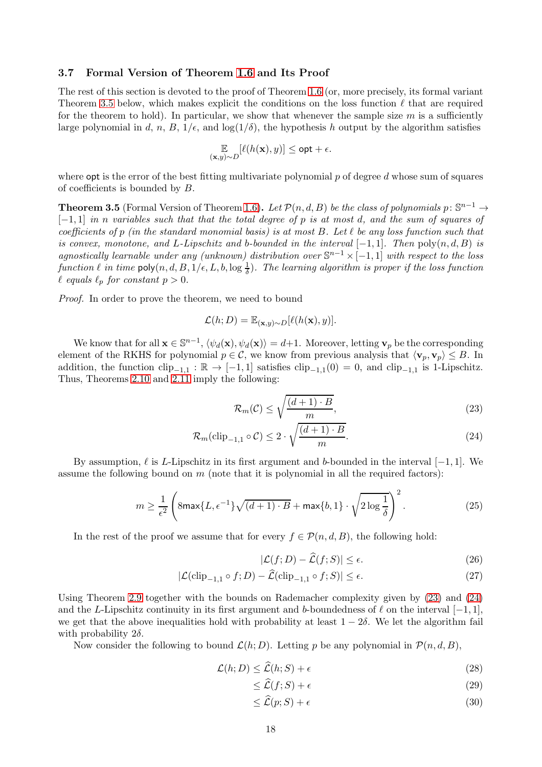### 3.7 Formal Version of Theorem 1.6 and Its Proof

The rest of this section is devoted to the proof of Theorem 1.6 (or, more precisely, its formal variant Theorem 3.5 below, which makes explicit the conditions on the loss function $\ell$ that are required for the theorem to hold). In particular, we show that whenever the sample size $m$ is a sufficiently large polynomial in $d$, $n$, $B$, $1/\epsilon$, and $\log(1/\delta)$, the hypothesis $h$ output by the algorithm satisfies

$$\mathop{\mathbb{E}}_{(\mathbf{x},y)\sim D}[\ell(h(\mathbf{x}), y)] \leq \mathsf{opt} + \epsilon.$$

where $\mathsf{opt}$ is the error of the best fitting multivariate polynomial $p$ of degree $d$ whose sum of squares of coefficients is bounded by $B$.

**Theorem 3.5** (Formal Version of Theorem 1.6)**.** *Let $\mathcal{P}(n, d, B)$ be the class of polynomials $p\colon \mathbb{S}^{n-1} \to [-1, 1]$ in $n$ variables such that that the total degree of $p$ is at most $d$, and the sum of squares of coefficients of $p$ (in the standard monomial basis) is at most $B$. Let $\ell$ be any loss function such that is convex, monotone, and $L$-Lipschitz and $b$-bounded in the interval $[-1, 1]$. Then $\mathrm{poly}(n, d, B)$ is agnostically learnable under any (unknown) distribution over $\mathbb{S}^{n-1} \times [-1, 1]$ with respect to the loss function $\ell$ in time $\mathsf{poly}(n, d, B, 1/\epsilon, L, b, \log \frac{1}{\delta})$. The learning algorithm is proper if the loss function $\ell$ equals $\ell_p$ for constant $p > 0$.*

*Proof.* In order to prove the theorem, we need to bound

$$\mathcal{L}(h; D) = \mathbb{E}_{(\mathbf{x},y)\sim D}[\ell(h(\mathbf{x}), y)].$$

We know that for all $\mathbf{x} \in \mathbb{S}^{n-1}$, $\langle \psi_d(\mathbf{x}), \psi_d(\mathbf{x})\rangle = d+1$. Moreover, letting $\mathbf{v}_p$ be the corresponding element of the RKHS for polynomial $p \in \mathcal{C}$, we know from previous analysis that $\langle \mathbf{v}_p, \mathbf{v}_p\rangle \leq B$. In addition, the function $\mathrm{clip}_{-1,1} : \mathbb{R} \to [-1, 1]$ satisfies $\mathrm{clip}_{-1,1}(0) = 0$, and $\mathrm{clip}_{-1,1}$ is 1-Lipschitz. Thus, Theorems 2.10 and 2.11 imply the following:

$$\mathcal{R}_m(\mathcal{C}) \leq \sqrt{\frac{(d+1)\cdot B}{m}}, \tag{23}$$

$$\mathcal{R}_m(\mathrm{clip}_{-1,1} \circ \mathcal{C}) \leq 2 \cdot \sqrt{\frac{(d+1)\cdot B}{m}}. \tag{24}$$

By assumption, $\ell$ is $L$-Lipschitz in its first argument and $b$-bounded in the interval $[-1, 1]$. We assume the following bound on $m$ (note that it is polynomial in all the required factors):

$$m \geq \frac{1}{\epsilon^2}\left(8\mathsf{max}\{L, \epsilon^{-1}\}\sqrt{(d+1)\cdot B} + \mathsf{max}\{b, 1\} \cdot \sqrt{2\log\frac{1}{\delta}}\right)^2. \tag{25}$$

In the rest of the proof we assume that for every $f \in \mathcal{P}(n, d, B)$, the following hold:

$$|\mathcal{L}(f; D) - \widehat{\mathcal{L}}(f; S)| \leq \epsilon. \tag{26}$$

$$|\mathcal{L}(\mathrm{clip}_{-1,1} \circ f; D) - \widehat{\mathcal{L}}(\mathrm{clip}_{-1,1} \circ f; S)| \leq \epsilon. \tag{27}$$

Using Theorem 2.9 together with the bounds on Rademacher complexity given by (23) and (24) and the $L$-Lipschitz continuity in its first argument and $b$-boundedness of $\ell$ on the interval $[-1, 1]$, we get that the above inequalities hold with probability at least $1 - 2\delta$. We let the algorithm fail with probability $2\delta$.

Now consider the following to bound $\mathcal{L}(h; D)$. Letting $p$ be any polynomial in $\mathcal{P}(n, d, B)$,

$$\mathcal{L}(h; D) \leq \widehat{\mathcal{L}}(h; S) + \epsilon \tag{28}$$

$$\leq \widehat{\mathcal{L}}(f; S) + \epsilon \tag{29}$$

$$\leq \widehat{\mathcal{L}}(p; S) + \epsilon \tag{30}$$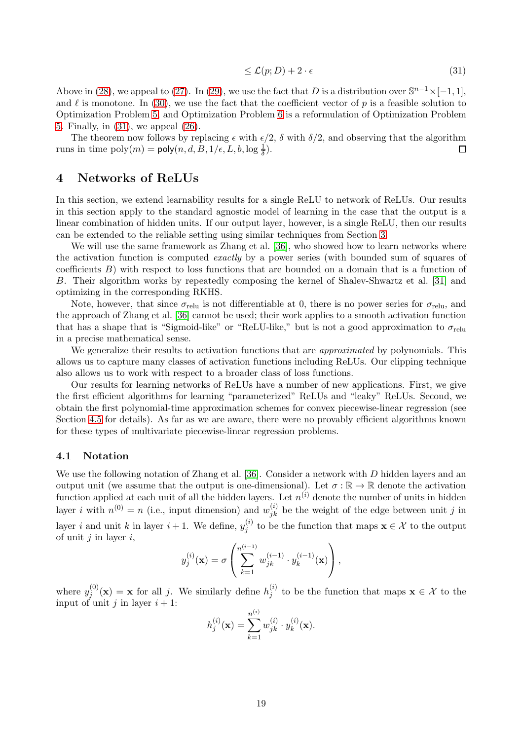$$\leq \mathcal{L}(p; D) + 2 \cdot \epsilon \tag{31}$$

Above in (28), we appeal to (27). In (29), we use the fact that $D$ is a distribution over $\mathbb{S}^{n-1} \times [-1, 1]$, and $\ell$ is monotone. In (30), we use the fact that the coefficient vector of $p$ is a feasible solution to Optimization Problem 5, and Optimization Problem 6 is a reformulation of Optimization Problem 5. Finally, in (31), we appeal (26).

The theorem now follows by replacing $\epsilon$ with $\epsilon/2$, $\delta$ with $\delta/2$, and observing that the algorithm runs in time $\text{poly}(m) = \mathsf{poly}(n, d, B, 1/\epsilon, L, b, \log \frac{1}{\delta})$. □

# 4 Networks of ReLUs

In this section, we extend learnability results for a single ReLU to network of ReLUs. Our results in this section apply to the standard agnostic model of learning in the case that the output is a linear combination of hidden units. If our output layer, however, is a single ReLU, then our results can be extended to the reliable setting using similar techniques from Section 3.

We will use the same framework as Zhang et al. [36], who showed how to learn networks where the activation function is computed *exactly* by a power series (with bounded sum of squares of coefficients $B$) with respect to loss functions that are bounded on a domain that is a function of $B$. Their algorithm works by repeatedly composing the kernel of Shalev-Shwartz et al. [31] and optimizing in the corresponding RKHS.

Note, however, that since $\sigma_{\text{relu}}$ is not differentiable at 0, there is no power series for $\sigma_{\text{relu}}$, and the approach of Zhang et al. [36] cannot be used; their work applies to a smooth activation function that has a shape that is "Sigmoid-like" or "ReLU-like," but is not a good approximation to $\sigma_{\text{relu}}$ in a precise mathematical sense.

We generalize their results to activation functions that are *approximated* by polynomials. This allows us to capture many classes of activation functions including ReLUs. Our clipping technique also allows us to work with respect to a broader class of loss functions.

Our results for learning networks of ReLUs have a number of new applications. First, we give the first efficient algorithms for learning "parameterized" ReLUs and "leaky" ReLUs. Second, we obtain the first polynomial-time approximation schemes for convex piecewise-linear regression (see Section 4.5 for details). As far as we are aware, there were no provably efficient algorithms known for these types of multivariate piecewise-linear regression problems.

## 4.1 Notation

We use the following notation of Zhang et al. [36]. Consider a network with $D$ hidden layers and an output unit (we assume that the output is one-dimensional). Let $\sigma : \mathbb{R} \to \mathbb{R}$ denote the activation function applied at each unit of all the hidden layers. Let $n^{(i)}$ denote the number of units in hidden layer $i$ with $n^{(0)} = n$ (i.e., input dimension) and $w_{jk}^{(i)}$ be the weight of the edge between unit $j$ in layer $i$ and unit $k$ in layer $i+1$. We define, $y_j^{(i)}$ to be the function that maps $\mathbf{x} \in \mathcal{X}$ to the output of unit $j$ in layer $i$,

$$y_j^{(i)}(\mathbf{x}) = \sigma\left(\sum_{k=1}^{n^{(i-1)}} w_{jk}^{(i-1)} \cdot y_k^{(i-1)}(\mathbf{x})\right),$$

where $y_j^{(0)}(\mathbf{x}) = \mathbf{x}$ for all $j$. We similarly define $h_j^{(i)}$ to be the function that maps $\mathbf{x} \in \mathcal{X}$ to the input of unit $j$ in layer $i+1$:

$$h_j^{(i)}(\mathbf{x}) = \sum_{k=1}^{n^{(i)}} w_{jk}^{(i)} \cdot y_k^{(i)}(\mathbf{x}).$$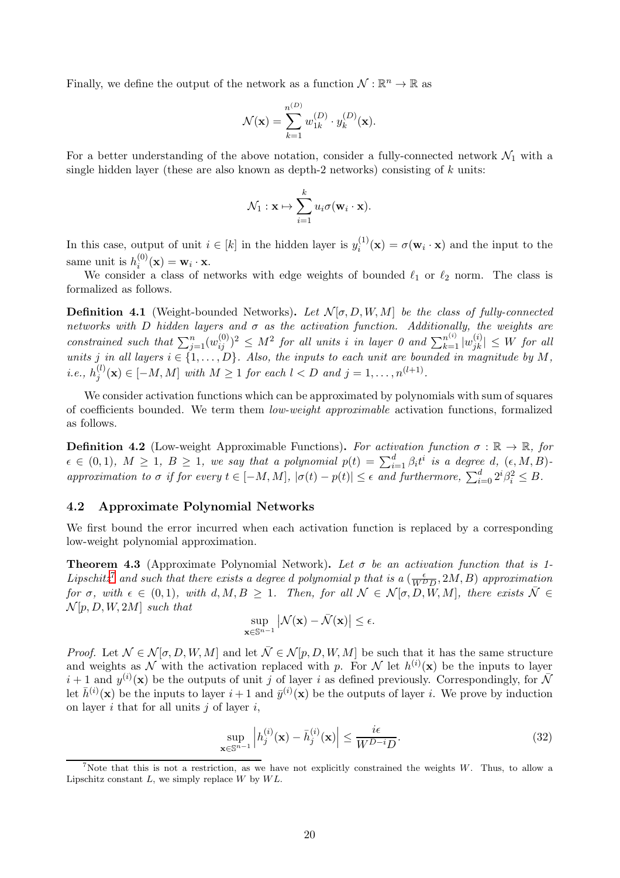Finally, we define the output of the network as a function $\mathcal{N} : \mathbb{R}^n \to \mathbb{R}$ as

$$\mathcal{N}(\mathbf{x}) = \sum_{k=1}^{n^{(D)}} w_{1k}^{(D)} \cdot y_k^{(D)}(\mathbf{x}).$$

For a better understanding of the above notation, consider a fully-connected network $\mathcal{N}_1$ with a single hidden layer (these are also known as depth-2 networks) consisting of $k$ units:

$$\mathcal{N}_1 : \mathbf{x} \mapsto \sum_{i=1}^{k} u_i \sigma(\mathbf{w}_i \cdot \mathbf{x}).$$

In this case, output of unit $i \in [k]$ in the hidden layer is $y_i^{(1)}(\mathbf{x}) = \sigma(\mathbf{w}_i \cdot \mathbf{x})$ and the input to the same unit is $h_i^{(0)}(\mathbf{x}) = \mathbf{w}_i \cdot \mathbf{x}$.

We consider a class of networks with edge weights of bounded $\ell_1$ or $\ell_2$ norm. The class is formalized as follows.

**Definition 4.1** (Weight-bounded Networks). *Let $\mathcal{N}[\sigma, D, W, M]$ be the class of fully-connected networks with $D$ hidden layers and $\sigma$ as the activation function. Additionally, the weights are constrained such that $\sum_{j=1}^{n} (w_{ij}^{(0)})^2 \leq M^2$ for all units $i$ in layer 0 and $\sum_{k=1}^{n^{(i)}} |w_{jk}^{(i)}| \leq W$ for all units $j$ in all layers $i \in \{1, \ldots, D\}$. Also, the inputs to each unit are bounded in magnitude by $M$, i.e., $h_j^{(l)}(\mathbf{x}) \in [-M, M]$ with $M \geq 1$ for each $l < D$ and $j = 1, \ldots, n^{(l+1)}$.*

We consider activation functions which can be approximated by polynomials with sum of squares of coefficients bounded. We term them *low-weight approximable* activation functions, formalized as follows.

**Definition 4.2** (Low-weight Approximable Functions). *For activation function $\sigma : \mathbb{R} \to \mathbb{R}$, for $\epsilon \in (0, 1)$, $M \geq 1$, $B \geq 1$, we say that a polynomial $p(t) = \sum_{i=1}^{d} \beta_i t^i$ is a degree $d$, $(\epsilon, M, B)$-approximation to $\sigma$ if for every $t \in [-M, M]$, $|\sigma(t) - p(t)| \leq \epsilon$ and furthermore, $\sum_{i=0}^{d} 2^i \beta_i^2 \leq B$.*

### 4.2 Approximate Polynomial Networks

We first bound the error incurred when each activation function is replaced by a corresponding low-weight polynomial approximation.

**Theorem 4.3** (Approximate Polynomial Network). *Let $\sigma$ be an activation function that is 1-Lipschitz[7] and such that there exists a degree $d$ polynomial $p$ that is a $(\frac{\epsilon}{W^D D}, 2M, B)$ approximation for $\sigma$, with $\epsilon \in (0, 1)$, with $d, M, B \geq 1$. Then, for all $\mathcal{N} \in \mathcal{N}[\sigma, D, W, M]$, there exists $\bar{\mathcal{N}} \in \mathcal{N}[p, D, W, 2M]$ such that*

$$\sup_{\mathbf{x} \in \mathbb{S}^{n-1}} \left| \mathcal{N}(\mathbf{x}) - \bar{\mathcal{N}}(\mathbf{x}) \right| \leq \epsilon.$$

*Proof.* Let $\mathcal{N} \in \mathcal{N}[\sigma, D, W, M]$ and let $\bar{\mathcal{N}} \in \mathcal{N}[p, D, W, M]$ be such that it has the same structure and weights as $\mathcal{N}$ with the activation replaced with $p$. For $\mathcal{N}$ let $h^{(i)}(\mathbf{x})$ be the inputs to layer $i+1$ and $y^{(i)}(\mathbf{x})$ be the outputs of unit $j$ of layer $i$ as defined previously. Correspondingly, for $\bar{\mathcal{N}}$ let $\bar{h}^{(i)}(\mathbf{x})$ be the inputs to layer $i+1$ and $\bar{y}^{(i)}(\mathbf{x})$ be the outputs of layer $i$. We prove by induction on layer $i$ that for all units $j$ of layer $i$,

$$\sup_{\mathbf{x} \in \mathbb{S}^{n-1}} \left| h_j^{(i)}(\mathbf{x}) - \bar{h}_j^{(i)}(\mathbf{x}) \right| \leq \frac{i\epsilon}{W^{D-i} D}. \tag{32}$$

[7] Note that this is not a restriction, as we have not explicitly constrained the weights $W$. Thus, to allow a Lipschitz constant $L$, we simply replace $W$ by $WL$.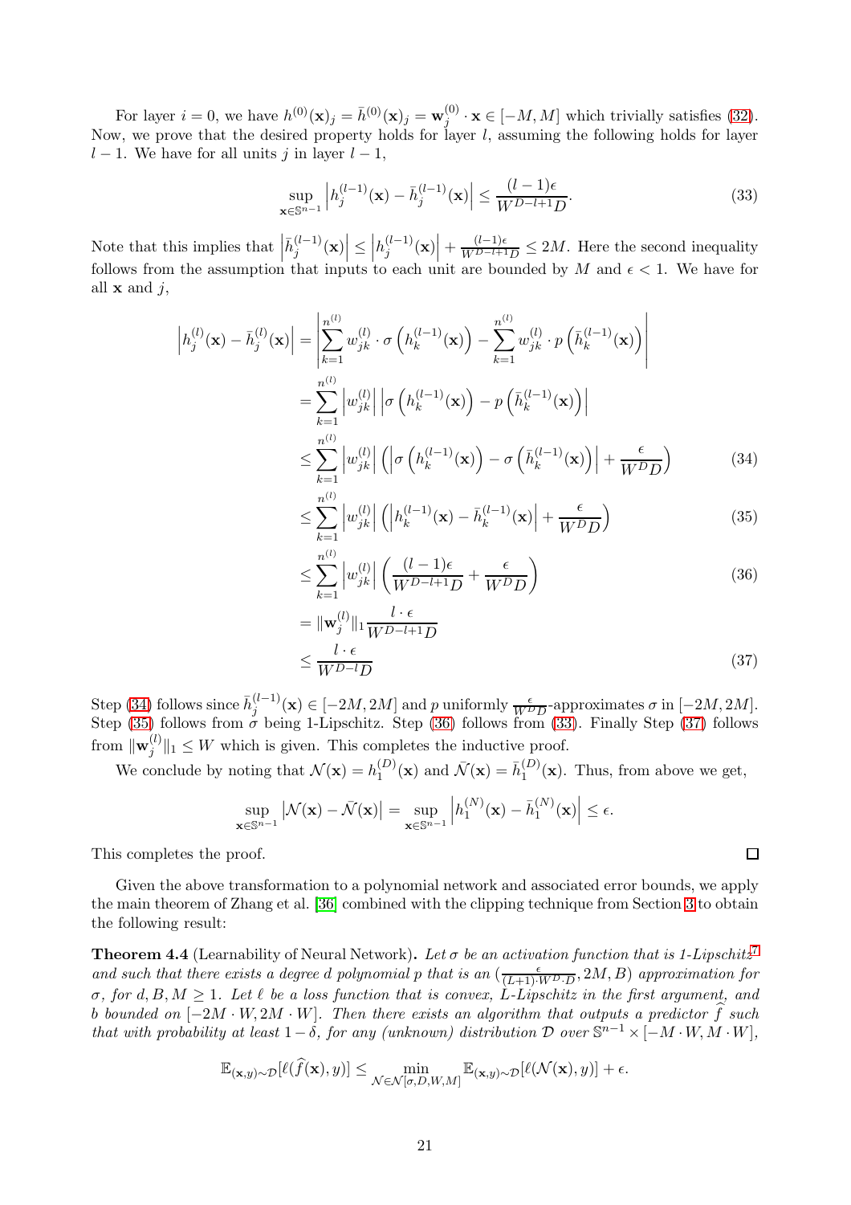For layer $i = 0$, we have $h^{(0)}(\mathbf{x})_j = \bar{h}^{(0)}(\mathbf{x})_j = \mathbf{w}_j^{(0)} \cdot \mathbf{x} \in [-M, M]$ which trivially satisfies (32). Now, we prove that the desired property holds for layer $l$, assuming the following holds for layer $l-1$. We have for all units $j$ in layer $l-1$,

$$\sup_{\mathbf{x} \in \mathbb{S}^{n-1}} \left| h_j^{(l-1)}(\mathbf{x}) - \bar{h}_j^{(l-1)}(\mathbf{x}) \right| \leq \frac{(l-1)\epsilon}{W^{D-l+1}D}. \tag{33}$$

Note that this implies that $\left|\bar{h}_j^{(l-1)}(\mathbf{x})\right| \leq \left|h_j^{(l-1)}(\mathbf{x})\right| + \frac{(l-1)\epsilon}{W^{D-l+1}D} \leq 2M$. Here the second inequality follows from the assumption that inputs to each unit are bounded by $M$ and $\epsilon < 1$. We have for all $\mathbf{x}$ and $j$,

$$\begin{aligned}
\left|h_j^{(l)}(\mathbf{x}) - \bar{h}_j^{(l)}(\mathbf{x})\right| &= \left| \sum_{k=1}^{n^{(l)}} w_{jk}^{(l)} \cdot \sigma\left(h_k^{(l-1)}(\mathbf{x})\right) - \sum_{k=1}^{n^{(l)}} w_{jk}^{(l)} \cdot p\left(\bar{h}_k^{(l-1)}(\mathbf{x})\right) \right| \\
&= \sum_{k=1}^{n^{(l)}} \left|w_{jk}^{(l)}\right| \left| \sigma\left(h_k^{(l-1)}(\mathbf{x})\right) - p\left(\bar{h}_k^{(l-1)}(\mathbf{x})\right) \right| \\
&\leq \sum_{k=1}^{n^{(l)}} \left|w_{jk}^{(l)}\right| \left( \left| \sigma\left(h_k^{(l-1)}(\mathbf{x})\right) - \sigma\left(\bar{h}_k^{(l-1)}(\mathbf{x})\right) \right| + \frac{\epsilon}{W^D D} \right) \qquad (34) \\
&\leq \sum_{k=1}^{n^{(l)}} \left|w_{jk}^{(l)}\right| \left( \left| h_k^{(l-1)}(\mathbf{x}) - \bar{h}_k^{(l-1)}(\mathbf{x}) \right| + \frac{\epsilon}{W^D D} \right) \qquad (35) \\
&\leq \sum_{k=1}^{n^{(l)}} \left|w_{jk}^{(l)}\right| \left( \frac{(l-1)\epsilon}{W^{D-l+1}D} + \frac{\epsilon}{W^D D} \right) \qquad (36) \\
&= \|\mathbf{w}_j^{(l)}\|_1 \frac{l \cdot \epsilon}{W^{D-l+1}D} \\
&\leq \frac{l \cdot \epsilon}{W^{D-l}D} \qquad (37)
\end{aligned}$$

Step (34) follows since $\bar{h}_j^{(l-1)}(\mathbf{x}) \in [-2M, 2M]$ and $p$ uniformly $\frac{\epsilon}{W^D D}$-approximates $\sigma$ in $[-2M, 2M]$. Step (35) follows from $\sigma$ being 1-Lipschitz. Step (36) follows from (33). Finally Step (37) follows from $\|\mathbf{w}_j^{(l)}\|_1 \leq W$ which is given. This completes the inductive proof.

We conclude by noting that $\mathcal{N}(\mathbf{x}) = h_1^{(D)}(\mathbf{x})$ and $\bar{\mathcal{N}}(\mathbf{x}) = \bar{h}_1^{(D)}(\mathbf{x})$. Thus, from above we get,

$$\sup_{\mathbf{x} \in \mathbb{S}^{n-1}} \left|\mathcal{N}(\mathbf{x}) - \bar{\mathcal{N}}(\mathbf{x})\right| = \sup_{\mathbf{x} \in \mathbb{S}^{n-1}} \left|h_1^{(N)}(\mathbf{x}) - \bar{h}_1^{(N)}(\mathbf{x})\right| \leq \epsilon.$$

This completes the proof. ∎

Given the above transformation to a polynomial network and associated error bounds, we apply the main theorem of Zhang et al. [36] combined with the clipping technique from Section 3 to obtain the following result:

**Theorem 4.4** (Learnability of Neural Network)**.** *Let $\sigma$ be an activation function that is 1-Lipschitz*[7] *and such that there exists a degree $d$ polynomial $p$ that is an $(\frac{\epsilon}{(L+1) \cdot W^D \cdot D}, 2M, B)$ approximation for $\sigma$, for $d, B, M \geq 1$. Let $\ell$ be a loss function that is convex, $L$-Lipschitz in the first argument, and $b$ bounded on $[-2M \cdot W, 2M \cdot W]$. Then there exists an algorithm that outputs a predictor $\widehat{f}$ such that with probability at least $1 - \delta$, for any (unknown) distribution $\mathcal{D}$ over $\mathbb{S}^{n-1} \times [-M \cdot W, M \cdot W]$,*

$$\mathbb{E}_{(\mathbf{x},y) \sim \mathcal{D}}[\ell(\widehat{f}(\mathbf{x}), y)] \leq \min_{\mathcal{N} \in \mathcal{N}[\sigma, D, W, M]} \mathbb{E}_{(\mathbf{x},y) \sim \mathcal{D}}[\ell(\mathcal{N}(\mathbf{x}), y)] + \epsilon.$$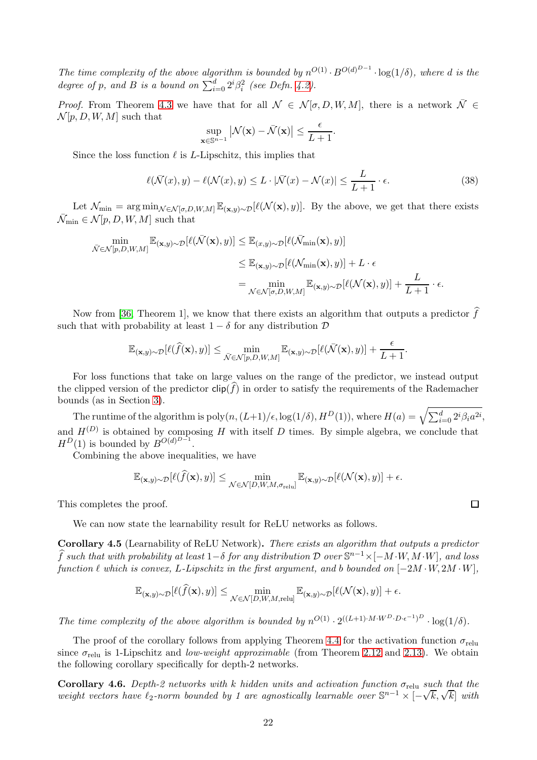*The time complexity of the above algorithm is bounded by $n^{O(1)} \cdot B^{O(d)^{D-1}} \cdot \log(1/\delta)$, where $d$ is the degree of $p$, and $B$ is a bound on $\sum_{i=0}^{d} 2^i \beta_i^2$ (see Defn. 4.2).*

*Proof.* From Theorem 4.3 we have that for all $\mathcal{N} \in \mathcal{N}[\sigma, D, W, M]$, there is a network $\bar{\mathcal{N}} \in \mathcal{N}[p, D, W, M]$ such that

$$\sup_{\mathbf{x} \in \mathbb{S}^{n-1}} \left| \mathcal{N}(\mathbf{x}) - \bar{\mathcal{N}}(\mathbf{x}) \right| \leq \frac{\epsilon}{L+1}.$$

Since the loss function $\ell$ is $L$-Lipschitz, this implies that

$$\ell(\bar{\mathcal{N}}(x), y) - \ell(\mathcal{N}(x), y) \leq L \cdot |\bar{\mathcal{N}}(x) - \mathcal{N}(x)| \leq \frac{L}{L+1} \cdot \epsilon. \tag{38}$$

Let $\mathcal{N}_{\min} = \arg\min_{\mathcal{N} \in \mathcal{N}[\sigma, D, W, M]} \mathbb{E}_{(\mathbf{x},y) \sim \mathcal{D}}[\ell(\mathcal{N}(\mathbf{x}), y)]$. By the above, we get that there exists $\bar{\mathcal{N}}_{\min} \in \mathcal{N}[p, D, W, M]$ such that

$$\begin{aligned}
\min_{\bar{\mathcal{N}} \in \mathcal{N}[p,D,W,M]} \mathbb{E}_{(\mathbf{x},y) \sim \mathcal{D}}[\ell(\bar{\mathcal{N}}(\mathbf{x}), y)] &\leq \mathbb{E}_{(x,y) \sim \mathcal{D}}[\ell(\bar{\mathcal{N}}_{\min}(\mathbf{x}), y)] \\
&\leq \mathbb{E}_{(\mathbf{x},y) \sim \mathcal{D}}[\ell(\mathcal{N}_{\min}(\mathbf{x}), y)] + L \cdot \epsilon \\
&= \min_{\mathcal{N} \in \mathcal{N}[\sigma,D,W,M]} \mathbb{E}_{(\mathbf{x},y) \sim \mathcal{D}}[\ell(\mathcal{N}(\mathbf{x}), y)] + \frac{L}{L+1} \cdot \epsilon.
\end{aligned}$$

Now from [36, Theorem 1], we know that there exists an algorithm that outputs a predictor $\widehat{f}$ such that with probability at least $1 - \delta$ for any distribution $\mathcal{D}$

$$\mathbb{E}_{(\mathbf{x},y) \sim \mathcal{D}}[\ell(\widehat{f}(\mathbf{x}), y)] \leq \min_{\bar{\mathcal{N}} \in \mathcal{N}[p,D,W,M]} \mathbb{E}_{(\mathbf{x},y) \sim \mathcal{D}}[\ell(\bar{\mathcal{N}}(\mathbf{x}), y)] + \frac{\epsilon}{L+1}.$$

For loss functions that take on large values on the range of the predictor, we instead output the clipped version of the predictor $\mathsf{clip}(\widehat{f})$ in order to satisfy the requirements of the Rademacher bounds (as in Section 3).

The runtime of the algorithm is $\mathrm{poly}(n, (L+1)/\epsilon, \log(1/\delta), H^D(1))$, where $H(a) = \sqrt{\sum_{i=0}^{d} 2^i \beta_i a^{2i}}$, and $H^{(D)}$ is obtained by composing $H$ with itself $D$ times. By simple algebra, we conclude that $H^D(1)$ is bounded by $B^{O(d)^{D-1}}$.

Combining the above inequalities, we have

$$\mathbb{E}_{(\mathbf{x},y) \sim \mathcal{D}}[\ell(\widehat{f}(\mathbf{x}), y)] \leq \min_{\mathcal{N} \in \mathcal{N}[D,W,M,\sigma_{\text{relu}}]} \mathbb{E}_{(\mathbf{x},y) \sim \mathcal{D}}[\ell(\mathcal{N}(\mathbf{x}), y)] + \epsilon.$$

This completes the proof. ∎

We can now state the learnability result for ReLU networks as follows.

**Corollary 4.5** (Learnability of ReLU Network)**.** *There exists an algorithm that outputs a predictor $\widehat{f}$ such that with probability at least $1-\delta$ for any distribution $\mathcal{D}$ over $\mathbb{S}^{n-1} \times [-M \cdot W, M \cdot W]$, and loss function $\ell$ which is convex, $L$-Lipschitz in the first argument, and $b$ bounded on $[-2M \cdot W, 2M \cdot W]$,*

$$\mathbb{E}_{(\mathbf{x},y) \sim \mathcal{D}}[\ell(\widehat{f}(\mathbf{x}), y)] \leq \min_{\mathcal{N} \in \mathcal{N}[D,W,M,\text{relu}]} \mathbb{E}_{(\mathbf{x},y) \sim \mathcal{D}}[\ell(\mathcal{N}(\mathbf{x}), y)] + \epsilon.$$

*The time complexity of the above algorithm is bounded by $n^{O(1)} \cdot 2^{((L+1) \cdot M \cdot W^D \cdot D \cdot \epsilon^{-1})^D} \cdot \log(1/\delta)$.*

The proof of the corollary follows from applying Theorem 4.4 for the activation function $\sigma_{\text{relu}}$ since $\sigma_{\text{relu}}$ is 1-Lipschitz and *low-weight approximable* (from Theorem 2.12 and 2.13). We obtain the following corollary specifically for depth-2 networks.

**Corollary 4.6.** *Depth-2 networks with $k$ hidden units and activation function $\sigma_{\text{relu}}$ such that the weight vectors have $\ell_2$-norm bounded by 1 are agnostically learnable over $\mathbb{S}^{n-1} \times [-\sqrt{k}, \sqrt{k}]$ with*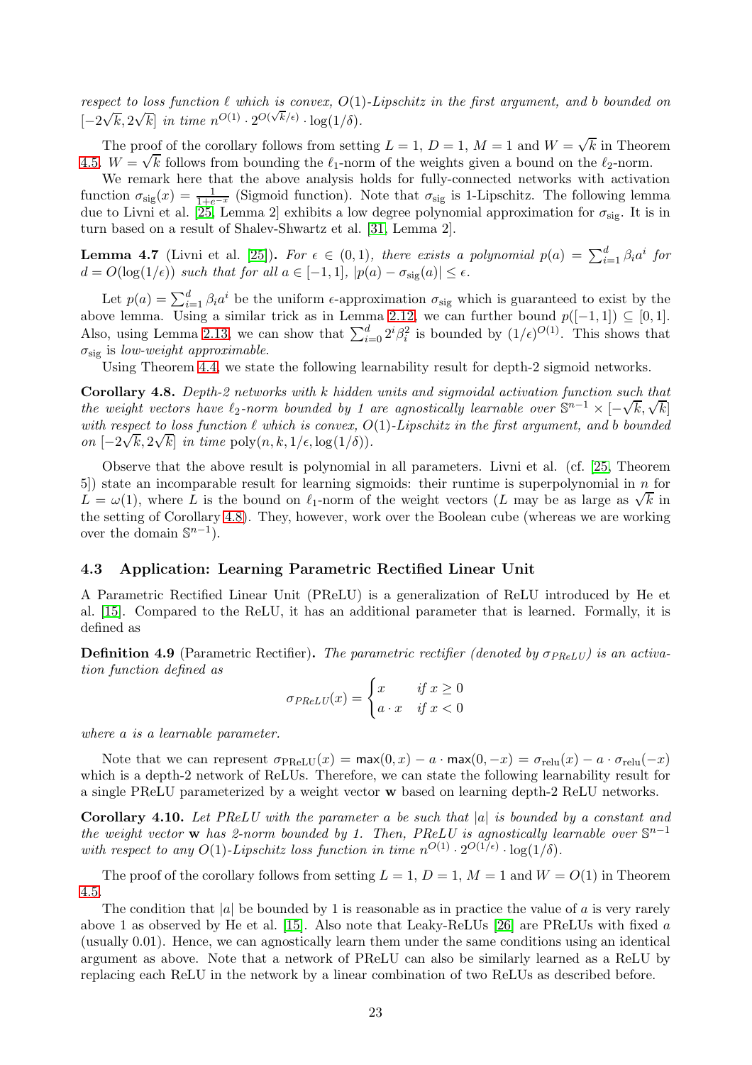*respect to loss function $\ell$ which is convex, $O(1)$-Lipschitz in the first argument, and $b$ bounded on $[-2\sqrt{k}, 2\sqrt{k}]$ in time $n^{O(1)} \cdot 2^{O(\sqrt{k}/\epsilon)} \cdot \log(1/\delta)$.*

The proof of the corollary follows from setting $L = 1$, $D = 1$, $M = 1$ and $W = \sqrt{k}$ in Theorem 4.5. $W = \sqrt{k}$ follows from bounding the $\ell_1$-norm of the weights given a bound on the $\ell_2$-norm.

We remark here that the above analysis holds for fully-connected networks with activation function $\sigma_{\text{sig}}(x) = \frac{1}{1+e^{-x}}$ (Sigmoid function). Note that $\sigma_{\text{sig}}$ is 1-Lipschitz. The following lemma due to Livni et al. [25, Lemma 2] exhibits a low degree polynomial approximation for $\sigma_{\text{sig}}$. It is in turn based on a result of Shalev-Shwartz et al. [31, Lemma 2].

**Lemma 4.7** (Livni et al. [25])**.** *For $\epsilon \in (0, 1)$, there exists a polynomial $p(a) = \sum_{i=1}^{d} \beta_i a^i$ for $d = O(\log(1/\epsilon))$ such that for all $a \in [-1, 1]$, $|p(a) - \sigma_{\text{sig}}(a)| \leq \epsilon$.*

Let $p(a) = \sum_{i=1}^{d} \beta_i a^i$ be the uniform $\epsilon$-approximation $\sigma_{\text{sig}}$ which is guaranteed to exist by the above lemma. Using a similar trick as in Lemma 2.12, we can further bound $p([-1, 1]) \subseteq [0, 1]$. Also, using Lemma 2.13, we can show that $\sum_{i=0}^{d} 2^i \beta_i^2$ is bounded by $(1/\epsilon)^{O(1)}$. This shows that $\sigma_{\text{sig}}$ is *low-weight approximable*.

Using Theorem 4.4, we state the following learnability result for depth-2 sigmoid networks.

**Corollary 4.8.** *Depth-2 networks with $k$ hidden units and sigmoidal activation function such that the weight vectors have $\ell_2$-norm bounded by 1 are agnostically learnable over $\mathbb{S}^{n-1} \times [-\sqrt{k}, \sqrt{k}]$ with respect to loss function $\ell$ which is convex, $O(1)$-Lipschitz in the first argument, and $b$ bounded on $[-2\sqrt{k}, 2\sqrt{k}]$ in time $\text{poly}(n, k, 1/\epsilon, \log(1/\delta))$.*

Observe that the above result is polynomial in all parameters. Livni et al. (cf. [25, Theorem 5]) state an incomparable result for learning sigmoids: their runtime is superpolynomial in $n$ for $L = \omega(1)$, where $L$ is the bound on $\ell_1$-norm of the weight vectors ($L$ may be as large as $\sqrt{k}$ in the setting of Corollary 4.8). They, however, work over the Boolean cube (whereas we are working over the domain $\mathbb{S}^{n-1}$).

### 4.3 Application: Learning Parametric Rectified Linear Unit

A Parametric Rectified Linear Unit (PReLU) is a generalization of ReLU introduced by He et al. [15]. Compared to the ReLU, it has an additional parameter that is learned. Formally, it is defined as

**Definition 4.9** (Parametric Rectifier)**.** *The parametric rectifier (denoted by $\sigma_{PReLU}$) is an activation function defined as*

$$\sigma_{PReLU}(x) = \begin{cases} x & \text{if } x \geq 0 \\ a \cdot x & \text{if } x < 0 \end{cases}$$

*where $a$ is a learnable parameter.*

Note that we can represent $\sigma_{\text{PReLU}}(x) = \max(0, x) - a \cdot \max(0, -x) = \sigma_{\text{relu}}(x) - a \cdot \sigma_{\text{relu}}(-x)$ which is a depth-2 network of ReLUs. Therefore, we can state the following learnability result for a single PReLU parameterized by a weight vector $\mathbf{w}$ based on learning depth-2 ReLU networks.

**Corollary 4.10.** *Let PReLU with the parameter $a$ be such that $|a|$ is bounded by a constant and the weight vector $\mathbf{w}$ has 2-norm bounded by 1. Then, PReLU is agnostically learnable over $\mathbb{S}^{n-1}$ with respect to any $O(1)$-Lipschitz loss function in time $n^{O(1)} \cdot 2^{O(1/\epsilon)} \cdot \log(1/\delta)$.*

The proof of the corollary follows from setting $L = 1$, $D = 1$, $M = 1$ and $W = O(1)$ in Theorem 4.5.

The condition that $|a|$ be bounded by 1 is reasonable as in practice the value of $a$ is very rarely above 1 as observed by He et al. [15]. Also note that Leaky-ReLUs [26] are PReLUs with fixed $a$ (usually 0.01). Hence, we can agnostically learn them under the same conditions using an identical argument as above. Note that a network of PReLU can also be similarly learned as a ReLU by replacing each ReLU in the network by a linear combination of two ReLUs as described before.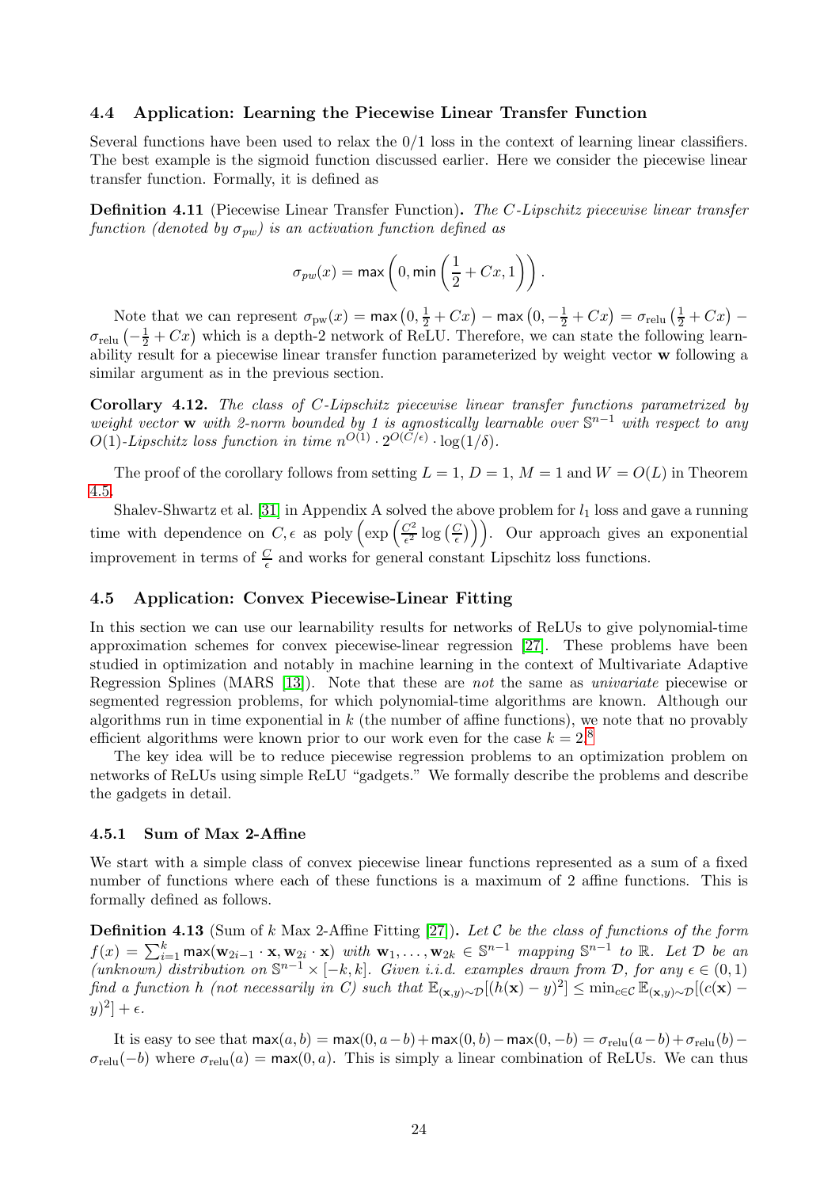### 4.4 Application: Learning the Piecewise Linear Transfer Function

Several functions have been used to relax the 0/1 loss in the context of learning linear classifiers. The best example is the sigmoid function discussed earlier. Here we consider the piecewise linear transfer function. Formally, it is defined as

**Definition 4.11** (Piecewise Linear Transfer Function)**.** *The $C$-Lipschitz piecewise linear transfer function (denoted by $\sigma_{pw}$) is an activation function defined as*

$$\sigma_{pw}(x) = \max\left(0, \min\left(\frac{1}{2} + Cx, 1\right)\right).$$

Note that we can represent $\sigma_{\text{pw}}(x) = \max\left(0, \frac{1}{2} + Cx\right) - \max\left(0, -\frac{1}{2} + Cx\right) = \sigma_{\text{relu}}\left(\frac{1}{2} + Cx\right) - \sigma_{\text{relu}}\left(-\frac{1}{2} + Cx\right)$ which is a depth-2 network of ReLU. Therefore, we can state the following learnability result for a piecewise linear transfer function parameterized by weight vector $\mathbf{w}$ following a similar argument as in the previous section.

**Corollary 4.12.** *The class of $C$-Lipschitz piecewise linear transfer functions parametrized by weight vector $\mathbf{w}$ with 2-norm bounded by 1 is agnostically learnable over $\mathbb{S}^{n-1}$ with respect to any $O(1)$-Lipschitz loss function in time $n^{O(1)} \cdot 2^{O(C/\epsilon)} \cdot \log(1/\delta)$.*

The proof of the corollary follows from setting $L = 1$, $D = 1$, $M = 1$ and $W = O(L)$ in Theorem 4.5.

Shalev-Shwartz et al. [31] in Appendix A solved the above problem for $l_1$ loss and gave a running time with dependence on $C, \epsilon$ as $\text{poly}\left(\exp\left(\frac{C^2}{\epsilon^2}\log\left(\frac{C}{\epsilon}\right)\right)\right)$. Our approach gives an exponential improvement in terms of $\frac{C}{\epsilon}$ and works for general constant Lipschitz loss functions.

### 4.5 Application: Convex Piecewise-Linear Fitting

In this section we can use our learnability results for networks of ReLUs to give polynomial-time approximation schemes for convex piecewise-linear regression [27]. These problems have been studied in optimization and notably in machine learning in the context of Multivariate Adaptive Regression Splines (MARS [13]). Note that these are *not* the same as *univariate* piecewise or segmented regression problems, for which polynomial-time algorithms are known. Although our algorithms run in time exponential in $k$ (the number of affine functions), we note that no provably efficient algorithms were known prior to our work even for the case $k = 2$.[8]

The key idea will be to reduce piecewise regression problems to an optimization problem on networks of ReLUs using simple ReLU "gadgets." We formally describe the problems and describe the gadgets in detail.

#### 4.5.1 Sum of Max 2-Affine

We start with a simple class of convex piecewise linear functions represented as a sum of a fixed number of functions where each of these functions is a maximum of 2 affine functions. This is formally defined as follows.

**Definition 4.13** (Sum of $k$ Max 2-Affine Fitting [27])**.** *Let $\mathcal{C}$ be the class of functions of the form $f(x) = \sum_{i=1}^{k} \max(\mathbf{w}_{2i-1} \cdot \mathbf{x}, \mathbf{w}_{2i} \cdot \mathbf{x})$ with $\mathbf{w}_1, \ldots, \mathbf{w}_{2k} \in \mathbb{S}^{n-1}$ mapping $\mathbb{S}^{n-1}$ to $\mathbb{R}$. Let $\mathcal{D}$ be an (unknown) distribution on $\mathbb{S}^{n-1} \times [-k, k]$. Given i.i.d. examples drawn from $\mathcal{D}$, for any $\epsilon \in (0, 1)$ find a function $h$ (not necessarily in $C$) such that $\mathbb{E}_{(\mathbf{x},y)\sim\mathcal{D}}[(h(\mathbf{x}) - y)^2] \le \min_{c\in\mathcal{C}} \mathbb{E}_{(\mathbf{x},y)\sim\mathcal{D}}[(c(\mathbf{x}) - y)^2] + \epsilon$.*

It is easy to see that $\max(a, b) = \max(0, a-b) + \max(0, b) - \max(0, -b) = \sigma_{\text{relu}}(a-b) + \sigma_{\text{relu}}(b) - \sigma_{\text{relu}}(-b)$ where $\sigma_{\text{relu}}(a) = \max(0, a)$. This is simply a linear combination of ReLUs. We can thus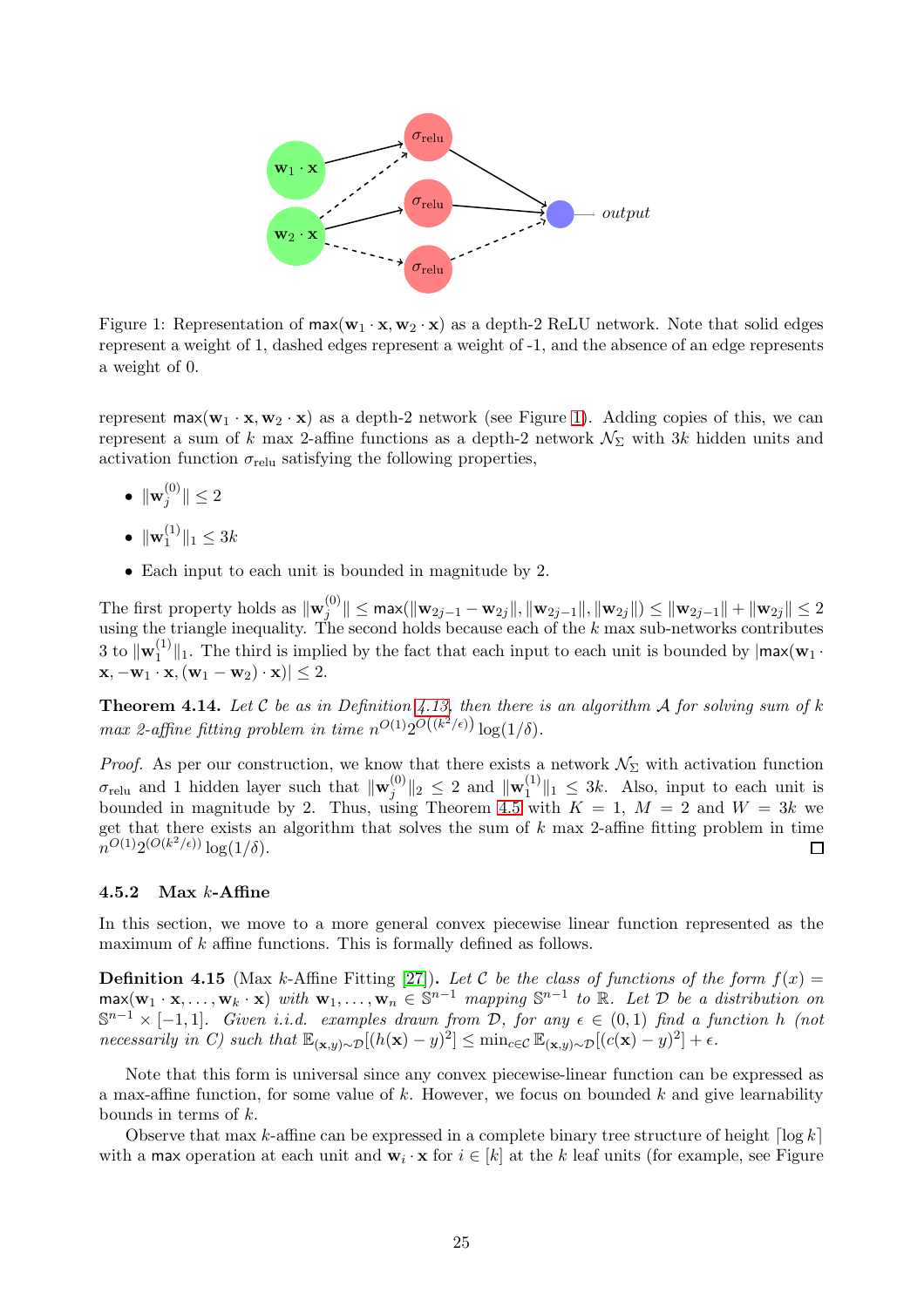Figure 1: Representation of $\mathsf{max}(\mathbf{w}_1 \cdot \mathbf{x}, \mathbf{w}_2 \cdot \mathbf{x})$ as a depth-2 ReLU network. Note that solid edges represent a weight of 1, dashed edges represent a weight of -1, and the absence of an edge represents a weight of 0.

represent $\mathsf{max}(\mathbf{w}_1 \cdot \mathbf{x}, \mathbf{w}_2 \cdot \mathbf{x})$ as a depth-2 network (see Figure 1). Adding copies of this, we can represent a sum of $k$ max 2-affine functions as a depth-2 network $\mathcal{N}_\Sigma$ with $3k$ hidden units and activation function $\sigma_{\text{relu}}$ satisfying the following properties,

- $\|\mathbf{w}_j^{(0)}\| \leq 2$
- $\|\mathbf{w}_1^{(1)}\|_1 \leq 3k$
- Each input to each unit is bounded in magnitude by 2.

The first property holds as $\|\mathbf{w}_j^{(0)}\| \leq \mathsf{max}(\|\mathbf{w}_{2j-1} - \mathbf{w}_{2j}\|, \|\mathbf{w}_{2j-1}\|, \|\mathbf{w}_{2j}\|) \leq \|\mathbf{w}_{2j-1}\| + \|\mathbf{w}_{2j}\| \leq 2$ using the triangle inequality. The second holds because each of the $k$ max sub-networks contributes 3 to $\|\mathbf{w}_1^{(1)}\|_1$. The third is implied by the fact that each input to each unit is bounded by $|\mathsf{max}(\mathbf{w}_1 \cdot \mathbf{x}, -\mathbf{w}_1 \cdot \mathbf{x}, (\mathbf{w}_1 - \mathbf{w}_2) \cdot \mathbf{x})| \leq 2$.

**Theorem 4.14.** *Let $\mathcal{C}$ be as in Definition 4.13, then there is an algorithm $\mathcal{A}$ for solving sum of $k$ max 2-affine fitting problem in time $n^{O(1)} 2^{O((k^2/\epsilon))} \log(1/\delta)$.*

*Proof.* As per our construction, we know that there exists a network $\mathcal{N}_\Sigma$ with activation function $\sigma_{\text{relu}}$ and 1 hidden layer such that $\|\mathbf{w}_j^{(0)}\|_2 \leq 2$ and $\|\mathbf{w}_1^{(1)}\|_1 \leq 3k$. Also, input to each unit is bounded in magnitude by 2. Thus, using Theorem 4.5 with $K = 1$, $M = 2$ and $W = 3k$ we get that there exists an algorithm that solves the sum of $k$ max 2-affine fitting problem in time $n^{O(1)} 2^{(O(k^2/\epsilon))} \log(1/\delta)$. ☐

### 4.5.2 Max $k$-Affine

In this section, we move to a more general convex piecewise linear function represented as the maximum of $k$ affine functions. This is formally defined as follows.

**Definition 4.15** (Max $k$-Affine Fitting [27])**.** *Let $\mathcal{C}$ be the class of functions of the form $f(x) = \mathsf{max}(\mathbf{w}_1 \cdot \mathbf{x}, \ldots, \mathbf{w}_k \cdot \mathbf{x})$ with $\mathbf{w}_1, \ldots, \mathbf{w}_n \in \mathbb{S}^{n-1}$ mapping $\mathbb{S}^{n-1}$ to $\mathbb{R}$. Let $\mathcal{D}$ be a distribution on $\mathbb{S}^{n-1} \times [-1, 1]$. Given i.i.d. examples drawn from $\mathcal{D}$, for any $\epsilon \in (0,1)$ find a function $h$ (not necessarily in $C$) such that $\mathbb{E}_{(\mathbf{x},y)\sim\mathcal{D}}[(h(\mathbf{x}) - y)^2] \leq \min_{c \in \mathcal{C}} \mathbb{E}_{(\mathbf{x},y)\sim\mathcal{D}}[(c(\mathbf{x}) - y)^2] + \epsilon$.*

Note that this form is universal since any convex piecewise-linear function can be expressed as a max-affine function, for some value of $k$. However, we focus on bounded $k$ and give learnability bounds in terms of $k$.

Observe that max $k$-affine can be expressed in a complete binary tree structure of height $\lceil \log k \rceil$ with a $\mathsf{max}$ operation at each unit and $\mathbf{w}_i \cdot \mathbf{x}$ for $i \in [k]$ at the $k$ leaf units (for example, see Figure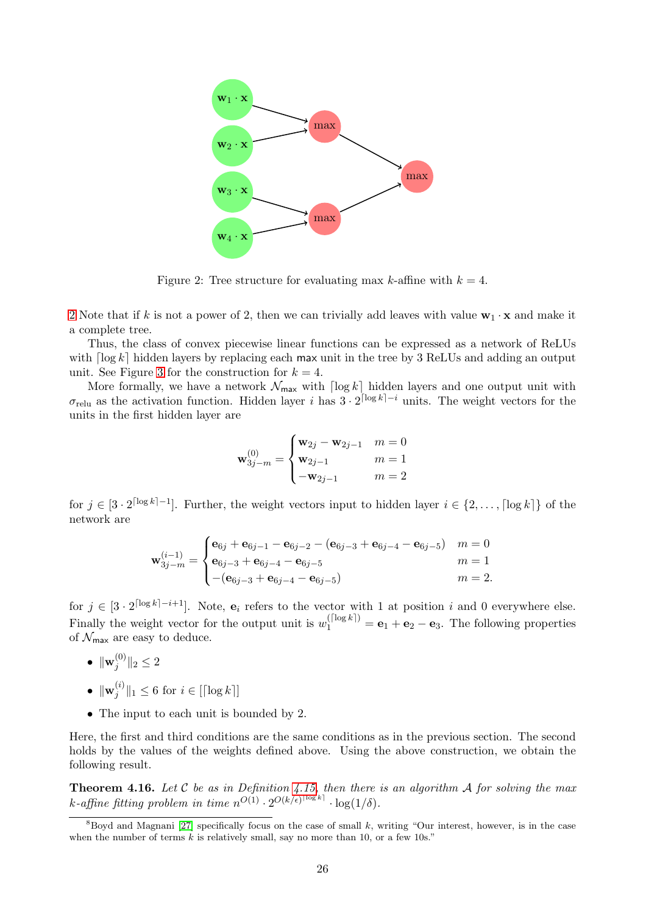Figure 2: Tree structure for evaluating max $k$-affine with $k = 4$.

2 Note that if $k$ is not a power of 2, then we can trivially add leaves with value $\mathbf{w}_1 \cdot \mathbf{x}$ and make it a complete tree.

Thus, the class of convex piecewise linear functions can be expressed as a network of ReLUs with $\lceil \log k \rceil$ hidden layers by replacing each max unit in the tree by 3 ReLUs and adding an output unit. See Figure 3 for the construction for $k = 4$.

More formally, we have a network $\mathcal{N}_{\mathsf{max}}$ with $\lceil \log k \rceil$ hidden layers and one output unit with $\sigma_{\text{relu}}$ as the activation function. Hidden layer $i$ has $3 \cdot 2^{\lceil \log k \rceil - i}$ units. The weight vectors for the units in the first hidden layer are

$$\mathbf{w}^{(0)}_{3j-m} = \begin{cases} \mathbf{w}_{2j} - \mathbf{w}_{2j-1} & m = 0 \\ \mathbf{w}_{2j-1} & m = 1 \\ -\mathbf{w}_{2j-1} & m = 2 \end{cases}$$

for $j \in [3 \cdot 2^{\lceil \log k \rceil - 1}]$. Further, the weight vectors input to hidden layer $i \in \{2, \ldots, \lceil \log k \rceil\}$ of the network are

$$\mathbf{w}^{(i-1)}_{3j-m} = \begin{cases} \mathbf{e}_{6j} + \mathbf{e}_{6j-1} - \mathbf{e}_{6j-2} - (\mathbf{e}_{6j-3} + \mathbf{e}_{6j-4} - \mathbf{e}_{6j-5}) & m = 0 \\ \mathbf{e}_{6j-3} + \mathbf{e}_{6j-4} - \mathbf{e}_{6j-5} & m = 1 \\ -(\mathbf{e}_{6j-3} + \mathbf{e}_{6j-4} - \mathbf{e}_{6j-5}) & m = 2. \end{cases}$$

for $j \in [3 \cdot 2^{\lceil \log k \rceil - i + 1}]$. Note, $\mathbf{e}_i$ refers to the vector with 1 at position $i$ and 0 everywhere else. Finally the weight vector for the output unit is $w_1^{(\lceil \log k \rceil)} = \mathbf{e}_1 + \mathbf{e}_2 - \mathbf{e}_3$. The following properties of $\mathcal{N}_{\mathsf{max}}$ are easy to deduce.

- $\|\mathbf{w}_j^{(0)}\|_2 \leq 2$
- $\|\mathbf{w}_j^{(i)}\|_1 \leq 6$ for $i \in [\lceil \log k \rceil]$
- The input to each unit is bounded by 2.

Here, the first and third conditions are the same conditions as in the previous section. The second holds by the values of the weights defined above. Using the above construction, we obtain the following result.

**Theorem 4.16.** *Let $\mathcal{C}$ be as in Definition 4.15, then there is an algorithm $\mathcal{A}$ for solving the max $k$-affine fitting problem in time $n^{O(1)} \cdot 2^{O(k/\epsilon)^{\lceil \log k \rceil}} \cdot \log(1/\delta)$.*

[8] Boyd and Magnani [27] specifically focus on the case of small $k$, writing "Our interest, however, is in the case when the number of terms $k$ is relatively small, say no more than 10, or a few 10s."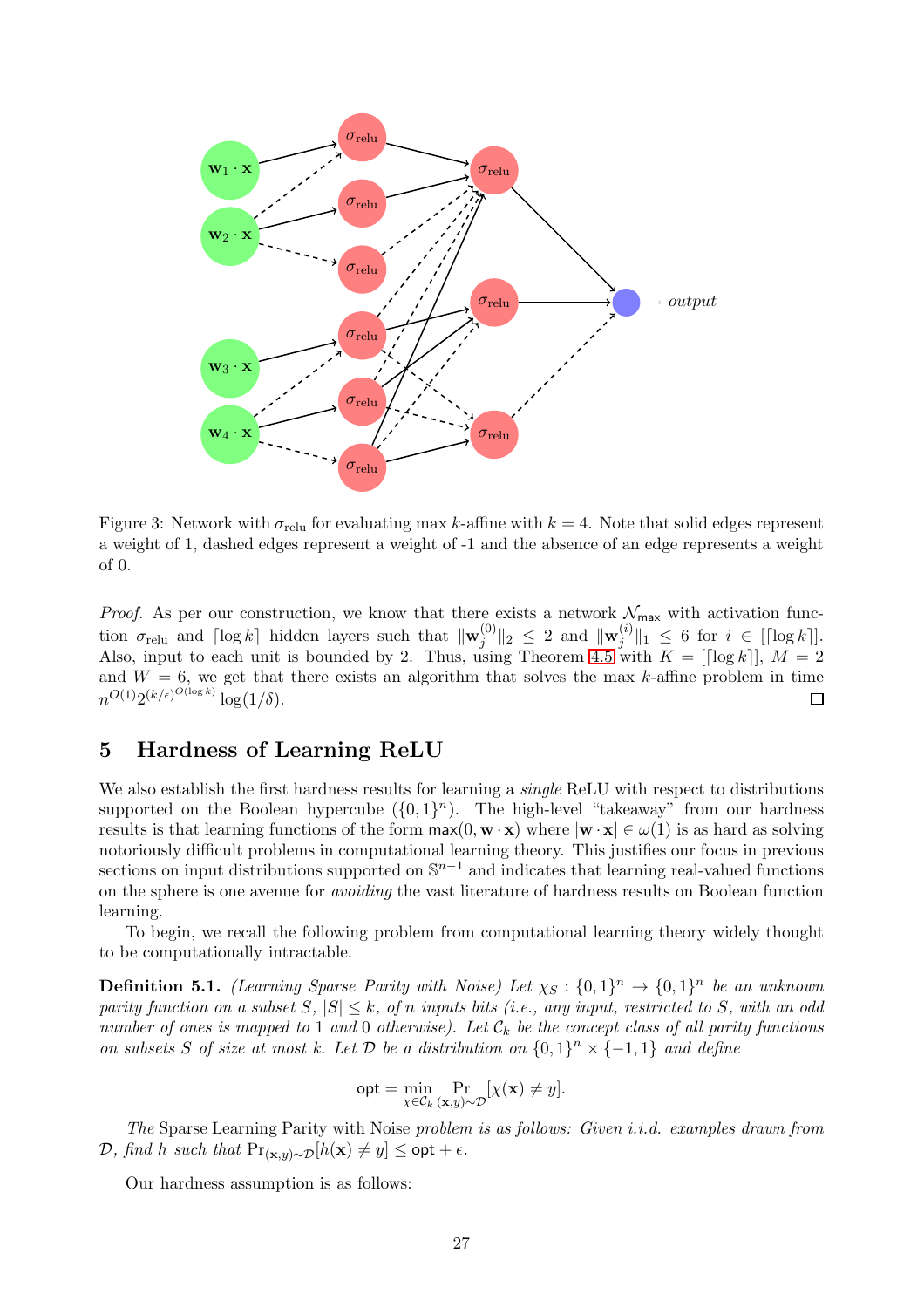Figure 3: Network with $\sigma_{\text{relu}}$ for evaluating max $k$-affine with $k = 4$. Note that solid edges represent a weight of 1, dashed edges represent a weight of -1 and the absence of an edge represents a weight of 0.

*Proof.* As per our construction, we know that there exists a network $\mathcal{N}_{\mathsf{max}}$ with activation function $\sigma_{\text{relu}}$ and $\lceil \log k \rceil$ hidden layers such that $\|\mathbf{w}_j^{(0)}\|_2 \leq 2$ and $\|\mathbf{w}_j^{(i)}\|_1 \leq 6$ for $i \in [\lceil \log k \rceil]$. Also, input to each unit is bounded by 2. Thus, using Theorem 4.5 with $K = [\lceil \log k \rceil]$, $M = 2$ and $W = 6$, we get that there exists an algorithm that solves the max $k$-affine problem in time $n^{O(1)} 2^{(k/\epsilon)^{O(\log k)}} \log(1/\delta)$. $\square$

## 5 Hardness of Learning ReLU

We also establish the first hardness results for learning a *single* ReLU with respect to distributions supported on the Boolean hypercube ($\{0,1\}^n$). The high-level "takeaway" from our hardness results is that learning functions of the form $\mathsf{max}(0, \mathbf{w} \cdot \mathbf{x})$ where $|\mathbf{w} \cdot \mathbf{x}| \in \omega(1)$ is as hard as solving notoriously difficult problems in computational learning theory. This justifies our focus in previous sections on input distributions supported on $\mathbb{S}^{n-1}$ and indicates that learning real-valued functions on the sphere is one avenue for *avoiding* the vast literature of hardness results on Boolean function learning.

To begin, we recall the following problem from computational learning theory widely thought to be computationally intractable.

**Definition 5.1.** *(Learning Sparse Parity with Noise) Let $\chi_S : \{0,1\}^n \to \{0,1\}^n$ be an unknown parity function on a subset $S$, $|S| \leq k$, of $n$ inputs bits (i.e., any input, restricted to $S$, with an odd number of ones is mapped to 1 and 0 otherwise). Let $\mathcal{C}_k$ be the concept class of all parity functions on subsets $S$ of size at most $k$. Let $\mathcal{D}$ be a distribution on $\{0,1\}^n \times \{-1,1\}$ and define*

$$\mathsf{opt} = \min_{\chi \in \mathcal{C}_k} \Pr_{(\mathbf{x},y) \sim \mathcal{D}}[\chi(\mathbf{x}) \neq y].$$

*The* Sparse Learning Parity with Noise *problem is as follows: Given i.i.d. examples drawn from $\mathcal{D}$, find $h$ such that $\Pr_{(\mathbf{x},y)\sim\mathcal{D}}[h(\mathbf{x}) \neq y] \leq \mathsf{opt} + \epsilon$.*

Our hardness assumption is as follows: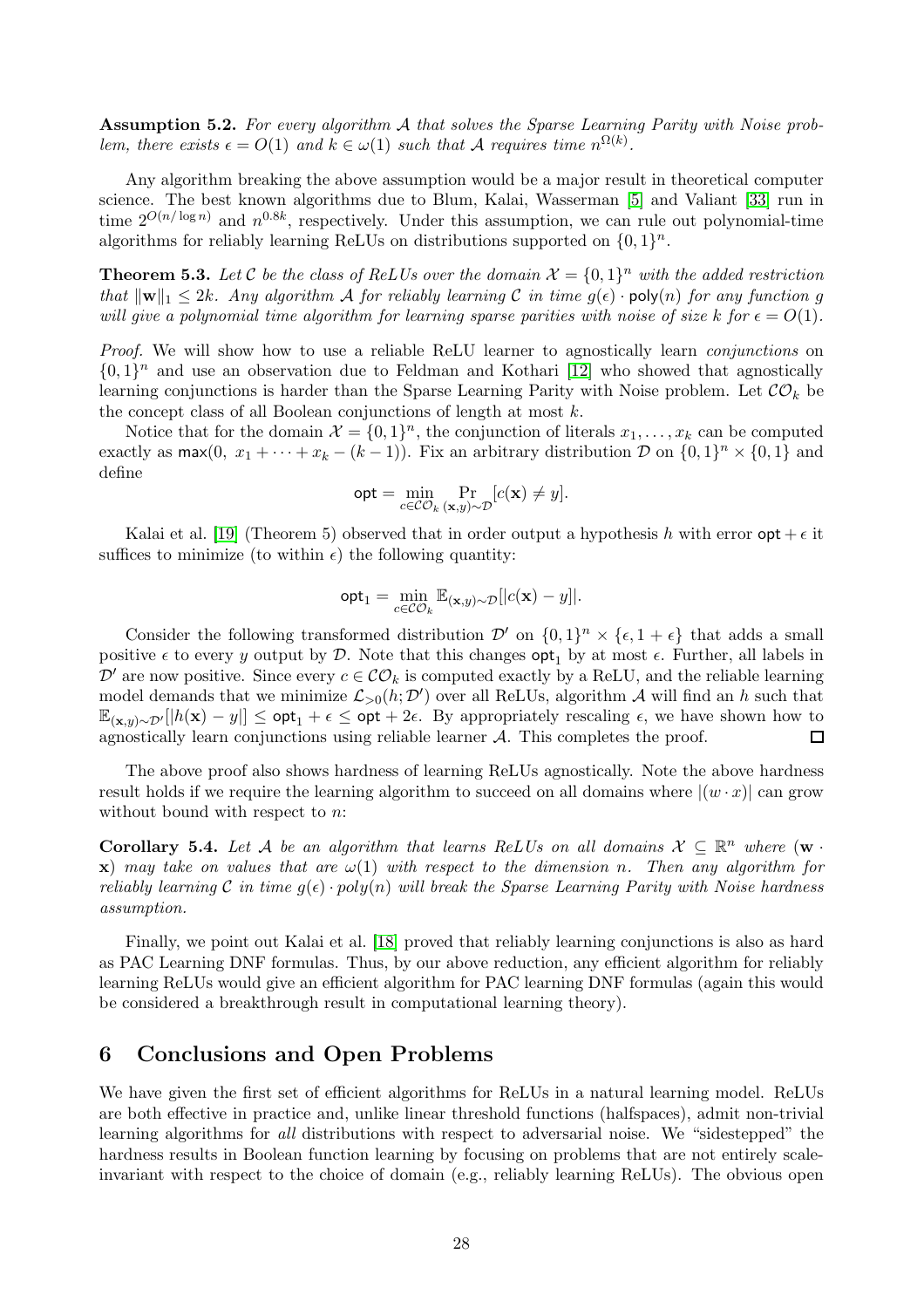**Assumption 5.2.** *For every algorithm $\mathcal{A}$ that solves the Sparse Learning Parity with Noise problem, there exists $\epsilon = O(1)$ and $k \in \omega(1)$ such that $\mathcal{A}$ requires time $n^{\Omega(k)}$.*

Any algorithm breaking the above assumption would be a major result in theoretical computer science. The best known algorithms due to Blum, Kalai, Wasserman [5] and Valiant [33] run in time $2^{O(n/\log n)}$ and $n^{0.8k}$, respectively. Under this assumption, we can rule out polynomial-time algorithms for reliably learning ReLUs on distributions supported on $\{0,1\}^n$.

**Theorem 5.3.** *Let $\mathcal{C}$ be the class of ReLUs over the domain $\mathcal{X} = \{0,1\}^n$ with the added restriction that $\|\mathbf{w}\|_1 \leq 2k$. Any algorithm $\mathcal{A}$ for reliably learning $\mathcal{C}$ in time $g(\epsilon) \cdot \mathsf{poly}(n)$ for any function $g$ will give a polynomial time algorithm for learning sparse parities with noise of size $k$ for $\epsilon = O(1)$.*

*Proof.* We will show how to use a reliable ReLU learner to agnostically learn *conjunctions* on $\{0,1\}^n$ and use an observation due to Feldman and Kothari [12] who showed that agnostically learning conjunctions is harder than the Sparse Learning Parity with Noise problem. Let $\mathcal{CO}_k$ be the concept class of all Boolean conjunctions of length at most $k$.

Notice that for the domain $\mathcal{X} = \{0,1\}^n$, the conjunction of literals $x_1, \ldots, x_k$ can be computed exactly as $\mathsf{max}(0,\ x_1 + \cdots + x_k - (k-1))$. Fix an arbitrary distribution $\mathcal{D}$ on $\{0,1\}^n \times \{0,1\}$ and define

$$\mathsf{opt} = \min_{c \in \mathcal{CO}_k} \Pr_{(\mathbf{x},y)\sim\mathcal{D}}[c(\mathbf{x}) \neq y].$$

Kalai et al. [19] (Theorem 5) observed that in order output a hypothesis $h$ with error $\mathsf{opt} + \epsilon$ it suffices to minimize (to within $\epsilon$) the following quantity:

$$\mathsf{opt}_1 = \min_{c \in \mathcal{CO}_k} \mathbb{E}_{(\mathbf{x},y)\sim\mathcal{D}}[|c(\mathbf{x}) - y|].$$

Consider the following transformed distribution $\mathcal{D}'$ on $\{0,1\}^n \times \{\epsilon, 1+\epsilon\}$ that adds a small positive $\epsilon$ to every $y$ output by $\mathcal{D}$. Note that this changes $\mathsf{opt}_1$ by at most $\epsilon$. Further, all labels in $\mathcal{D}'$ are now positive. Since every $c \in \mathcal{CO}_k$ is computed exactly by a ReLU, and the reliable learning model demands that we minimize $\mathcal{L}_{>0}(h;\mathcal{D}')$ over all ReLUs, algorithm $\mathcal{A}$ will find an $h$ such that $\mathbb{E}_{(\mathbf{x},y)\sim\mathcal{D}'}[|h(\mathbf{x}) - y|] \leq \mathsf{opt}_1 + \epsilon \leq \mathsf{opt} + 2\epsilon$. By appropriately rescaling $\epsilon$, we have shown how to agnostically learn conjunctions using reliable learner $\mathcal{A}$. This completes the proof. $\square$

The above proof also shows hardness of learning ReLUs agnostically. Note the above hardness result holds if we require the learning algorithm to succeed on all domains where $|(w \cdot x)|$ can grow without bound with respect to $n$:

**Corollary 5.4.** *Let $\mathcal{A}$ be an algorithm that learns ReLUs on all domains $\mathcal{X} \subseteq \mathbb{R}^n$ where $(\mathbf{w} \cdot \mathbf{x})$ may take on values that are $\omega(1)$ with respect to the dimension $n$. Then any algorithm for reliably learning $\mathcal{C}$ in time $g(\epsilon) \cdot poly(n)$ will break the Sparse Learning Parity with Noise hardness assumption.*

Finally, we point out Kalai et al. [18] proved that reliably learning conjunctions is also as hard as PAC Learning DNF formulas. Thus, by our above reduction, any efficient algorithm for reliably learning ReLUs would give an efficient algorithm for PAC learning DNF formulas (again this would be considered a breakthrough result in computational learning theory).

# 6 Conclusions and Open Problems

We have given the first set of efficient algorithms for ReLUs in a natural learning model. ReLUs are both effective in practice and, unlike linear threshold functions (halfspaces), admit non-trivial learning algorithms for *all* distributions with respect to adversarial noise. We "sidestepped" the hardness results in Boolean function learning by focusing on problems that are not entirely scale-invariant with respect to the choice of domain (e.g., reliably learning ReLUs). The obvious open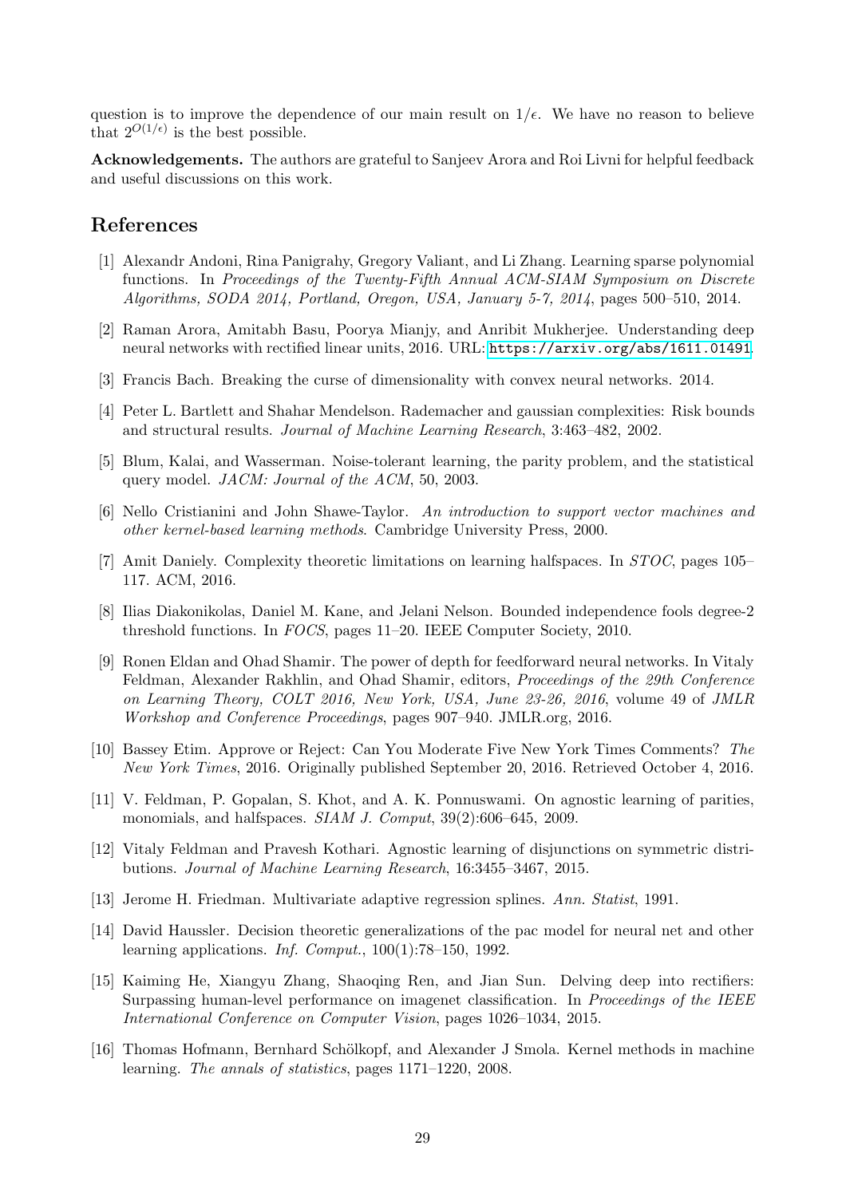question is to improve the dependence of our main result on $1/\epsilon$. We have no reason to believe that $2^{O(1/\epsilon)}$ is the best possible.

**Acknowledgements.** The authors are grateful to Sanjeev Arora and Roi Livni for helpful feedback and useful discussions on this work.

# References

[1] Alexandr Andoni, Rina Panigrahy, Gregory Valiant, and Li Zhang. Learning sparse polynomial functions. In *Proceedings of the Twenty-Fifth Annual ACM-SIAM Symposium on Discrete Algorithms, SODA 2014, Portland, Oregon, USA, January 5-7, 2014*, pages 500–510, 2014.

[2] Raman Arora, Amitabh Basu, Poorya Mianjy, and Anribit Mukherjee. Understanding deep neural networks with rectified linear units, 2016. URL: https://arxiv.org/abs/1611.01491.

[3] Francis Bach. Breaking the curse of dimensionality with convex neural networks. 2014.

[4] Peter L. Bartlett and Shahar Mendelson. Rademacher and gaussian complexities: Risk bounds and structural results. *Journal of Machine Learning Research*, 3:463–482, 2002.

[5] Blum, Kalai, and Wasserman. Noise-tolerant learning, the parity problem, and the statistical query model. *JACM: Journal of the ACM*, 50, 2003.

[6] Nello Cristianini and John Shawe-Taylor. *An introduction to support vector machines and other kernel-based learning methods*. Cambridge University Press, 2000.

[7] Amit Daniely. Complexity theoretic limitations on learning halfspaces. In *STOC*, pages 105–117. ACM, 2016.

[8] Ilias Diakonikolas, Daniel M. Kane, and Jelani Nelson. Bounded independence fools degree-2 threshold functions. In *FOCS*, pages 11–20. IEEE Computer Society, 2010.

[9] Ronen Eldan and Ohad Shamir. The power of depth for feedforward neural networks. In Vitaly Feldman, Alexander Rakhlin, and Ohad Shamir, editors, *Proceedings of the 29th Conference on Learning Theory, COLT 2016, New York, USA, June 23-26, 2016*, volume 49 of *JMLR Workshop and Conference Proceedings*, pages 907–940. JMLR.org, 2016.

[10] Bassey Etim. Approve or Reject: Can You Moderate Five New York Times Comments? *The New York Times*, 2016. Originally published September 20, 2016. Retrieved October 4, 2016.

[11] V. Feldman, P. Gopalan, S. Khot, and A. K. Ponnuswami. On agnostic learning of parities, monomials, and halfspaces. *SIAM J. Comput*, 39(2):606–645, 2009.

[12] Vitaly Feldman and Pravesh Kothari. Agnostic learning of disjunctions on symmetric distributions. *Journal of Machine Learning Research*, 16:3455–3467, 2015.

[13] Jerome H. Friedman. Multivariate adaptive regression splines. *Ann. Statist*, 1991.

[14] David Haussler. Decision theoretic generalizations of the pac model for neural net and other learning applications. *Inf. Comput.*, 100(1):78–150, 1992.

[15] Kaiming He, Xiangyu Zhang, Shaoqing Ren, and Jian Sun. Delving deep into rectifiers: Surpassing human-level performance on imagenet classification. In *Proceedings of the IEEE International Conference on Computer Vision*, pages 1026–1034, 2015.

[16] Thomas Hofmann, Bernhard Schölkopf, and Alexander J Smola. Kernel methods in machine learning. *The annals of statistics*, pages 1171–1220, 2008.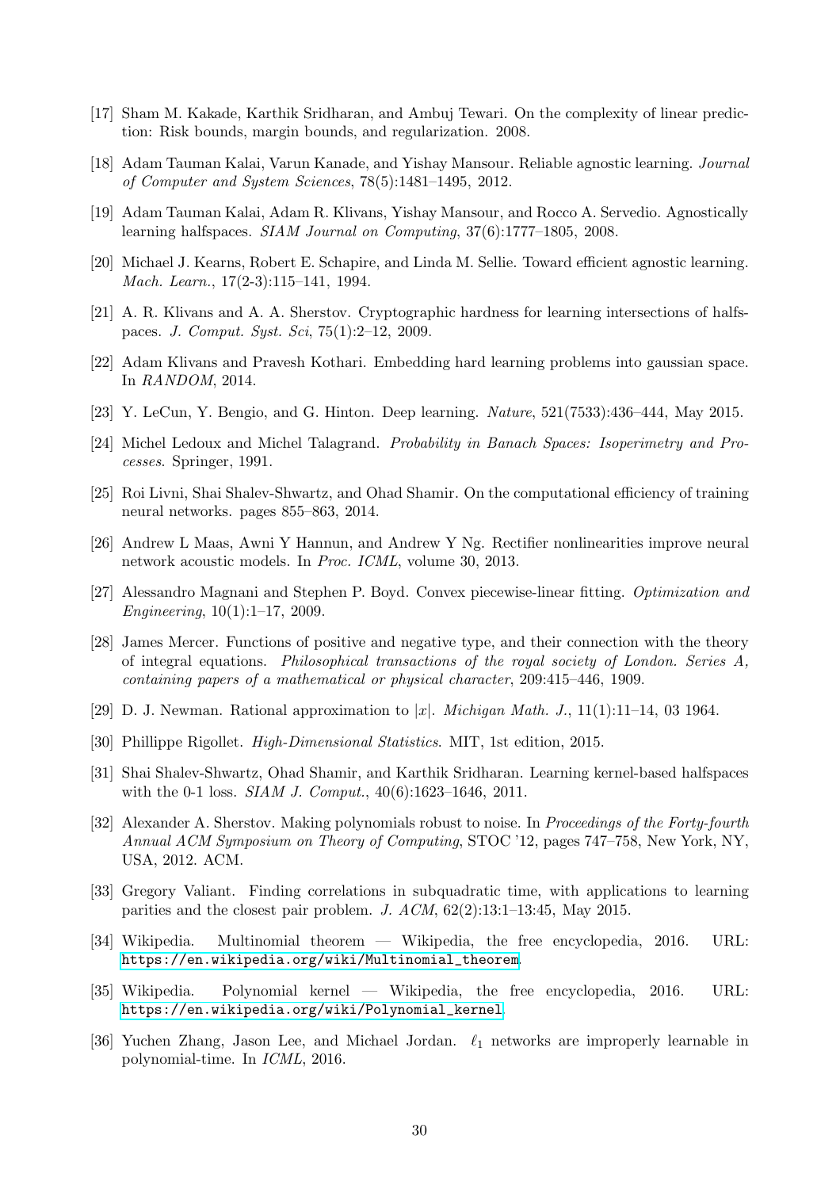[17] Sham M. Kakade, Karthik Sridharan, and Ambuj Tewari. On the complexity of linear prediction: Risk bounds, margin bounds, and regularization. 2008.

[18] Adam Tauman Kalai, Varun Kanade, and Yishay Mansour. Reliable agnostic learning. *Journal of Computer and System Sciences*, 78(5):1481–1495, 2012.

[19] Adam Tauman Kalai, Adam R. Klivans, Yishay Mansour, and Rocco A. Servedio. Agnostically learning halfspaces. *SIAM Journal on Computing*, 37(6):1777–1805, 2008.

[20] Michael J. Kearns, Robert E. Schapire, and Linda M. Sellie. Toward efficient agnostic learning. *Mach. Learn.*, 17(2-3):115–141, 1994.

[21] A. R. Klivans and A. A. Sherstov. Cryptographic hardness for learning intersections of halfspaces. *J. Comput. Syst. Sci*, 75(1):2–12, 2009.

[22] Adam Klivans and Pravesh Kothari. Embedding hard learning problems into gaussian space. In *RANDOM*, 2014.

[23] Y. LeCun, Y. Bengio, and G. Hinton. Deep learning. *Nature*, 521(7533):436–444, May 2015.

[24] Michel Ledoux and Michel Talagrand. *Probability in Banach Spaces: Isoperimetry and Processes*. Springer, 1991.

[25] Roi Livni, Shai Shalev-Shwartz, and Ohad Shamir. On the computational efficiency of training neural networks. pages 855–863, 2014.

[26] Andrew L Maas, Awni Y Hannun, and Andrew Y Ng. Rectifier nonlinearities improve neural network acoustic models. In *Proc. ICML*, volume 30, 2013.

[27] Alessandro Magnani and Stephen P. Boyd. Convex piecewise-linear fitting. *Optimization and Engineering*, 10(1):1–17, 2009.

[28] James Mercer. Functions of positive and negative type, and their connection with the theory of integral equations. *Philosophical transactions of the royal society of London. Series A, containing papers of a mathematical or physical character*, 209:415–446, 1909.

[29] D. J. Newman. Rational approximation to $|x|$. *Michigan Math. J.*, 11(1):11–14, 03 1964.

[30] Phillippe Rigollet. *High-Dimensional Statistics*. MIT, 1st edition, 2015.

[31] Shai Shalev-Shwartz, Ohad Shamir, and Karthik Sridharan. Learning kernel-based halfspaces with the 0-1 loss. *SIAM J. Comput.*, 40(6):1623–1646, 2011.

[32] Alexander A. Sherstov. Making polynomials robust to noise. In *Proceedings of the Forty-fourth Annual ACM Symposium on Theory of Computing*, STOC '12, pages 747–758, New York, NY, USA, 2012. ACM.

[33] Gregory Valiant. Finding correlations in subquadratic time, with applications to learning parities and the closest pair problem. *J. ACM*, 62(2):13:1–13:45, May 2015.

[34] Wikipedia. Multinomial theorem — Wikipedia, the free encyclopedia, 2016. URL: https://en.wikipedia.org/wiki/Multinomial_theorem.

[35] Wikipedia. Polynomial kernel — Wikipedia, the free encyclopedia, 2016. URL: https://en.wikipedia.org/wiki/Polynomial_kernel.

[36] Yuchen Zhang, Jason Lee, and Michael Jordan. $\ell_1$ networks are improperly learnable in polynomial-time. In *ICML*, 2016.